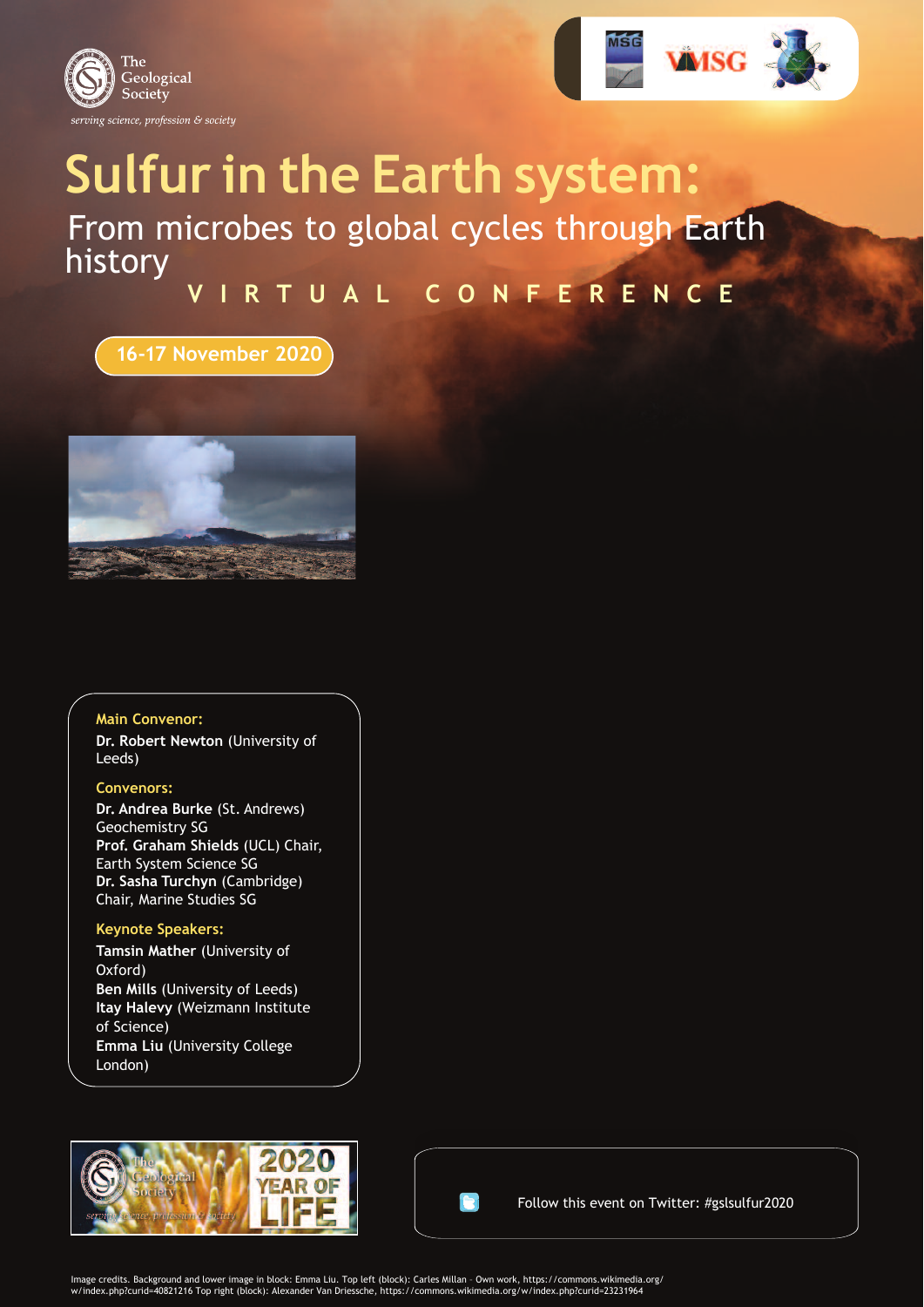The Geological Society

*serving science, profession & society*

# Sulfur in the Earth system:

## From microbes to global cycles through Earth history

### VIRTUAL CONFERENCE

**16-17 November 2020**

**Main Convenor:**

**Dr. Robert Newton** (University of Leeds)

**Convenors:**

**Dr. Andrea Burke** (St. Andrews) Geochemistry SG
**Prof. Graham Shields** (UCL) Chair, Earth System Science SG
**Dr. Sasha Turchyn** (Cambridge) Chair, Marine Studies SG

**Keynote Speakers:**

**Tamsin Mather** (University of Oxford)
**Ben Mills** (University of Leeds)
**Itay Halevy** (Weizmann Institute of Science)
**Emma Liu** (University College London)

Follow this event on Twitter: #gslsulfur2020

Image credits. Background and lower image in block: Emma Liu. Top left (block): Carles Millan - Own work, https://commons.wikimedia.org/w/index.php?curid=40821216 Top right (block): Alexander Van Driessche, https://commons.wikimedia.org/w/index.php?curid=23231964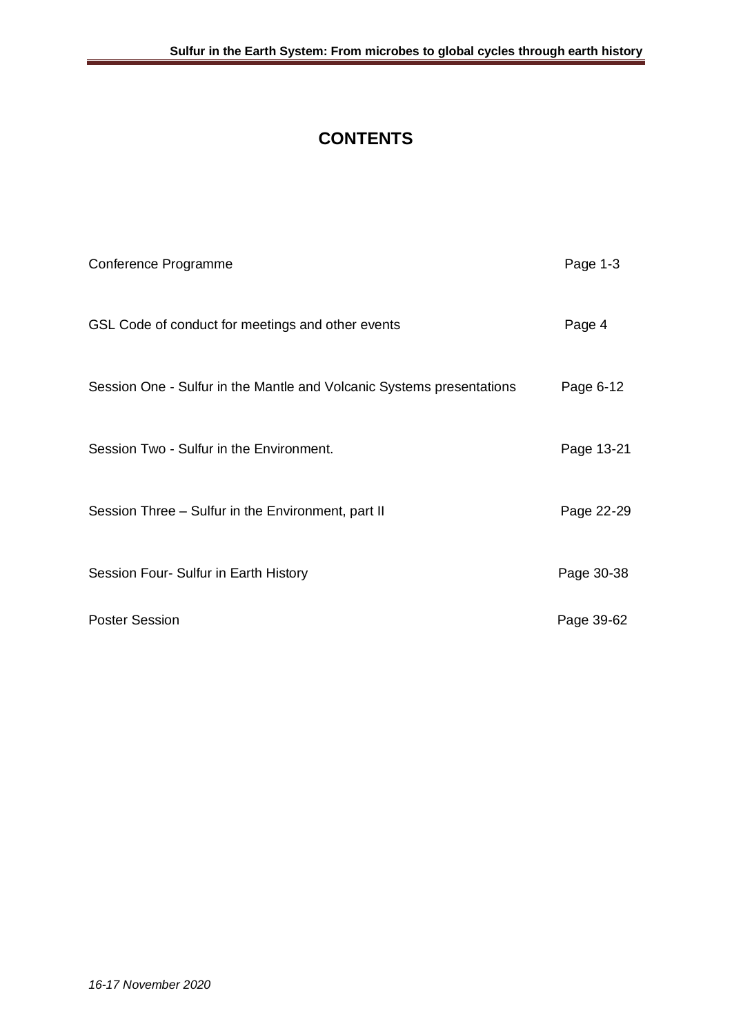# CONTENTS

| | |
|---|---|
| Conference Programme | Page 1-3 |
| GSL Code of conduct for meetings and other events | Page 4 |
| Session One - Sulfur in the Mantle and Volcanic Systems presentations | Page 6-12 |
| Session Two - Sulfur in the Environment. | Page 13-21 |
| Session Three – Sulfur in the Environment, part II | Page 22-29 |
| Session Four- Sulfur in Earth History | Page 30-38 |
| Poster Session | Page 39-62 |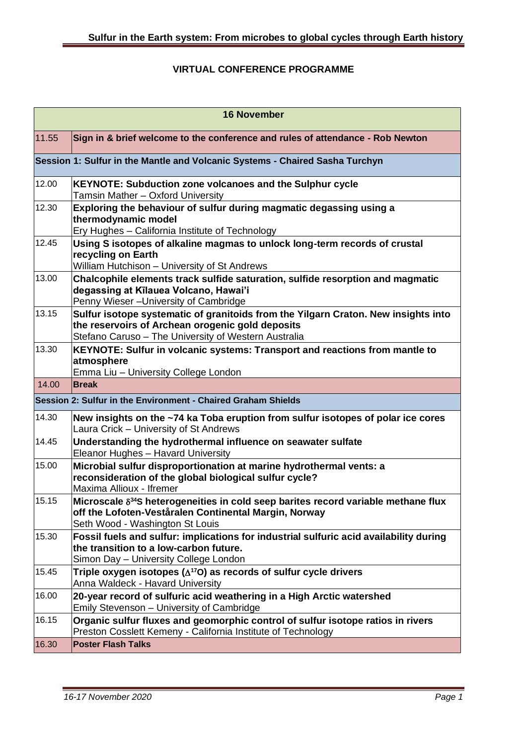## VIRTUAL CONFERENCE PROGRAMME

| 16 November | |
|---|---|
| 11.55 | **Sign in & brief welcome to the conference and rules of attendance - Rob Newton** |
| **Session 1: Sulfur in the Mantle and Volcanic Systems - Chaired Sasha Turchyn** | |
| 12.00 | **KEYNOTE: Subduction zone volcanoes and the Sulphur cycle**<br>Tamsin Mather – Oxford University |
| 12.30 | **Exploring the behaviour of sulfur during magmatic degassing using a thermodynamic model**<br>Ery Hughes – California Institute of Technology |
| 12.45 | **Using S isotopes of alkaline magmas to unlock long-term records of crustal recycling on Earth**<br>William Hutchison – University of St Andrews |
| 13.00 | **Chalcophile elements track sulfide saturation, sulfide resorption and magmatic degassing at Kīlauea Volcano, Hawai'i**<br>Penny Wieser –University of Cambridge |
| 13.15 | **Sulfur isotope systematic of granitoids from the Yilgarn Craton. New insights into the reservoirs of Archean orogenic gold deposits**<br>Stefano Caruso – The University of Western Australia |
| 13.30 | **KEYNOTE: Sulfur in volcanic systems: Transport and reactions from mantle to atmosphere**<br>Emma Liu – University College London |
| 14.00 | **Break** |
| **Session 2: Sulfur in the Environment - Chaired Graham Shields** | |
| 14.30 | **New insights on the ~74 ka Toba eruption from sulfur isotopes of polar ice cores**<br>Laura Crick – University of St Andrews |
| 14.45 | **Understanding the hydrothermal influence on seawater sulfate**<br>Eleanor Hughes – Havard University |
| 15.00 | **Microbial sulfur disproportionation at marine hydrothermal vents: a reconsideration of the global biological sulfur cycle?**<br>Maxima Allioux - Ifremer |
| 15.15 | **Microscale $\delta^{34}S$ heterogeneities in cold seep barites record variable methane flux off the Lofoten-Vesterålen Continental Margin, Norway**<br>Seth Wood - Washington St Louis |
| 15.30 | **Fossil fuels and sulfur: implications for industrial sulfuric acid availability during the transition to a low-carbon future.**<br>Simon Day – University College London |
| 15.45 | **Triple oxygen isotopes ($\Delta^{17}O$) as records of sulfur cycle drivers**<br>Anna Waldeck - Havard University |
| 16.00 | **20-year record of sulfuric acid weathering in a High Arctic watershed**<br>Emily Stevenson – University of Cambridge |
| 16.15 | **Organic sulfur fluxes and geomorphic control of sulfur isotope ratios in rivers**<br>Preston Cosslett Kemeny - California Institute of Technology |
| 16.30 | **Poster Flash Talks** |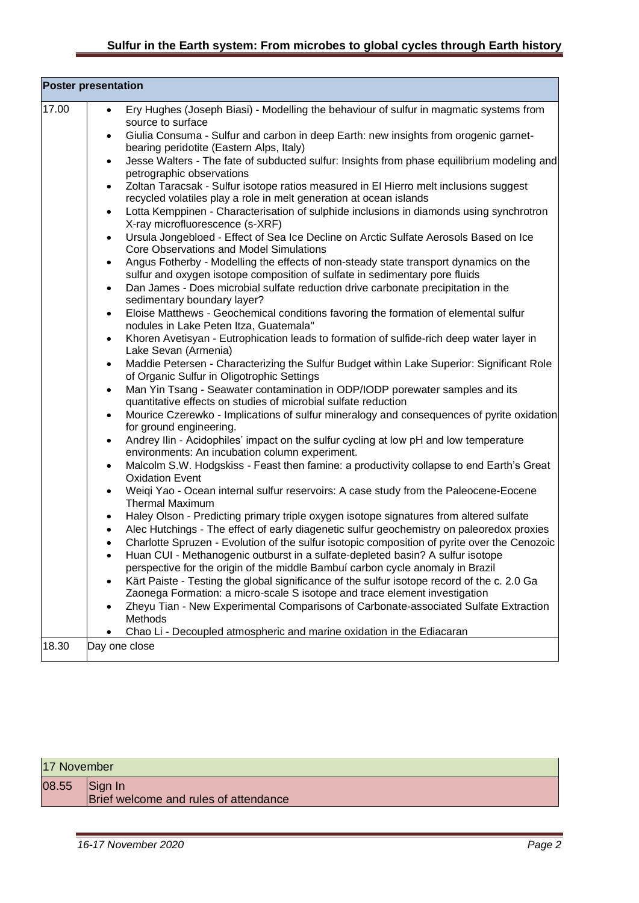| Poster presentation | |
|---|---|
| 17.00 | • Ery Hughes (Joseph Biasi) - Modelling the behaviour of sulfur in magmatic systems from source to surface<br>• Giulia Consuma - Sulfur and carbon in deep Earth: new insights from orogenic garnet-bearing peridotite (Eastern Alps, Italy)<br>• Jesse Walters - The fate of subducted sulfur: Insights from phase equilibrium modeling and petrographic observations<br>• Zoltan Taracsak - Sulfur isotope ratios measured in El Hierro melt inclusions suggest recycled volatiles play a role in melt generation at ocean islands<br>• Lotta Kemppinen - Characterisation of sulphide inclusions in diamonds using synchrotron X-ray microfluorescence (s-XRF)<br>• Ursula Jongebloed - Effect of Sea Ice Decline on Arctic Sulfate Aerosols Based on Ice Core Observations and Model Simulations<br>• Angus Fotherby - Modelling the effects of non-steady state transport dynamics on the sulfur and oxygen isotope composition of sulfate in sedimentary pore fluids<br>• Dan James - Does microbial sulfate reduction drive carbonate precipitation in the sedimentary boundary layer?<br>• Eloise Matthews - Geochemical conditions favoring the formation of elemental sulfur nodules in Lake Peten Itza, Guatemala"<br>• Khoren Avetisyan - Eutrophication leads to formation of sulfide-rich deep water layer in Lake Sevan (Armenia)<br>• Maddie Petersen - Characterizing the Sulfur Budget within Lake Superior: Significant Role of Organic Sulfur in Oligotrophic Settings<br>• Man Yin Tsang - Seawater contamination in ODP/IODP porewater samples and its quantitative effects on studies of microbial sulfate reduction<br>• Mourice Czerewko - Implications of sulfur mineralogy and consequences of pyrite oxidation for ground engineering.<br>• Andrey Ilin - Acidophiles' impact on the sulfur cycling at low pH and low temperature environments: An incubation column experiment.<br>• Malcolm S.W. Hodgskiss - Feast then famine: a productivity collapse to end Earth's Great Oxidation Event<br>• Weiqi Yao - Ocean internal sulfur reservoirs: A case study from the Paleocene-Eocene Thermal Maximum<br>• Haley Olson - Predicting primary triple oxygen isotope signatures from altered sulfate<br>• Alec Hutchings - The effect of early diagenetic sulfur geochemistry on paleoredox proxies<br>• Charlotte Spruzen - Evolution of the sulfur isotopic composition of pyrite over the Cenozoic<br>• Huan CUI - Methanogenic outburst in a sulfate-depleted basin? A sulfur isotope perspective for the origin of the middle Bambuí carbon cycle anomaly in Brazil<br>• Kärt Paiste - Testing the global significance of the sulfur isotope record of the c. 2.0 Ga Zaonega Formation: a micro-scale S isotope and trace element investigation<br>• Zheyu Tian - New Experimental Comparisons of Carbonate-associated Sulfate Extraction Methods<br>• Chao Li - Decoupled atmospheric and marine oxidation in the Ediacaran |
| 18.30 | Day one close |

| 17 November | |
|---|---|
| 08.55 | Sign In<br>Brief welcome and rules of attendance |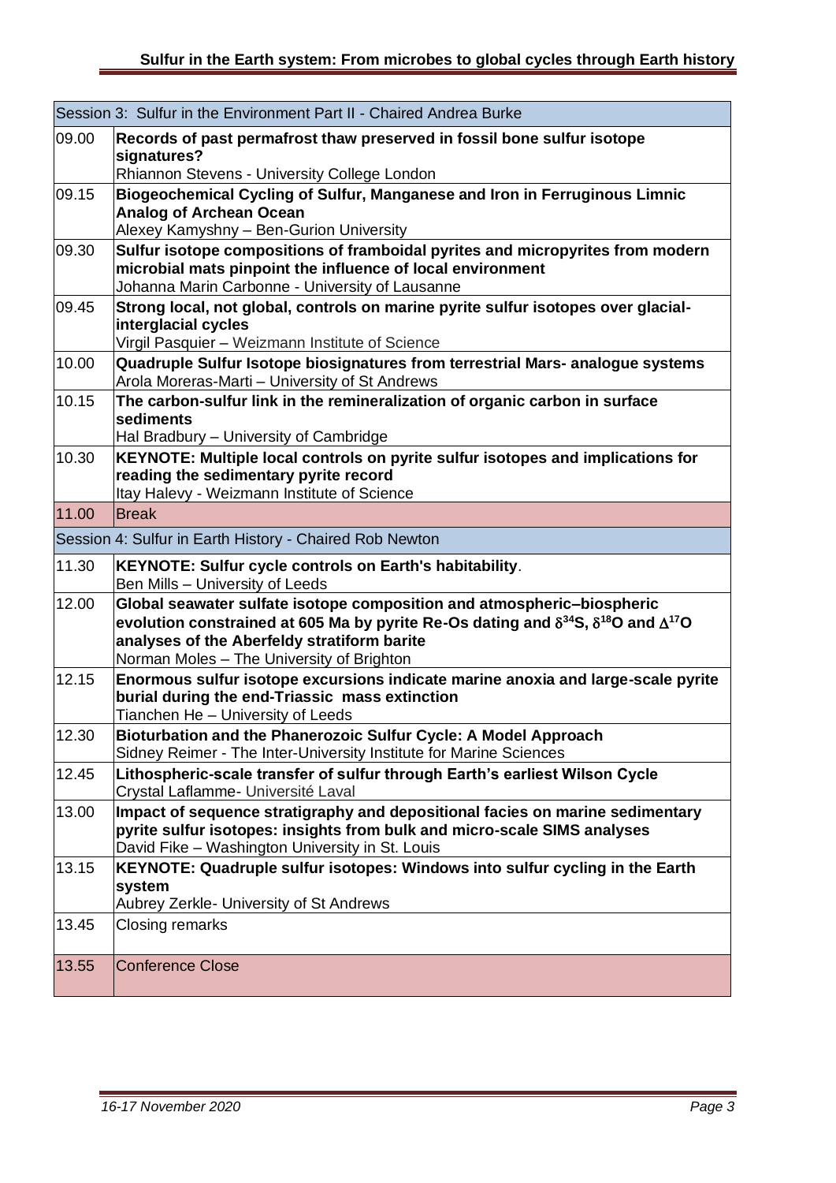| Session 3: Sulfur in the Environment Part II - Chaired Andrea Burke | |
|---|---|
| 09.00 | **Records of past permafrost thaw preserved in fossil bone sulfur isotope signatures?**<br>Rhiannon Stevens - University College London |
| 09.15 | **Biogeochemical Cycling of Sulfur, Manganese and Iron in Ferruginous Limnic Analog of Archean Ocean**<br>Alexey Kamyshny – Ben-Gurion University |
| 09.30 | **Sulfur isotope compositions of framboidal pyrites and micropyrites from modern microbial mats pinpoint the influence of local environment**<br>Johanna Marin Carbonne - University of Lausanne |
| 09.45 | **Strong local, not global, controls on marine pyrite sulfur isotopes over glacial-interglacial cycles**<br>Virgil Pasquier – Weizmann Institute of Science |
| 10.00 | **Quadruple Sulfur Isotope biosignatures from terrestrial Mars- analogue systems**<br>Arola Moreras-Marti – University of St Andrews |
| 10.15 | **The carbon-sulfur link in the remineralization of organic carbon in surface sediments**<br>Hal Bradbury – University of Cambridge |
| 10.30 | **KEYNOTE: Multiple local controls on pyrite sulfur isotopes and implications for reading the sedimentary pyrite record**<br>Itay Halevy - Weizmann Institute of Science |
| 11.00 | Break |
| Session 4: Sulfur in Earth History - Chaired Rob Newton | |
| 11.30 | **KEYNOTE: Sulfur cycle controls on Earth's habitability**.<br>Ben Mills – University of Leeds |
| 12.00 | **Global seawater sulfate isotope composition and atmospheric–biospheric evolution constrained at 605 Ma by pyrite Re-Os dating and $\delta^{34}S$, $\delta^{18}O$ and $\Delta^{17}O$ analyses of the Aberfeldy stratiform barite**<br>Norman Moles – The University of Brighton |
| 12.15 | **Enormous sulfur isotope excursions indicate marine anoxia and large-scale pyrite burial during the end-Triassic mass extinction**<br>Tianchen He – University of Leeds |
| 12.30 | **Bioturbation and the Phanerozoic Sulfur Cycle: A Model Approach**<br>Sidney Reimer - The Inter-University Institute for Marine Sciences |
| 12.45 | **Lithospheric-scale transfer of sulfur through Earth's earliest Wilson Cycle**<br>Crystal Laflamme- Université Laval |
| 13.00 | **Impact of sequence stratigraphy and depositional facies on marine sedimentary pyrite sulfur isotopes: insights from bulk and micro-scale SIMS analyses**<br>David Fike – Washington University in St. Louis |
| 13.15 | **KEYNOTE: Quadruple sulfur isotopes: Windows into sulfur cycling in the Earth system**<br>Aubrey Zerkle- University of St Andrews |
| 13.45 | Closing remarks |
| 13.55 | Conference Close |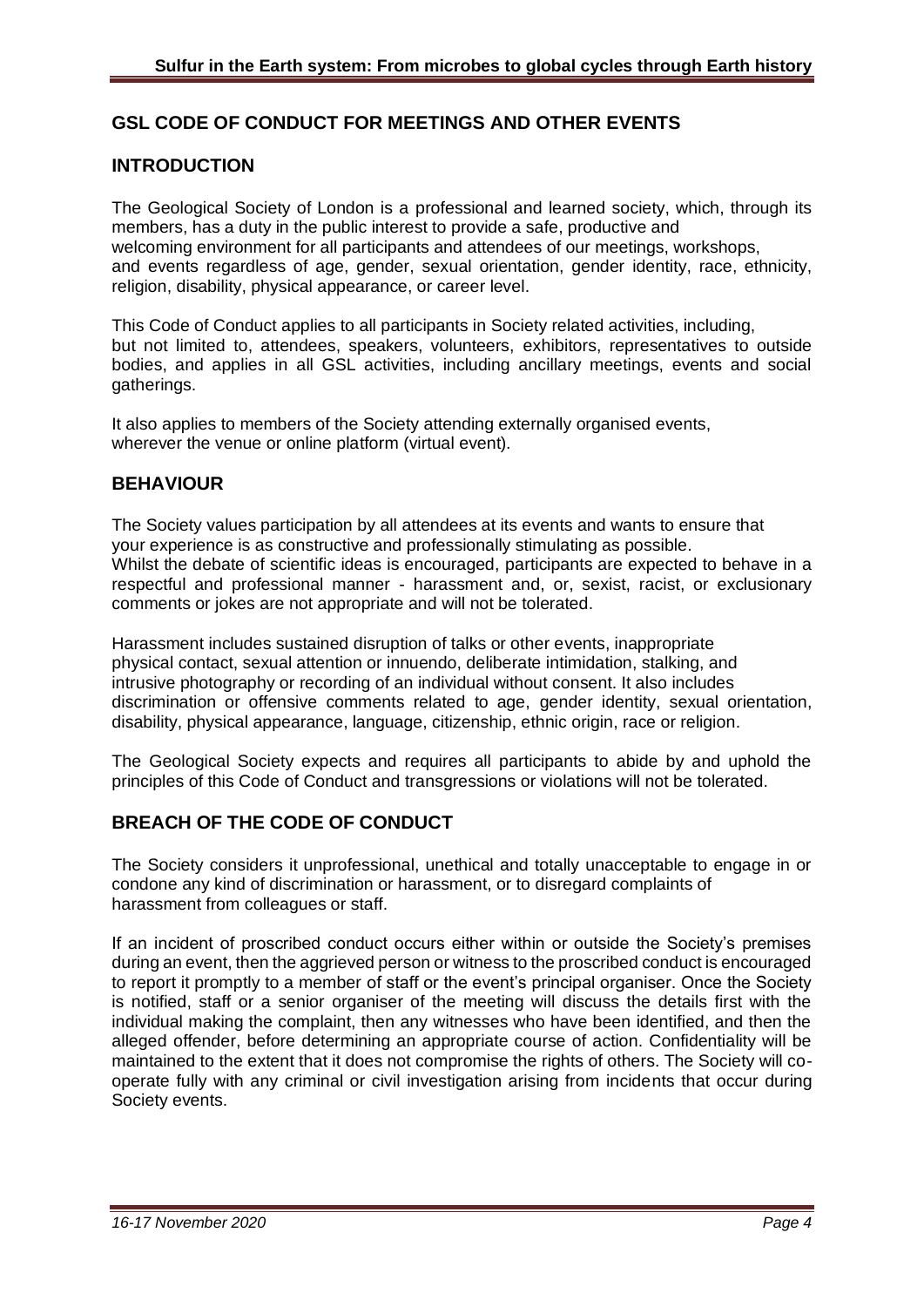## GSL CODE OF CONDUCT FOR MEETINGS AND OTHER EVENTS

## INTRODUCTION

The Geological Society of London is a professional and learned society, which, through its members, has a duty in the public interest to provide a safe, productive and welcoming environment for all participants and attendees of our meetings, workshops, and events regardless of age, gender, sexual orientation, gender identity, race, ethnicity, religion, disability, physical appearance, or career level.

This Code of Conduct applies to all participants in Society related activities, including, but not limited to, attendees, speakers, volunteers, exhibitors, representatives to outside bodies, and applies in all GSL activities, including ancillary meetings, events and social gatherings.

It also applies to members of the Society attending externally organised events, wherever the venue or online platform (virtual event).

## BEHAVIOUR

The Society values participation by all attendees at its events and wants to ensure that your experience is as constructive and professionally stimulating as possible. Whilst the debate of scientific ideas is encouraged, participants are expected to behave in a respectful and professional manner - harassment and, or, sexist, racist, or exclusionary comments or jokes are not appropriate and will not be tolerated.

Harassment includes sustained disruption of talks or other events, inappropriate physical contact, sexual attention or innuendo, deliberate intimidation, stalking, and intrusive photography or recording of an individual without consent. It also includes discrimination or offensive comments related to age, gender identity, sexual orientation, disability, physical appearance, language, citizenship, ethnic origin, race or religion.

The Geological Society expects and requires all participants to abide by and uphold the principles of this Code of Conduct and transgressions or violations will not be tolerated.

## BREACH OF THE CODE OF CONDUCT

The Society considers it unprofessional, unethical and totally unacceptable to engage in or condone any kind of discrimination or harassment, or to disregard complaints of harassment from colleagues or staff.

If an incident of proscribed conduct occurs either within or outside the Society's premises during an event, then the aggrieved person or witness to the proscribed conduct is encouraged to report it promptly to a member of staff or the event's principal organiser. Once the Society is notified, staff or a senior organiser of the meeting will discuss the details first with the individual making the complaint, then any witnesses who have been identified, and then the alleged offender, before determining an appropriate course of action. Confidentiality will be maintained to the extent that it does not compromise the rights of others. The Society will co-operate fully with any criminal or civil investigation arising from incidents that occur during Society events.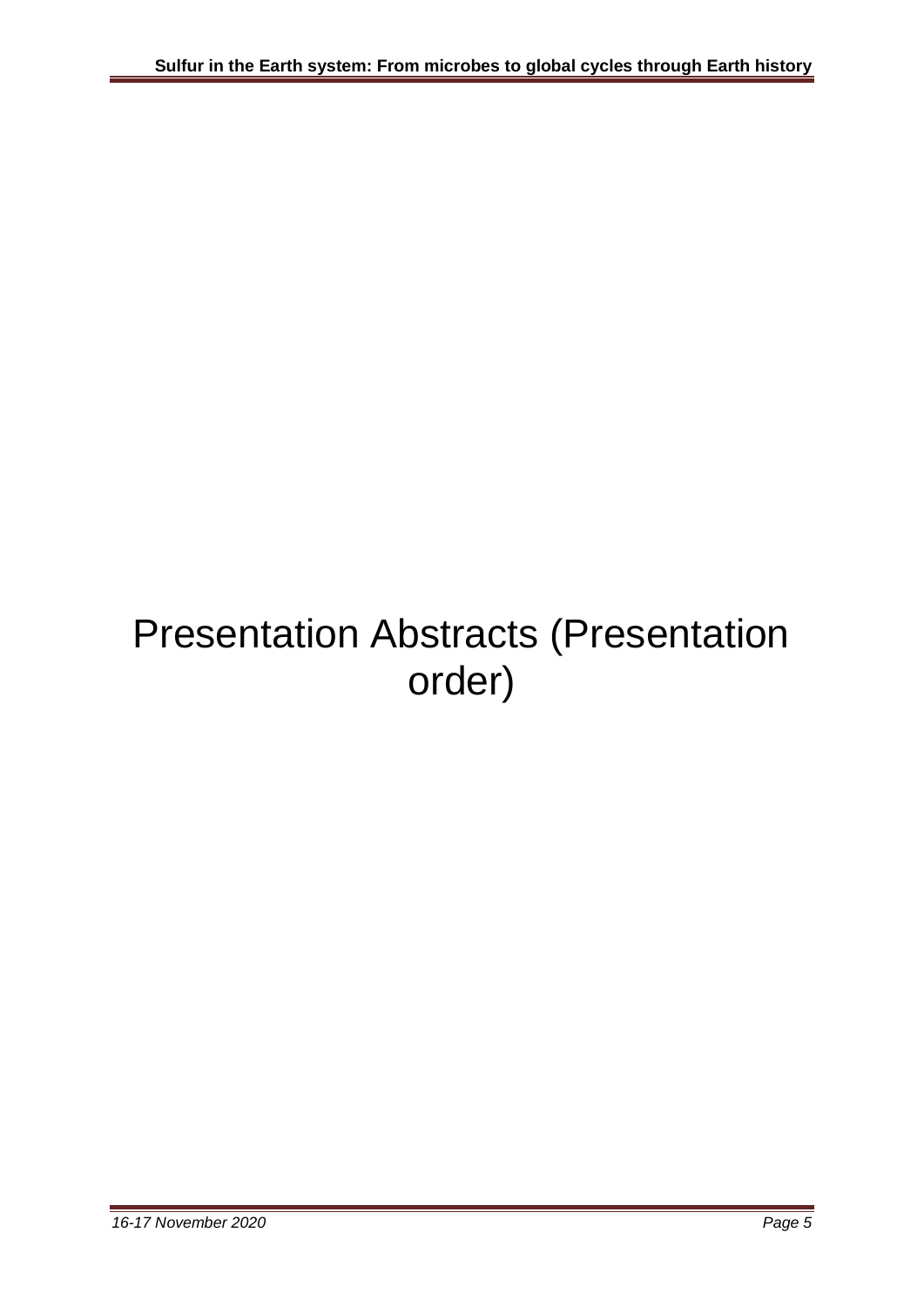# Presentation Abstracts (Presentation order)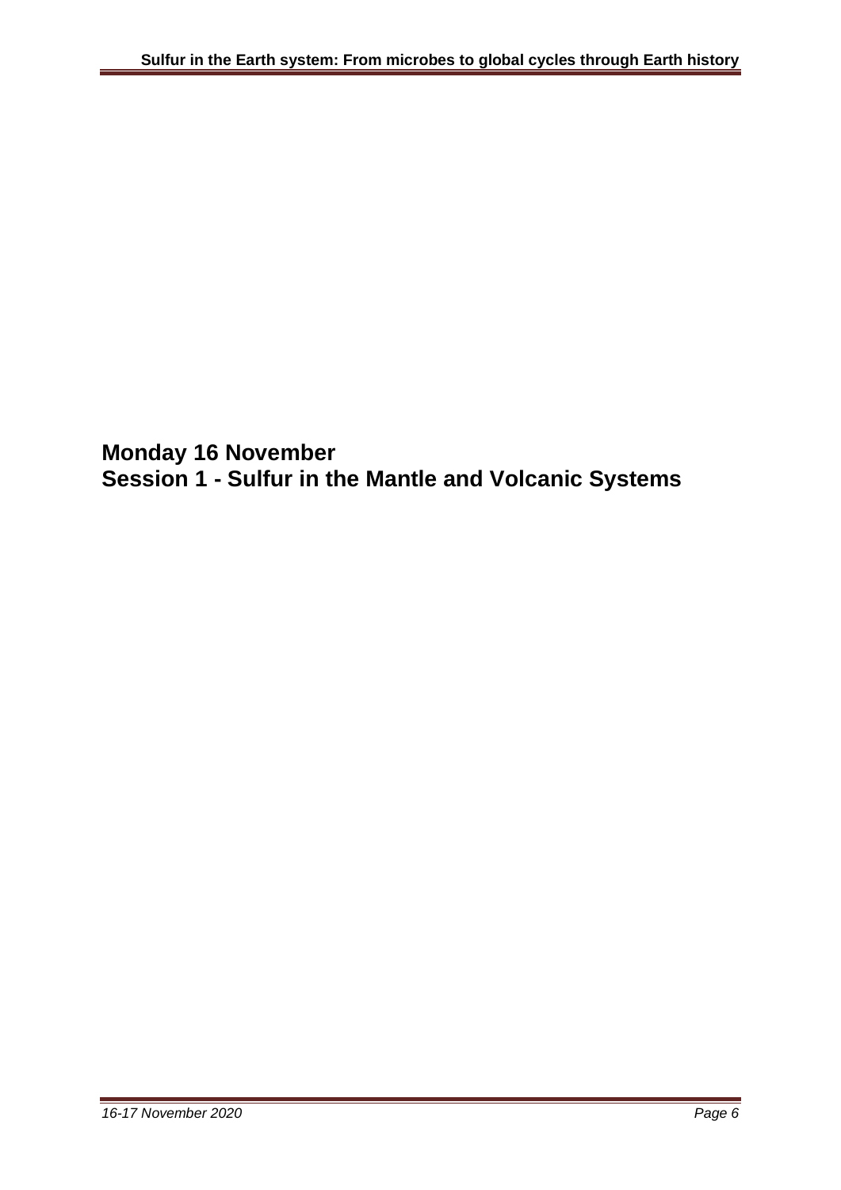# Monday 16 November
# Session 1 - Sulfur in the Mantle and Volcanic Systems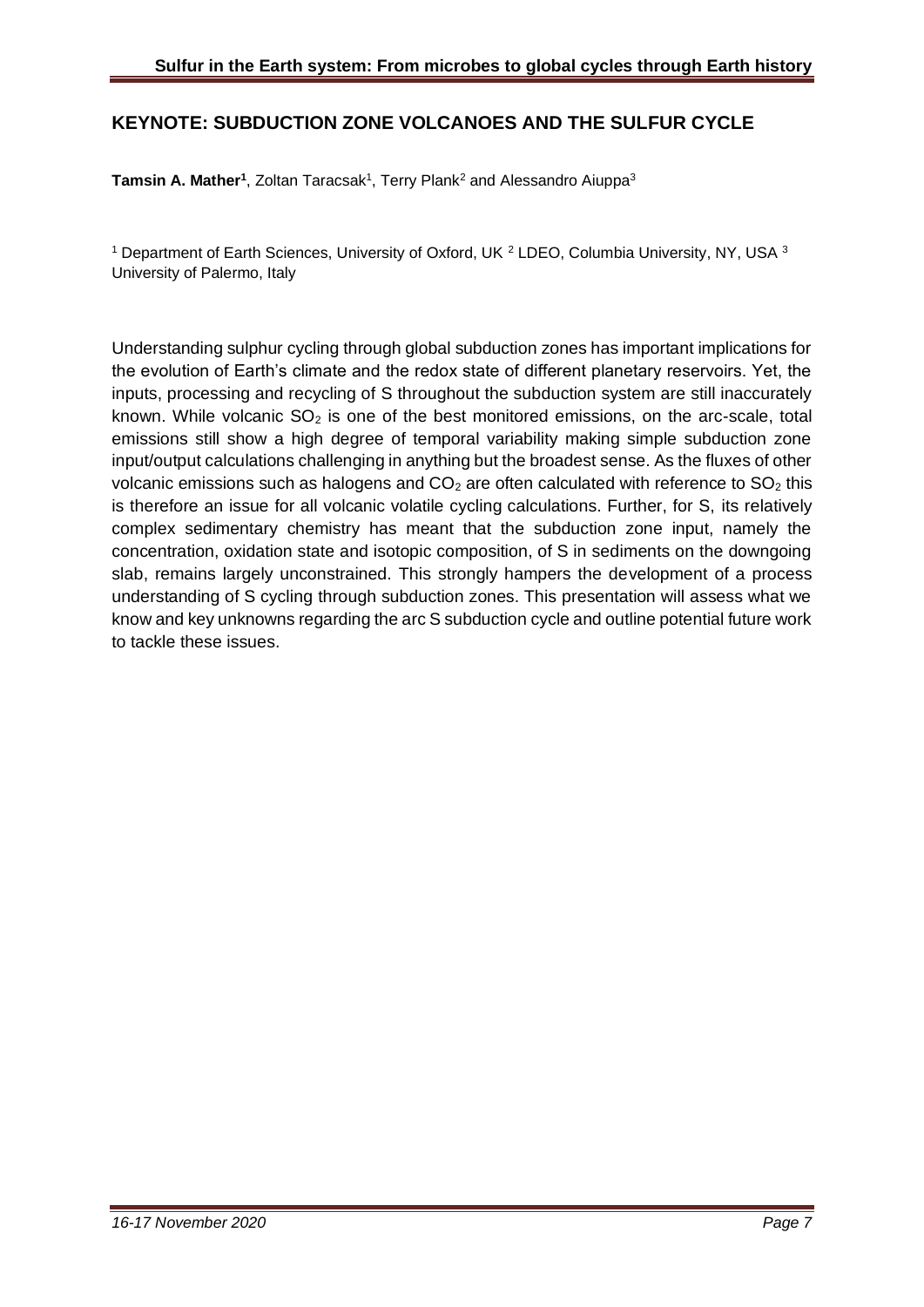## KEYNOTE: SUBDUCTION ZONE VOLCANOES AND THE SULFUR CYCLE

**Tamsin A. Mather[1]**, Zoltan Taracsak[1], Terry Plank[2] and Alessandro Aiuppa[3]

[1] Department of Earth Sciences, University of Oxford, UK [2] LDEO, Columbia University, NY, USA [3] University of Palermo, Italy

Understanding sulphur cycling through global subduction zones has important implications for the evolution of Earth's climate and the redox state of different planetary reservoirs. Yet, the inputs, processing and recycling of S throughout the subduction system are still inaccurately known. While volcanic $SO_2$ is one of the best monitored emissions, on the arc-scale, total emissions still show a high degree of temporal variability making simple subduction zone input/output calculations challenging in anything but the broadest sense. As the fluxes of other volcanic emissions such as halogens and $CO_2$ are often calculated with reference to $SO_2$ this is therefore an issue for all volcanic volatile cycling calculations. Further, for S, its relatively complex sedimentary chemistry has meant that the subduction zone input, namely the concentration, oxidation state and isotopic composition, of S in sediments on the downgoing slab, remains largely unconstrained. This strongly hampers the development of a process understanding of S cycling through subduction zones. This presentation will assess what we know and key unknowns regarding the arc S subduction cycle and outline potential future work to tackle these issues.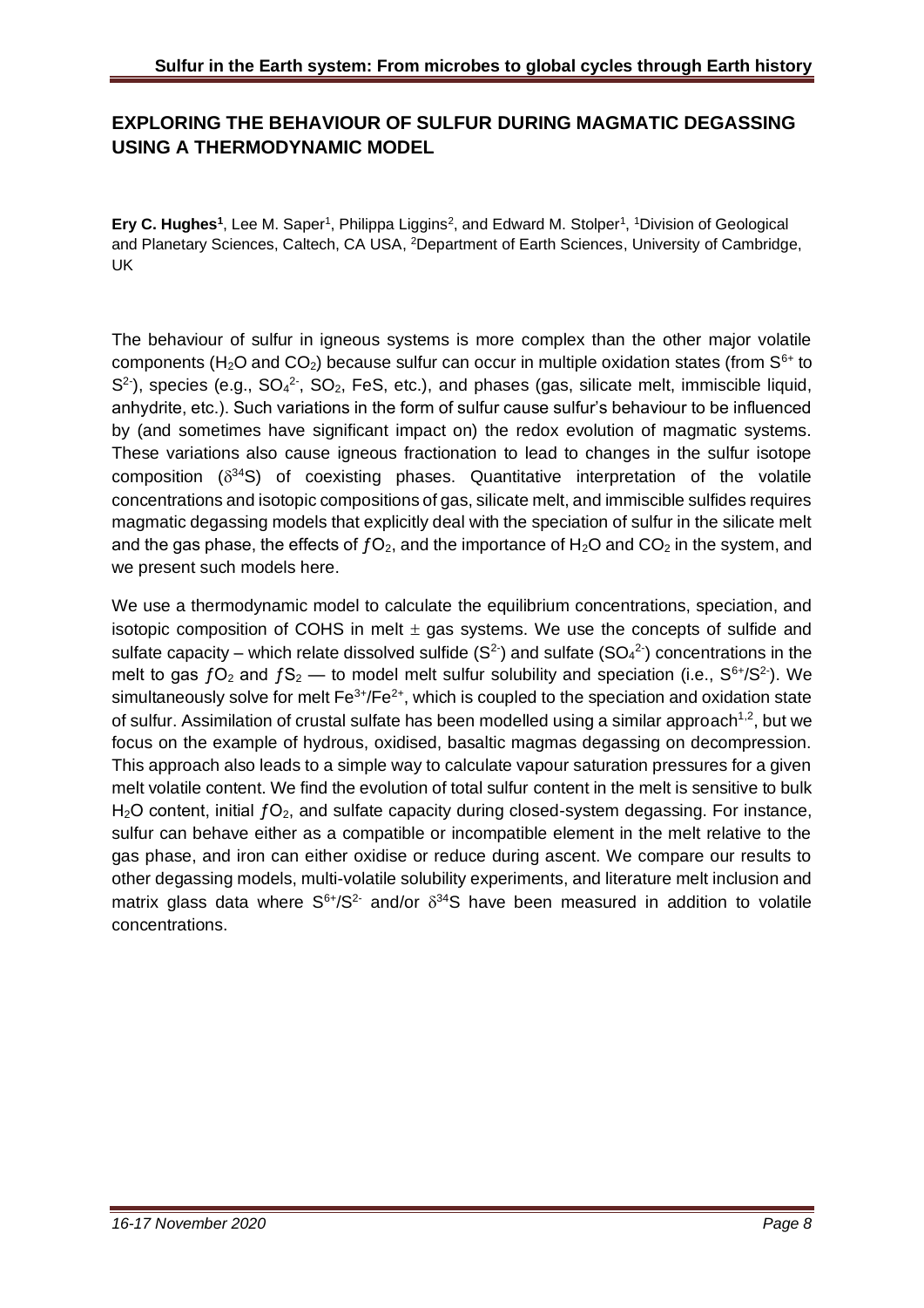## EXPLORING THE BEHAVIOUR OF SULFUR DURING MAGMATIC DEGASSING USING A THERMODYNAMIC MODEL

**Ery C. Hughes**[1], Lee M. Saper[1], Philippa Liggins[2], and Edward M. Stolper[1], [1]Division of Geological and Planetary Sciences, Caltech, CA USA, [2]Department of Earth Sciences, University of Cambridge, UK

The behaviour of sulfur in igneous systems is more complex than the other major volatile components ($H_2O$ and $CO_2$) because sulfur can occur in multiple oxidation states (from $S^{6+}$ to $S^{2-}$), species (e.g., $SO_4^{2-}$, $SO_2$, FeS, etc.), and phases (gas, silicate melt, immiscible liquid, anhydrite, etc.). Such variations in the form of sulfur cause sulfur's behaviour to be influenced by (and sometimes have significant impact on) the redox evolution of magmatic systems. These variations also cause igneous fractionation to lead to changes in the sulfur isotope composition ($\delta^{34}S$) of coexisting phases. Quantitative interpretation of the volatile concentrations and isotopic compositions of gas, silicate melt, and immiscible sulfides requires magmatic degassing models that explicitly deal with the speciation of sulfur in the silicate melt and the gas phase, the effects of $fO_2$, and the importance of $H_2O$ and $CO_2$ in the system, and we present such models here.

We use a thermodynamic model to calculate the equilibrium concentrations, speciation, and isotopic composition of COHS in melt $\pm$ gas systems. We use the concepts of sulfide and sulfate capacity – which relate dissolved sulfide ($S^{2-}$) and sulfate ($SO_4^{2-}$) concentrations in the melt to gas $fO_2$ and $fS_2$ — to model melt sulfur solubility and speciation (i.e., $S^{6+}/S^{2-}$). We simultaneously solve for melt $Fe^{3+}/Fe^{2+}$, which is coupled to the speciation and oxidation state of sulfur. Assimilation of crustal sulfate has been modelled using a similar approach[1,2], but we focus on the example of hydrous, oxidised, basaltic magmas degassing on decompression. This approach also leads to a simple way to calculate vapour saturation pressures for a given melt volatile content. We find the evolution of total sulfur content in the melt is sensitive to bulk $H_2O$ content, initial $fO_2$, and sulfate capacity during closed-system degassing. For instance, sulfur can behave either as a compatible or incompatible element in the melt relative to the gas phase, and iron can either oxidise or reduce during ascent. We compare our results to other degassing models, multi-volatile solubility experiments, and literature melt inclusion and matrix glass data where $S^{6+}/S^{2-}$ and/or $\delta^{34}S$ have been measured in addition to volatile concentrations.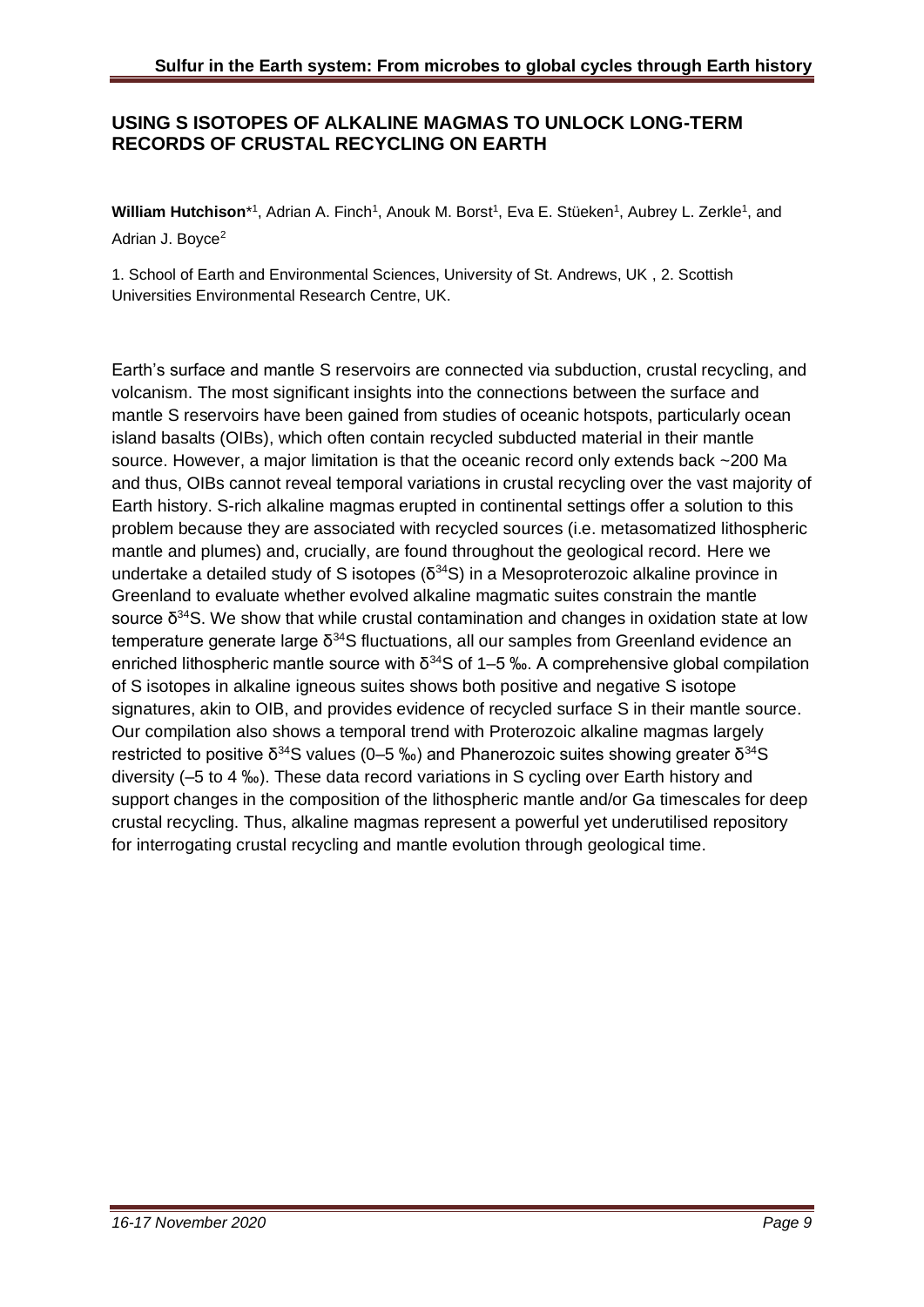## USING S ISOTOPES OF ALKALINE MAGMAS TO UNLOCK LONG-TERM RECORDS OF CRUSTAL RECYCLING ON EARTH

**William Hutchison**\*[1], Adrian A. Finch[1], Anouk M. Borst[1], Eva E. Stüeken[1], Aubrey L. Zerkle[1], and Adrian J. Boyce[2]

1. School of Earth and Environmental Sciences, University of St. Andrews, UK , 2. Scottish Universities Environmental Research Centre, UK.

Earth's surface and mantle S reservoirs are connected via subduction, crustal recycling, and volcanism. The most significant insights into the connections between the surface and mantle S reservoirs have been gained from studies of oceanic hotspots, particularly ocean island basalts (OIBs), which often contain recycled subducted material in their mantle source. However, a major limitation is that the oceanic record only extends back ~200 Ma and thus, OIBs cannot reveal temporal variations in crustal recycling over the vast majority of Earth history. S-rich alkaline magmas erupted in continental settings offer a solution to this problem because they are associated with recycled sources (i.e. metasomatized lithospheric mantle and plumes) and, crucially, are found throughout the geological record. Here we undertake a detailed study of S isotopes ($\delta^{34}S$) in a Mesoproterozoic alkaline province in Greenland to evaluate whether evolved alkaline magmatic suites constrain the mantle source $\delta^{34}S$. We show that while crustal contamination and changes in oxidation state at low temperature generate large $\delta^{34}S$ fluctuations, all our samples from Greenland evidence an enriched lithospheric mantle source with $\delta^{34}S$ of 1–5 ‰. A comprehensive global compilation of S isotopes in alkaline igneous suites shows both positive and negative S isotope signatures, akin to OIB, and provides evidence of recycled surface S in their mantle source. Our compilation also shows a temporal trend with Proterozoic alkaline magmas largely restricted to positive $\delta^{34}S$ values (0–5 ‰) and Phanerozoic suites showing greater $\delta^{34}S$ diversity (–5 to 4 ‰). These data record variations in S cycling over Earth history and support changes in the composition of the lithospheric mantle and/or Ga timescales for deep crustal recycling. Thus, alkaline magmas represent a powerful yet underutilised repository for interrogating crustal recycling and mantle evolution through geological time.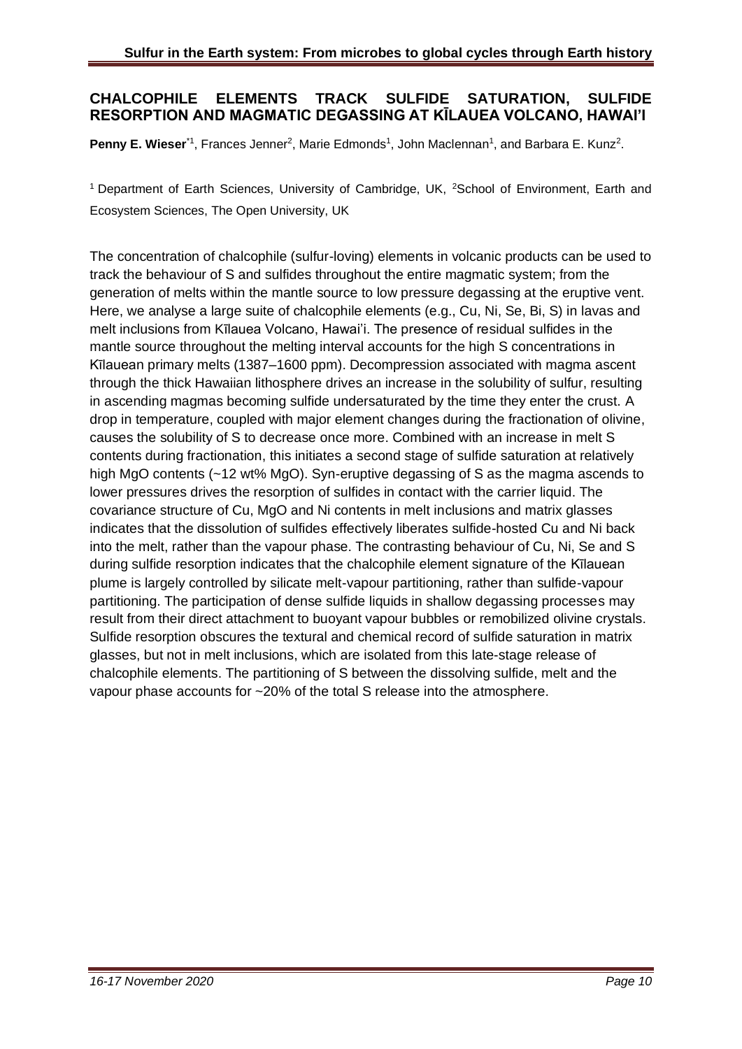## CHALCOPHILE ELEMENTS TRACK SULFIDE SATURATION, SULFIDE RESORPTION AND MAGMATIC DEGASSING AT KĪLAUEA VOLCANO, HAWAI'I

**Penny E. Wieser**[*1], Frances Jenner[2], Marie Edmonds[1], John Maclennan[1], and Barbara E. Kunz[2].

[1] Department of Earth Sciences, University of Cambridge, UK, [2]School of Environment, Earth and Ecosystem Sciences, The Open University, UK

The concentration of chalcophile (sulfur-loving) elements in volcanic products can be used to track the behaviour of S and sulfides throughout the entire magmatic system; from the generation of melts within the mantle source to low pressure degassing at the eruptive vent. Here, we analyse a large suite of chalcophile elements (e.g., Cu, Ni, Se, Bi, S) in lavas and melt inclusions from Kīlauea Volcano, Hawai'i. The presence of residual sulfides in the mantle source throughout the melting interval accounts for the high S concentrations in Kīlauean primary melts (1387–1600 ppm). Decompression associated with magma ascent through the thick Hawaiian lithosphere drives an increase in the solubility of sulfur, resulting in ascending magmas becoming sulfide undersaturated by the time they enter the crust. A drop in temperature, coupled with major element changes during the fractionation of olivine, causes the solubility of S to decrease once more. Combined with an increase in melt S contents during fractionation, this initiates a second stage of sulfide saturation at relatively high MgO contents (~12 wt% MgO). Syn-eruptive degassing of S as the magma ascends to lower pressures drives the resorption of sulfides in contact with the carrier liquid. The covariance structure of Cu, MgO and Ni contents in melt inclusions and matrix glasses indicates that the dissolution of sulfides effectively liberates sulfide-hosted Cu and Ni back into the melt, rather than the vapour phase. The contrasting behaviour of Cu, Ni, Se and S during sulfide resorption indicates that the chalcophile element signature of the Kīlauean plume is largely controlled by silicate melt-vapour partitioning, rather than sulfide-vapour partitioning. The participation of dense sulfide liquids in shallow degassing processes may result from their direct attachment to buoyant vapour bubbles or remobilized olivine crystals. Sulfide resorption obscures the textural and chemical record of sulfide saturation in matrix glasses, but not in melt inclusions, which are isolated from this late-stage release of chalcophile elements. The partitioning of S between the dissolving sulfide, melt and the vapour phase accounts for ~20% of the total S release into the atmosphere.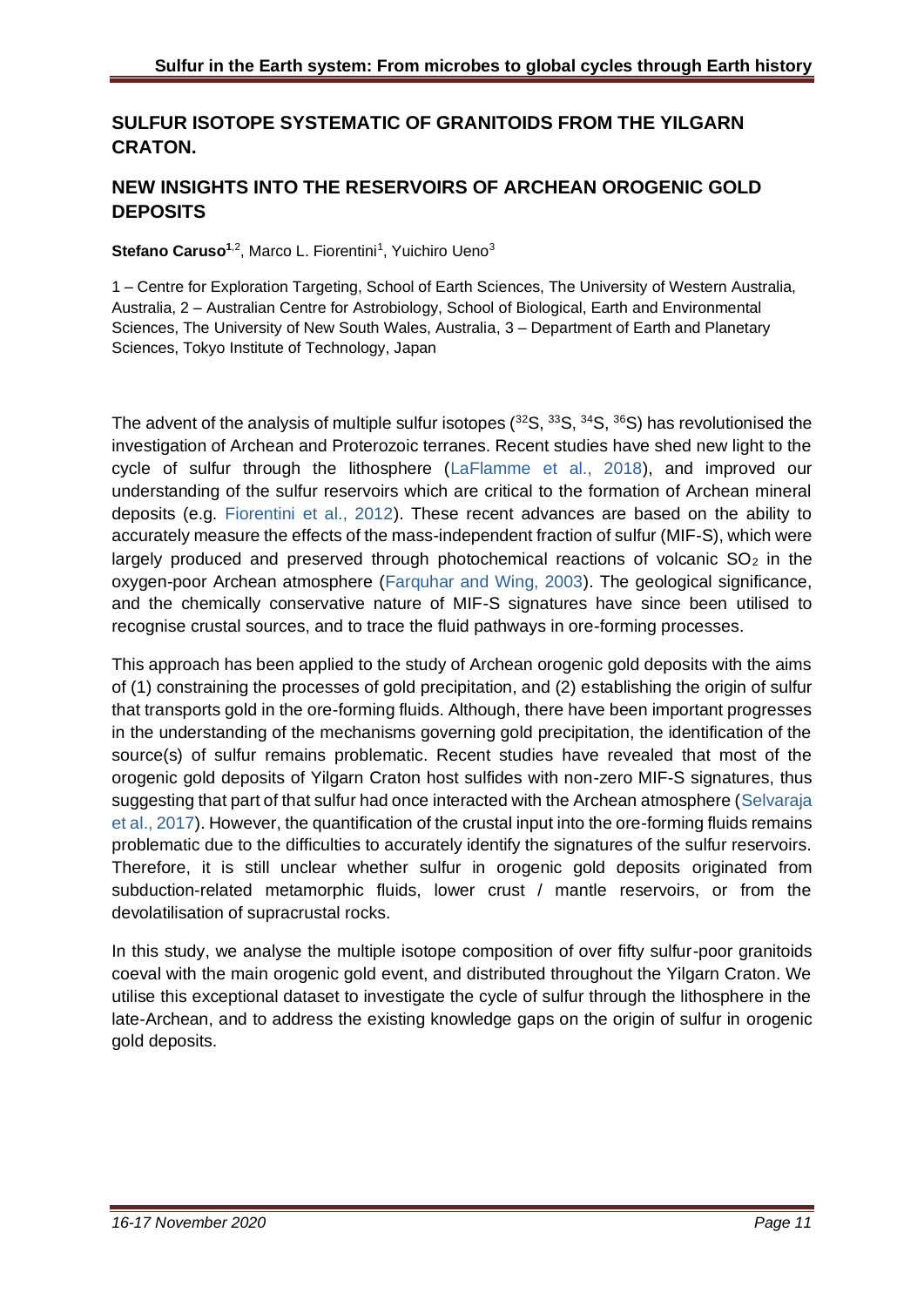## SULFUR ISOTOPE SYSTEMATIC OF GRANITOIDS FROM THE YILGARN CRATON.

## NEW INSIGHTS INTO THE RESERVOIRS OF ARCHEAN OROGENIC GOLD DEPOSITS

**Stefano Caruso**[1,2], Marco L. Fiorentini[1], Yuichiro Ueno[3]

1 – Centre for Exploration Targeting, School of Earth Sciences, The University of Western Australia, Australia, 2 – Australian Centre for Astrobiology, School of Biological, Earth and Environmental Sciences, The University of New South Wales, Australia, 3 – Department of Earth and Planetary Sciences, Tokyo Institute of Technology, Japan

The advent of the analysis of multiple sulfur isotopes ($^{32}S$, $^{33}S$, $^{34}S$, $^{36}S$) has revolutionised the investigation of Archean and Proterozoic terranes. Recent studies have shed new light to the cycle of sulfur through the lithosphere (LaFlamme et al., 2018), and improved our understanding of the sulfur reservoirs which are critical to the formation of Archean mineral deposits (e.g. Fiorentini et al., 2012). These recent advances are based on the ability to accurately measure the effects of the mass-independent fraction of sulfur (MIF-S), which were largely produced and preserved through photochemical reactions of volcanic $SO_2$ in the oxygen-poor Archean atmosphere (Farquhar and Wing, 2003). The geological significance, and the chemically conservative nature of MIF-S signatures have since been utilised to recognise crustal sources, and to trace the fluid pathways in ore-forming processes.

This approach has been applied to the study of Archean orogenic gold deposits with the aims of (1) constraining the processes of gold precipitation, and (2) establishing the origin of sulfur that transports gold in the ore-forming fluids. Although, there have been important progresses in the understanding of the mechanisms governing gold precipitation, the identification of the source(s) of sulfur remains problematic. Recent studies have revealed that most of the orogenic gold deposits of Yilgarn Craton host sulfides with non-zero MIF-S signatures, thus suggesting that part of that sulfur had once interacted with the Archean atmosphere (Selvaraja et al., 2017). However, the quantification of the crustal input into the ore-forming fluids remains problematic due to the difficulties to accurately identify the signatures of the sulfur reservoirs. Therefore, it is still unclear whether sulfur in orogenic gold deposits originated from subduction-related metamorphic fluids, lower crust / mantle reservoirs, or from the devolatilisation of supracrustal rocks.

In this study, we analyse the multiple isotope composition of over fifty sulfur-poor granitoids coeval with the main orogenic gold event, and distributed throughout the Yilgarn Craton. We utilise this exceptional dataset to investigate the cycle of sulfur through the lithosphere in the late-Archean, and to address the existing knowledge gaps on the origin of sulfur in orogenic gold deposits.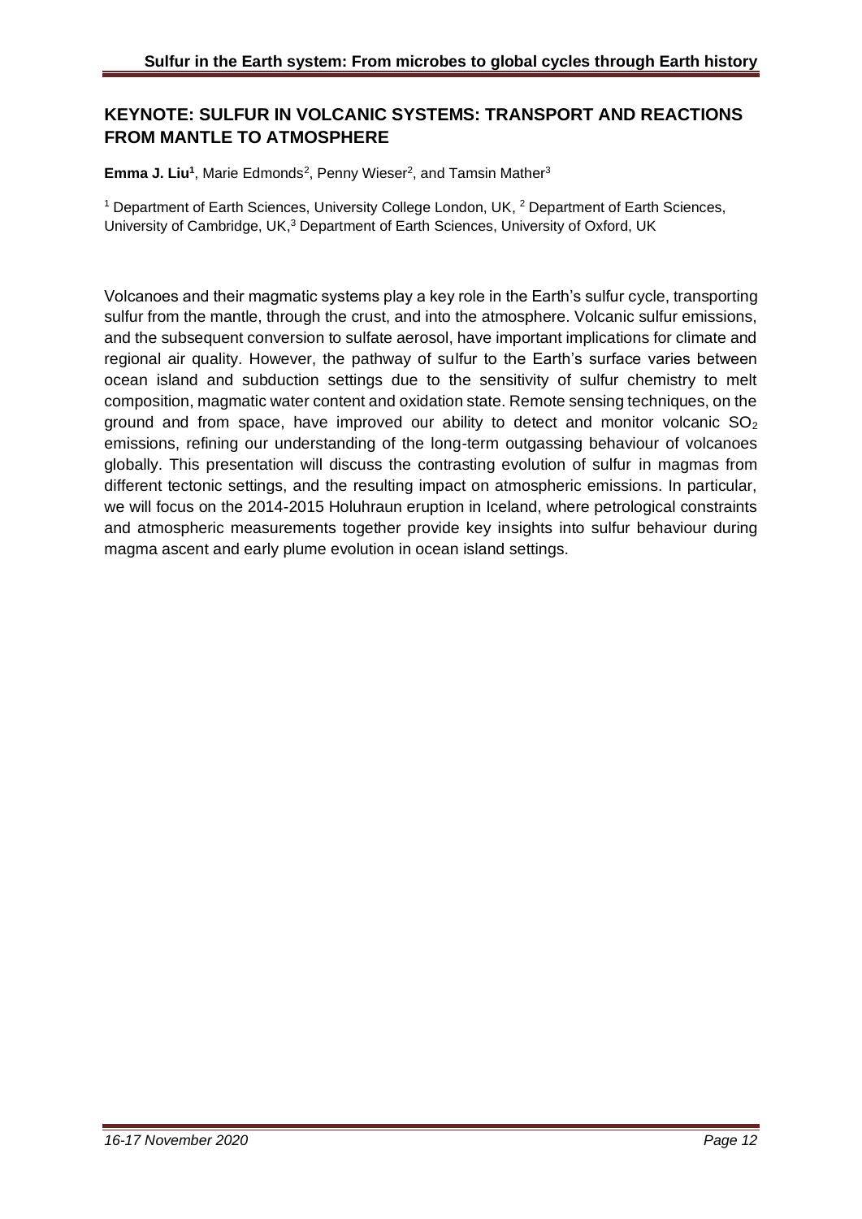## KEYNOTE: SULFUR IN VOLCANIC SYSTEMS: TRANSPORT AND REACTIONS FROM MANTLE TO ATMOSPHERE

**Emma J. Liu**[1], Marie Edmonds[2], Penny Wieser[2], and Tamsin Mather[3]

[1] Department of Earth Sciences, University College London, UK, [2] Department of Earth Sciences, University of Cambridge, UK,[3] Department of Earth Sciences, University of Oxford, UK

Volcanoes and their magmatic systems play a key role in the Earth's sulfur cycle, transporting sulfur from the mantle, through the crust, and into the atmosphere. Volcanic sulfur emissions, and the subsequent conversion to sulfate aerosol, have important implications for climate and regional air quality. However, the pathway of sulfur to the Earth's surface varies between ocean island and subduction settings due to the sensitivity of sulfur chemistry to melt composition, magmatic water content and oxidation state. Remote sensing techniques, on the ground and from space, have improved our ability to detect and monitor volcanic $SO_2$ emissions, refining our understanding of the long-term outgassing behaviour of volcanoes globally. This presentation will discuss the contrasting evolution of sulfur in magmas from different tectonic settings, and the resulting impact on atmospheric emissions. In particular, we will focus on the 2014-2015 Holuhraun eruption in Iceland, where petrological constraints and atmospheric measurements together provide key insights into sulfur behaviour during magma ascent and early plume evolution in ocean island settings.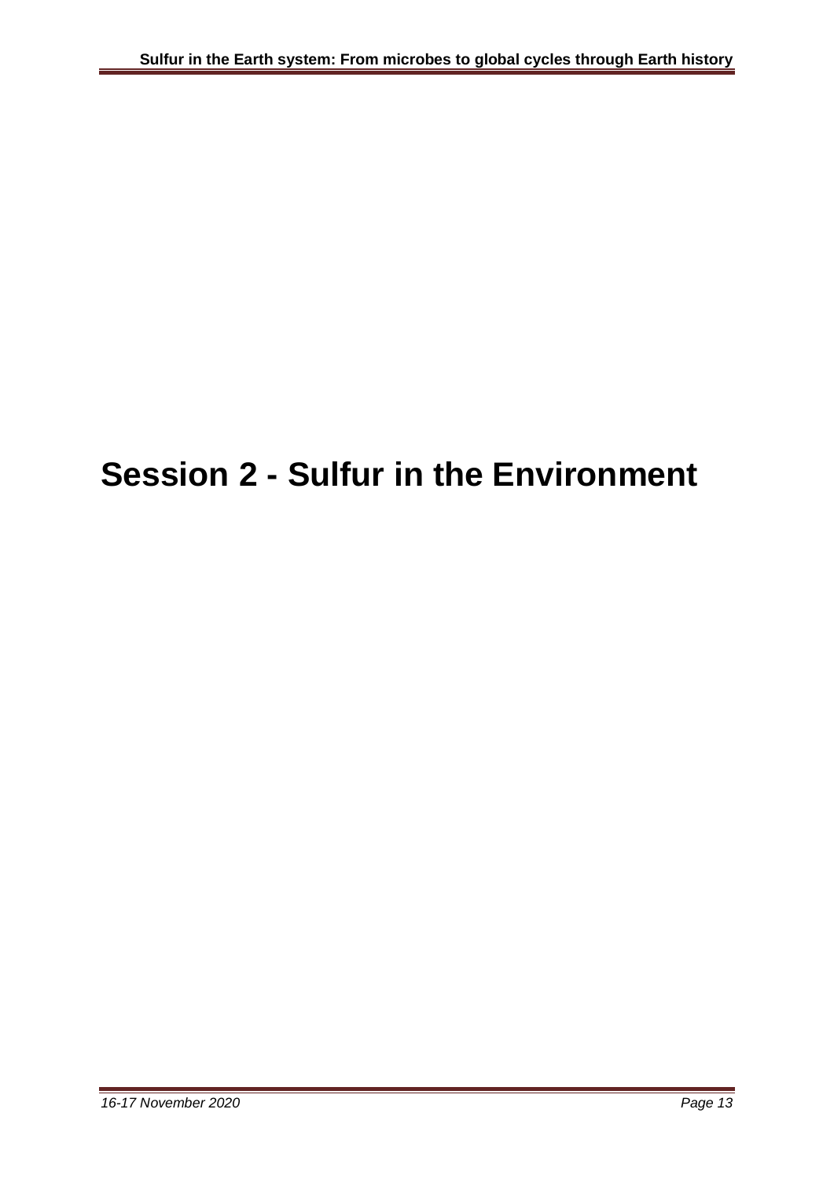# Session 2 - Sulfur in the Environment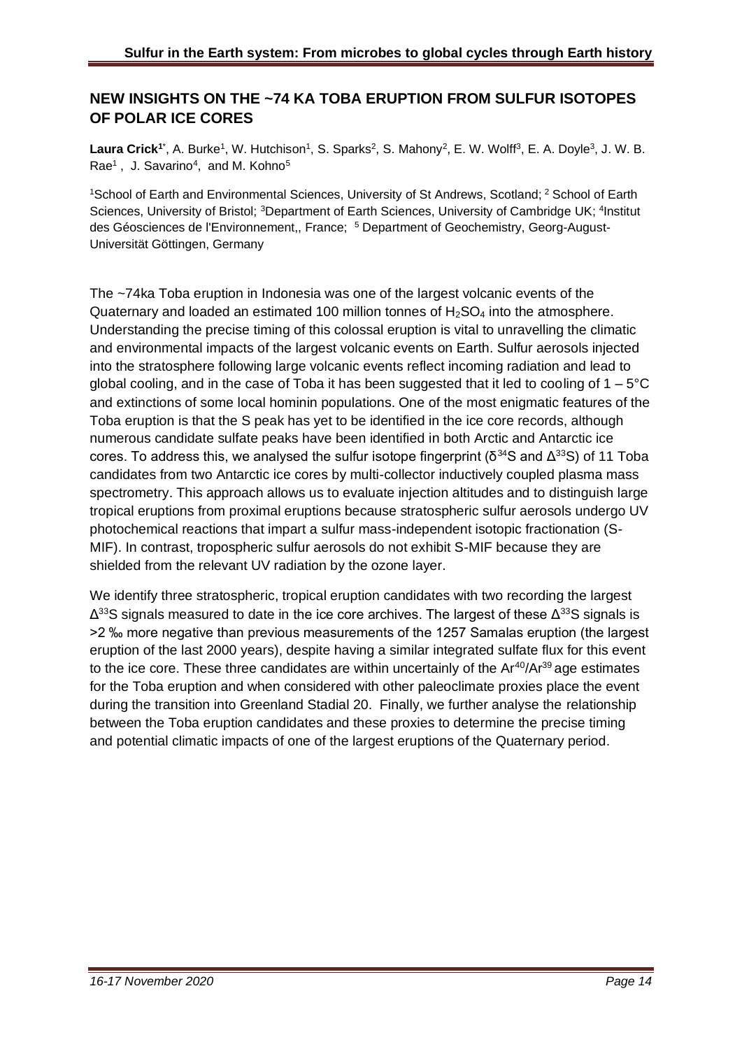## NEW INSIGHTS ON THE ~74 KA TOBA ERUPTION FROM SULFUR ISOTOPES OF POLAR ICE CORES

**Laura Crick**[1*], A. Burke[1], W. Hutchison[1], S. Sparks[2], S. Mahony[2], E. W. Wolff[3], E. A. Doyle[3], J. W. B. Rae[1] , J. Savarino[4], and M. Kohno[5]

[1]School of Earth and Environmental Sciences, University of St Andrews, Scotland; [2] School of Earth Sciences, University of Bristol; [3]Department of Earth Sciences, University of Cambridge UK; [4]Institut des Géosciences de l'Environnement,, France; [5] Department of Geochemistry, Georg-August-Universität Göttingen, Germany

The ~74ka Toba eruption in Indonesia was one of the largest volcanic events of the Quaternary and loaded an estimated 100 million tonnes of $H_2SO_4$ into the atmosphere. Understanding the precise timing of this colossal eruption is vital to unravelling the climatic and environmental impacts of the largest volcanic events on Earth. Sulfur aerosols injected into the stratosphere following large volcanic events reflect incoming radiation and lead to global cooling, and in the case of Toba it has been suggested that it led to cooling of 1 – 5°C and extinctions of some local hominin populations. One of the most enigmatic features of the Toba eruption is that the S peak has yet to be identified in the ice core records, although numerous candidate sulfate peaks have been identified in both Arctic and Antarctic ice cores. To address this, we analysed the sulfur isotope fingerprint ($\delta^{34}S$ and $\Delta^{33}S$) of 11 Toba candidates from two Antarctic ice cores by multi-collector inductively coupled plasma mass spectrometry. This approach allows us to evaluate injection altitudes and to distinguish large tropical eruptions from proximal eruptions because stratospheric sulfur aerosols undergo UV photochemical reactions that impart a sulfur mass-independent isotopic fractionation (S-MIF). In contrast, tropospheric sulfur aerosols do not exhibit S-MIF because they are shielded from the relevant UV radiation by the ozone layer.

We identify three stratospheric, tropical eruption candidates with two recording the largest $\Delta^{33}S$ signals measured to date in the ice core archives. The largest of these $\Delta^{33}S$ signals is >2 ‰ more negative than previous measurements of the 1257 Samalas eruption (the largest eruption of the last 2000 years), despite having a similar integrated sulfate flux for this event to the ice core. These three candidates are within uncertainly of the $Ar^{40}/Ar^{39}$ age estimates for the Toba eruption and when considered with other paleoclimate proxies place the event during the transition into Greenland Stadial 20. Finally, we further analyse the relationship between the Toba eruption candidates and these proxies to determine the precise timing and potential climatic impacts of one of the largest eruptions of the Quaternary period.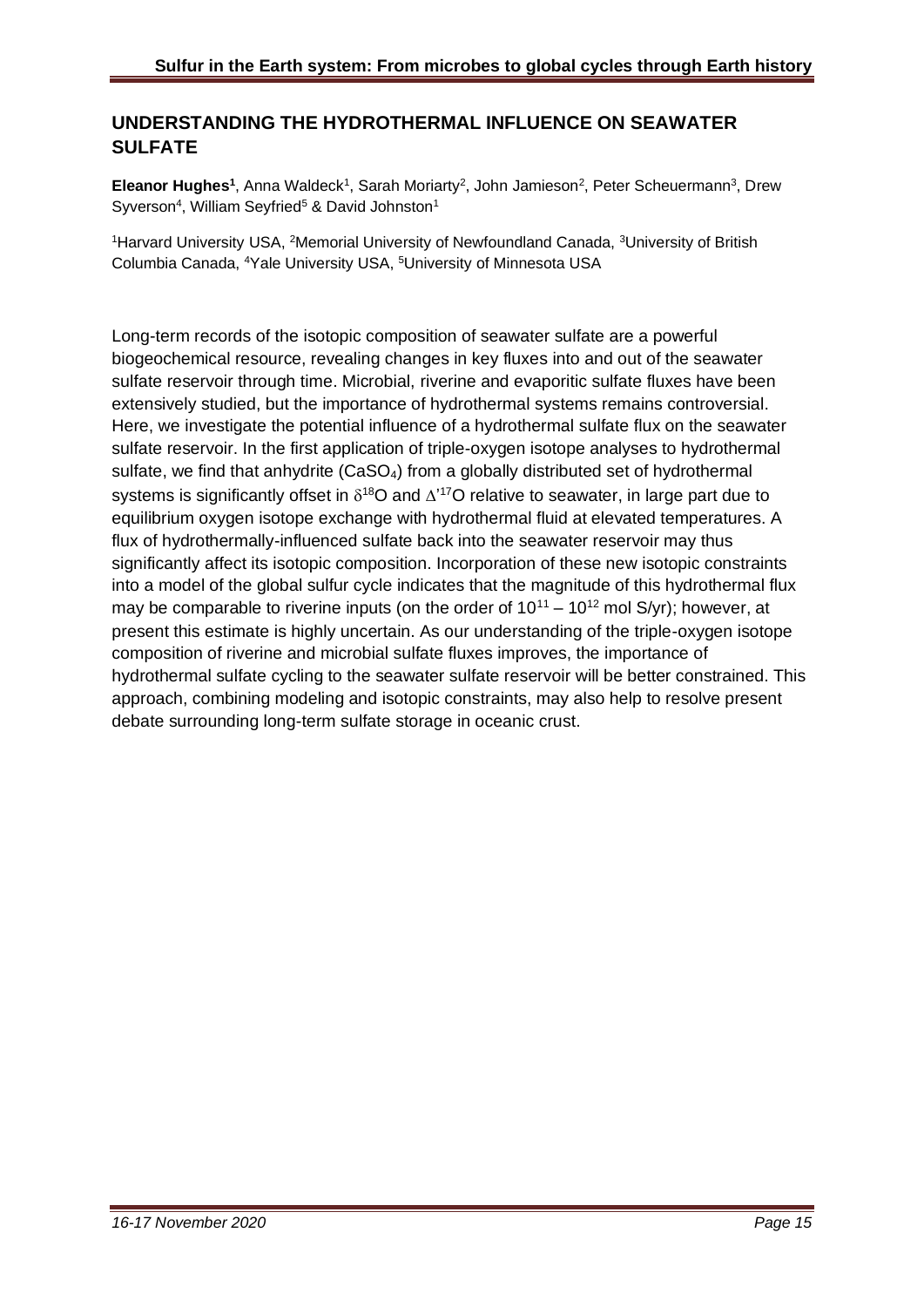## UNDERSTANDING THE HYDROTHERMAL INFLUENCE ON SEAWATER SULFATE

**Eleanor Hughes**[1], Anna Waldeck[1], Sarah Moriarty[2], John Jamieson[2], Peter Scheuermann[3], Drew Syverson[4], William Seyfried[5] & David Johnston[1]

[1]Harvard University USA, [2]Memorial University of Newfoundland Canada, [3]University of British Columbia Canada, [4]Yale University USA, [5]University of Minnesota USA

Long-term records of the isotopic composition of seawater sulfate are a powerful biogeochemical resource, revealing changes in key fluxes into and out of the seawater sulfate reservoir through time. Microbial, riverine and evaporitic sulfate fluxes have been extensively studied, but the importance of hydrothermal systems remains controversial. Here, we investigate the potential influence of a hydrothermal sulfate flux on the seawater sulfate reservoir. In the first application of triple-oxygen isotope analyses to hydrothermal sulfate, we find that anhydrite ($CaSO_4$) from a globally distributed set of hydrothermal systems is significantly offset in $\delta^{18}O$ and $\Delta'^{17}O$ relative to seawater, in large part due to equilibrium oxygen isotope exchange with hydrothermal fluid at elevated temperatures. A flux of hydrothermally-influenced sulfate back into the seawater reservoir may thus significantly affect its isotopic composition. Incorporation of these new isotopic constraints into a model of the global sulfur cycle indicates that the magnitude of this hydrothermal flux may be comparable to riverine inputs (on the order of $10^{11}$ – $10^{12}$ mol S/yr); however, at present this estimate is highly uncertain. As our understanding of the triple-oxygen isotope composition of riverine and microbial sulfate fluxes improves, the importance of hydrothermal sulfate cycling to the seawater sulfate reservoir will be better constrained. This approach, combining modeling and isotopic constraints, may also help to resolve present debate surrounding long-term sulfate storage in oceanic crust.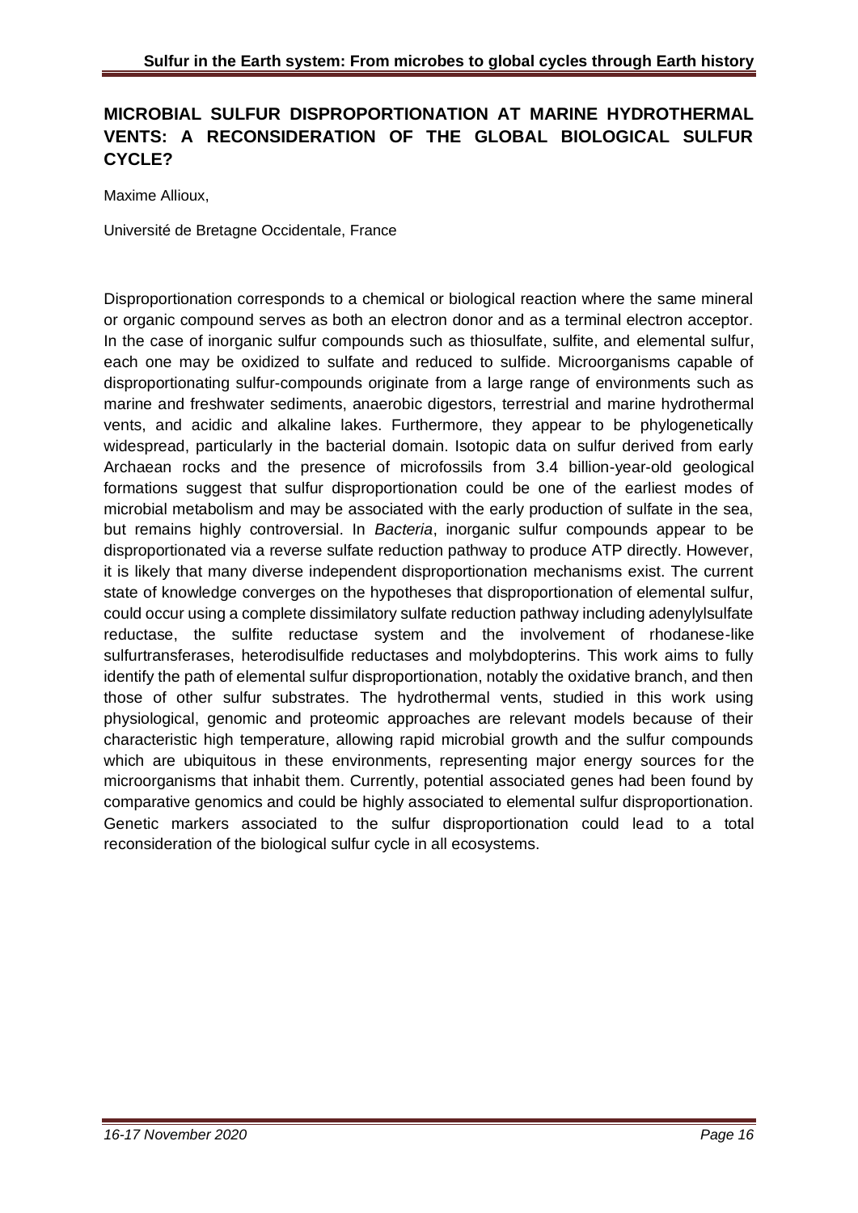## MICROBIAL SULFUR DISPROPORTIONATION AT MARINE HYDROTHERMAL VENTS: A RECONSIDERATION OF THE GLOBAL BIOLOGICAL SULFUR CYCLE?

Maxime Allioux,

Université de Bretagne Occidentale, France

Disproportionation corresponds to a chemical or biological reaction where the same mineral or organic compound serves as both an electron donor and as a terminal electron acceptor. In the case of inorganic sulfur compounds such as thiosulfate, sulfite, and elemental sulfur, each one may be oxidized to sulfate and reduced to sulfide. Microorganisms capable of disproportionating sulfur-compounds originate from a large range of environments such as marine and freshwater sediments, anaerobic digestors, terrestrial and marine hydrothermal vents, and acidic and alkaline lakes. Furthermore, they appear to be phylogenetically widespread, particularly in the bacterial domain. Isotopic data on sulfur derived from early Archaean rocks and the presence of microfossils from 3.4 billion-year-old geological formations suggest that sulfur disproportionation could be one of the earliest modes of microbial metabolism and may be associated with the early production of sulfate in the sea, but remains highly controversial. In *Bacteria*, inorganic sulfur compounds appear to be disproportionated via a reverse sulfate reduction pathway to produce ATP directly. However, it is likely that many diverse independent disproportionation mechanisms exist. The current state of knowledge converges on the hypotheses that disproportionation of elemental sulfur, could occur using a complete dissimilatory sulfate reduction pathway including adenylylsulfate reductase, the sulfite reductase system and the involvement of rhodanese-like sulfurtransferases, heterodisulfide reductases and molybdopterins. This work aims to fully identify the path of elemental sulfur disproportionation, notably the oxidative branch, and then those of other sulfur substrates. The hydrothermal vents, studied in this work using physiological, genomic and proteomic approaches are relevant models because of their characteristic high temperature, allowing rapid microbial growth and the sulfur compounds which are ubiquitous in these environments, representing major energy sources for the microorganisms that inhabit them. Currently, potential associated genes had been found by comparative genomics and could be highly associated to elemental sulfur disproportionation. Genetic markers associated to the sulfur disproportionation could lead to a total reconsideration of the biological sulfur cycle in all ecosystems.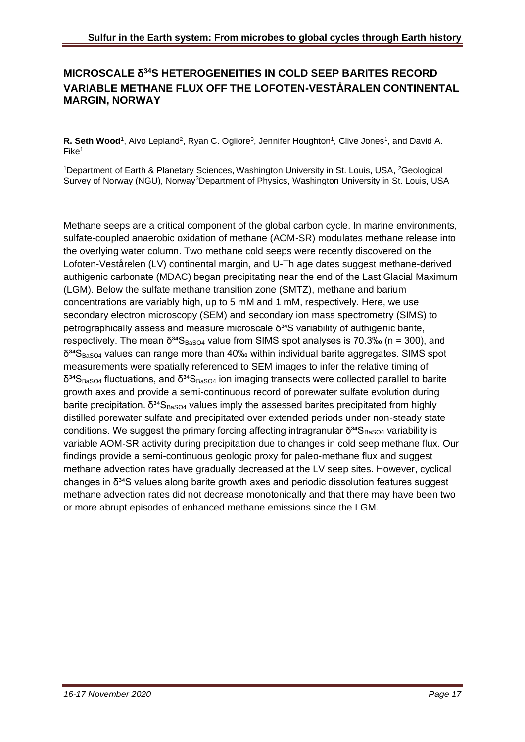## MICROSCALE $\delta^{34}$S HETEROGENEITIES IN COLD SEEP BARITES RECORD VARIABLE METHANE FLUX OFF THE LOFOTEN-VESTÅRALEN CONTINENTAL MARGIN, NORWAY

**R. Seth Wood[1]**, Aivo Lepland[2], Ryan C. Ogliore[3], Jennifer Houghton[1], Clive Jones[1], and David A. Fike[1]

[1]Department of Earth & Planetary Sciences, Washington University in St. Louis, USA, [2]Geological Survey of Norway (NGU), Norway[3]Department of Physics, Washington University in St. Louis, USA

Methane seeps are a critical component of the global carbon cycle. In marine environments, sulfate-coupled anaerobic oxidation of methane (AOM-SR) modulates methane release into the overlying water column. Two methane cold seeps were recently discovered on the Lofoten-Veståralen (LV) continental margin, and U-Th age dates suggest methane-derived authigenic carbonate (MDAC) began precipitating near the end of the Last Glacial Maximum (LGM). Below the sulfate methane transition zone (SMTZ), methane and barium concentrations are variably high, up to 5 mM and 1 mM, respectively. Here, we use secondary electron microscopy (SEM) and secondary ion mass spectrometry (SIMS) to petrographically assess and measure microscale $\delta^{34}$S variability of authigenic barite, respectively. The mean $\delta^{34}S_{BaSO4}$ value from SIMS spot analyses is 70.3‰ (n = 300), and $\delta^{34}S_{BaSO4}$ values can range more than 40‰ within individual barite aggregates. SIMS spot measurements were spatially referenced to SEM images to infer the relative timing of $\delta^{34}S_{BaSO4}$ fluctuations, and $\delta^{34}S_{BaSO4}$ ion imaging transects were collected parallel to barite growth axes and provide a semi-continuous record of porewater sulfate evolution during barite precipitation. $\delta^{34}S_{BaSO4}$ values imply the assessed barites precipitated from highly distilled porewater sulfate and precipitated over extended periods under non-steady state conditions. We suggest the primary forcing affecting intragranular $\delta^{34}S_{BaSO4}$ variability is variable AOM-SR activity during precipitation due to changes in cold seep methane flux. Our findings provide a semi-continuous geologic proxy for paleo-methane flux and suggest methane advection rates have gradually decreased at the LV seep sites. However, cyclical changes in $\delta^{34}$S values along barite growth axes and periodic dissolution features suggest methane advection rates did not decrease monotonically and that there may have been two or more abrupt episodes of enhanced methane emissions since the LGM.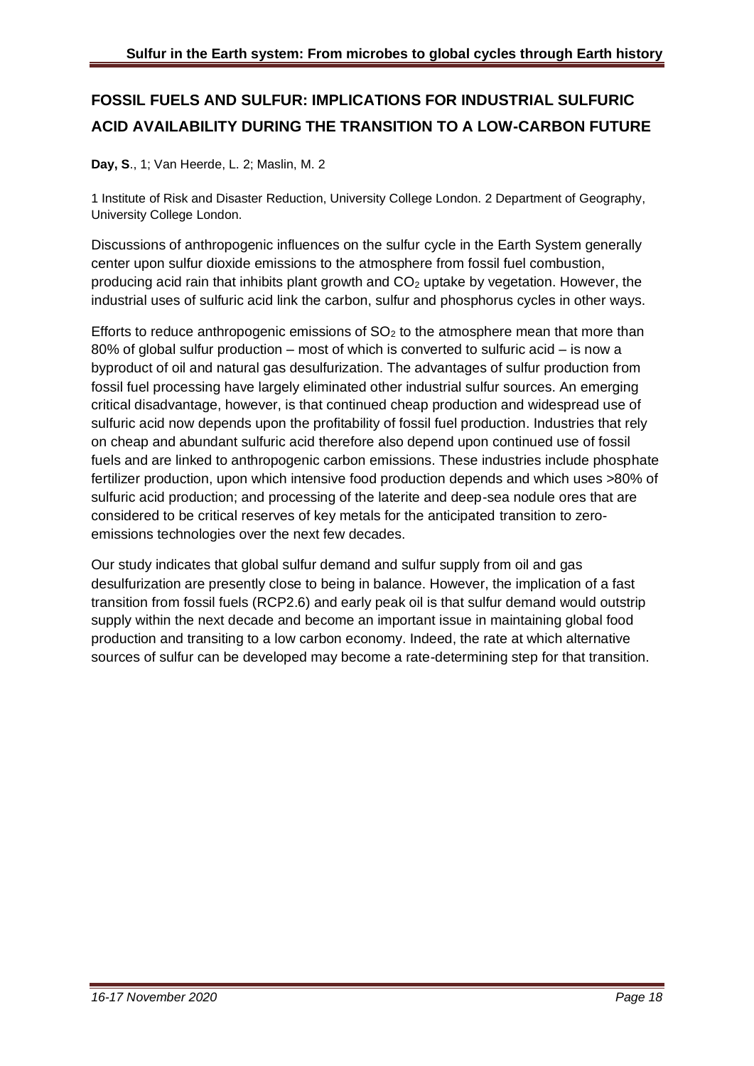## FOSSIL FUELS AND SULFUR: IMPLICATIONS FOR INDUSTRIAL SULFURIC ACID AVAILABILITY DURING THE TRANSITION TO A LOW-CARBON FUTURE

**Day, S**., 1; Van Heerde, L. 2; Maslin, M. 2

1 Institute of Risk and Disaster Reduction, University College London. 2 Department of Geography, University College London.

Discussions of anthropogenic influences on the sulfur cycle in the Earth System generally center upon sulfur dioxide emissions to the atmosphere from fossil fuel combustion, producing acid rain that inhibits plant growth and $CO_2$ uptake by vegetation. However, the industrial uses of sulfuric acid link the carbon, sulfur and phosphorus cycles in other ways.

Efforts to reduce anthropogenic emissions of $SO_2$ to the atmosphere mean that more than 80% of global sulfur production – most of which is converted to sulfuric acid – is now a byproduct of oil and natural gas desulfurization. The advantages of sulfur production from fossil fuel processing have largely eliminated other industrial sulfur sources. An emerging critical disadvantage, however, is that continued cheap production and widespread use of sulfuric acid now depends upon the profitability of fossil fuel production. Industries that rely on cheap and abundant sulfuric acid therefore also depend upon continued use of fossil fuels and are linked to anthropogenic carbon emissions. These industries include phosphate fertilizer production, upon which intensive food production depends and which uses >80% of sulfuric acid production; and processing of the laterite and deep-sea nodule ores that are considered to be critical reserves of key metals for the anticipated transition to zero-emissions technologies over the next few decades.

Our study indicates that global sulfur demand and sulfur supply from oil and gas desulfurization are presently close to being in balance. However, the implication of a fast transition from fossil fuels (RCP2.6) and early peak oil is that sulfur demand would outstrip supply within the next decade and become an important issue in maintaining global food production and transiting to a low carbon economy. Indeed, the rate at which alternative sources of sulfur can be developed may become a rate-determining step for that transition.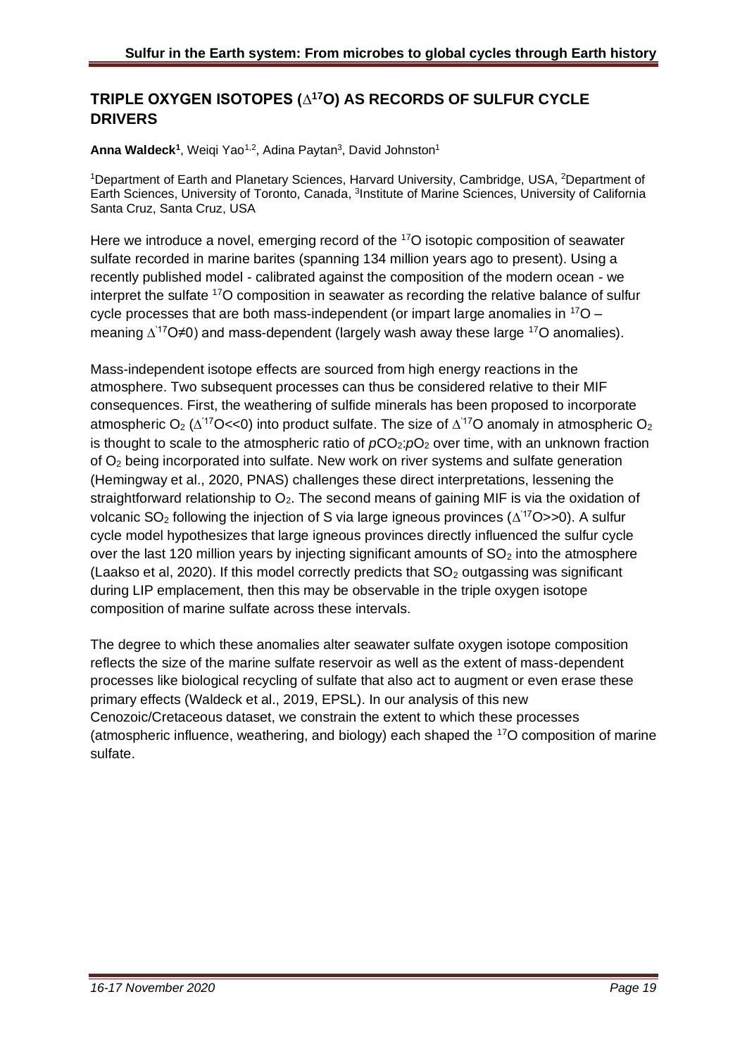# TRIPLE OXYGEN ISOTOPES ($\Delta^{17}O$) AS RECORDS OF SULFUR CYCLE DRIVERS

**Anna Waldeck[1]**, Weiqi Yao[1,2], Adina Paytan[3], David Johnston[1]

[1]Department of Earth and Planetary Sciences, Harvard University, Cambridge, USA, [2]Department of Earth Sciences, University of Toronto, Canada, [3]Institute of Marine Sciences, University of California Santa Cruz, Santa Cruz, USA

Here we introduce a novel, emerging record of the $^{17}O$ isotopic composition of seawater sulfate recorded in marine barites (spanning 134 million years ago to present). Using a recently published model - calibrated against the composition of the modern ocean - we interpret the sulfate $^{17}O$ composition in seawater as recording the relative balance of sulfur cycle processes that are both mass-independent (or impart large anomalies in $^{17}O$ – meaning $\Delta'^{17}O \neq 0$) and mass-dependent (largely wash away these large $^{17}O$ anomalies).

Mass-independent isotope effects are sourced from high energy reactions in the atmosphere. Two subsequent processes can thus be considered relative to their MIF consequences. First, the weathering of sulfide minerals has been proposed to incorporate atmospheric $O_2$ ($\Delta'^{17}O << 0$) into product sulfate. The size of $\Delta'^{17}O$ anomaly in atmospheric $O_2$ is thought to scale to the atmospheric ratio of $pCO_2$:$pO_2$ over time, with an unknown fraction of $O_2$ being incorporated into sulfate. New work on river systems and sulfate generation (Hemingway et al., 2020, PNAS) challenges these direct interpretations, lessening the straightforward relationship to $O_2$. The second means of gaining MIF is via the oxidation of volcanic $SO_2$ following the injection of S via large igneous provinces ($\Delta'^{17}O >> 0$). A sulfur cycle model hypothesizes that large igneous provinces directly influenced the sulfur cycle over the last 120 million years by injecting significant amounts of $SO_2$ into the atmosphere (Laakso et al, 2020). If this model correctly predicts that $SO_2$ outgassing was significant during LIP emplacement, then this may be observable in the triple oxygen isotope composition of marine sulfate across these intervals.

The degree to which these anomalies alter seawater sulfate oxygen isotope composition reflects the size of the marine sulfate reservoir as well as the extent of mass-dependent processes like biological recycling of sulfate that also act to augment or even erase these primary effects (Waldeck et al., 2019, EPSL). In our analysis of this new Cenozoic/Cretaceous dataset, we constrain the extent to which these processes (atmospheric influence, weathering, and biology) each shaped the $^{17}O$ composition of marine sulfate.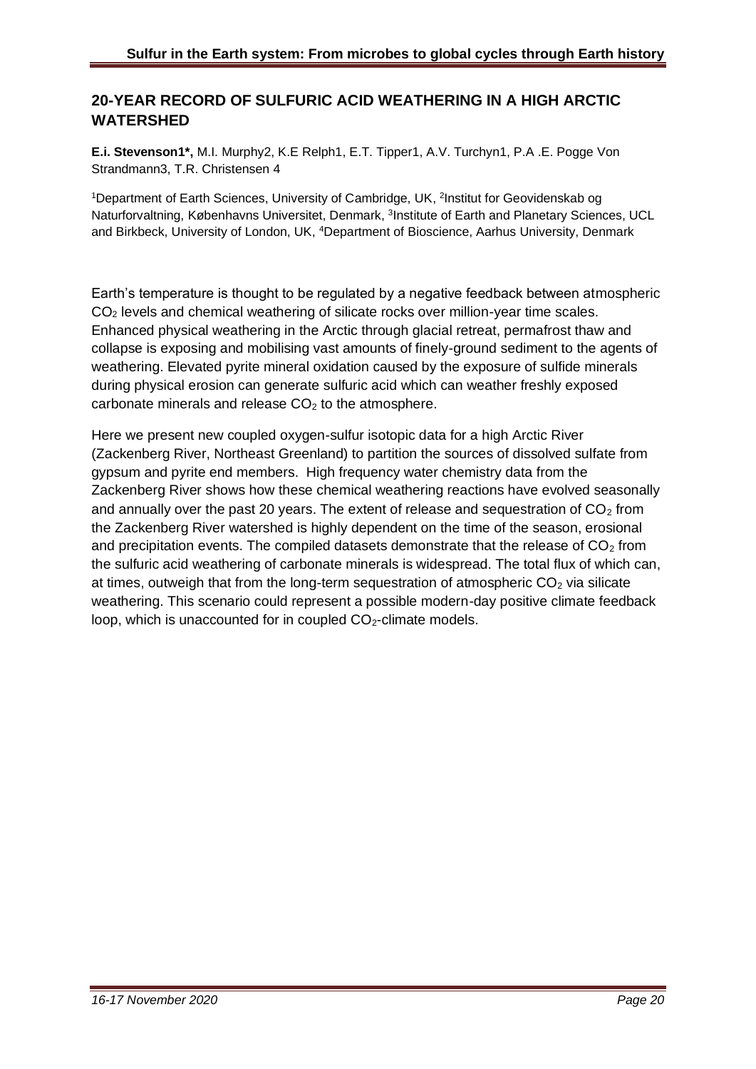## 20-YEAR RECORD OF SULFURIC ACID WEATHERING IN A HIGH ARCTIC WATERSHED

**E.i. Stevenson1\*,** M.I. Murphy2, K.E Relph1, E.T. Tipper1, A.V. Turchyn1, P.A .E. Pogge Von Strandmann3, T.R. Christensen 4

[1]Department of Earth Sciences, University of Cambridge, UK, [2]Institut for Geovidenskab og Naturforvaltning, Københavns Universitet, Denmark, [3]Institute of Earth and Planetary Sciences, UCL and Birkbeck, University of London, UK, [4]Department of Bioscience, Aarhus University, Denmark

Earth's temperature is thought to be regulated by a negative feedback between atmospheric $CO_2$ levels and chemical weathering of silicate rocks over million-year time scales. Enhanced physical weathering in the Arctic through glacial retreat, permafrost thaw and collapse is exposing and mobilising vast amounts of finely-ground sediment to the agents of weathering. Elevated pyrite mineral oxidation caused by the exposure of sulfide minerals during physical erosion can generate sulfuric acid which can weather freshly exposed carbonate minerals and release $CO_2$ to the atmosphere.

Here we present new coupled oxygen-sulfur isotopic data for a high Arctic River (Zackenberg River, Northeast Greenland) to partition the sources of dissolved sulfate from gypsum and pyrite end members. High frequency water chemistry data from the Zackenberg River shows how these chemical weathering reactions have evolved seasonally and annually over the past 20 years. The extent of release and sequestration of $CO_2$ from the Zackenberg River watershed is highly dependent on the time of the season, erosional and precipitation events. The compiled datasets demonstrate that the release of $CO_2$ from the sulfuric acid weathering of carbonate minerals is widespread. The total flux of which can, at times, outweigh that from the long-term sequestration of atmospheric $CO_2$ via silicate weathering. This scenario could represent a possible modern-day positive climate feedback loop, which is unaccounted for in coupled $CO_2$-climate models.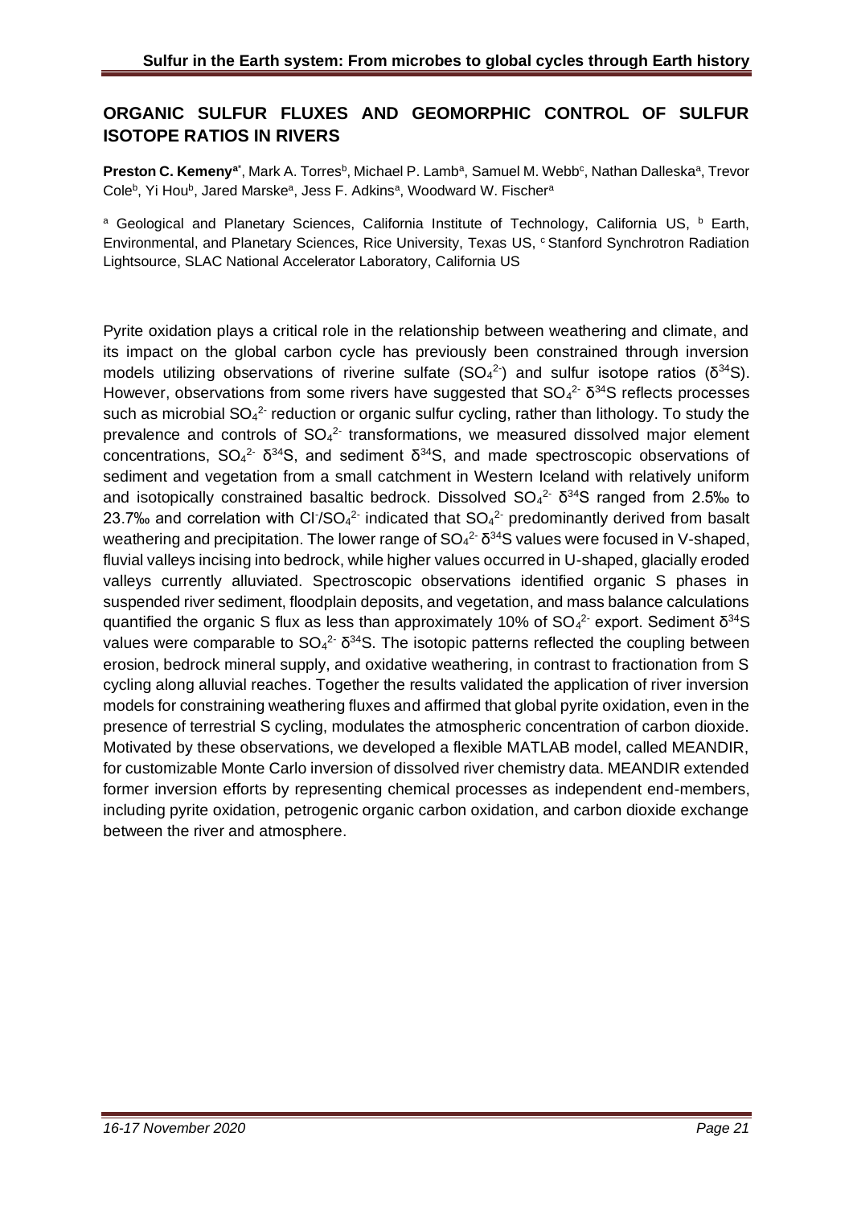## ORGANIC SULFUR FLUXES AND GEOMORPHIC CONTROL OF SULFUR ISOTOPE RATIOS IN RIVERS

**Preston C. Kemeny**[a*], Mark A. Torres[b], Michael P. Lamb[a], Samuel M. Webb[c], Nathan Dalleska[a], Trevor Cole[b], Yi Hou[b], Jared Marske[a], Jess F. Adkins[a], Woodward W. Fischer[a]

[a] Geological and Planetary Sciences, California Institute of Technology, California US, [b] Earth, Environmental, and Planetary Sciences, Rice University, Texas US, [c] Stanford Synchrotron Radiation Lightsource, SLAC National Accelerator Laboratory, California US

Pyrite oxidation plays a critical role in the relationship between weathering and climate, and its impact on the global carbon cycle has previously been constrained through inversion models utilizing observations of riverine sulfate ($SO_4^{2-}$) and sulfur isotope ratios ($\delta^{34}S$). However, observations from some rivers have suggested that $SO_4^{2-}$ $\delta^{34}S$ reflects processes such as microbial $SO_4^{2-}$ reduction or organic sulfur cycling, rather than lithology. To study the prevalence and controls of $SO_4^{2-}$ transformations, we measured dissolved major element concentrations, $SO_4^{2-}$ $\delta^{34}S$, and sediment $\delta^{34}S$, and made spectroscopic observations of sediment and vegetation from a small catchment in Western Iceland with relatively uniform and isotopically constrained basaltic bedrock. Dissolved $SO_4^{2-}$ $\delta^{34}S$ ranged from 2.5‰ to 23.7‰ and correlation with $Cl^-/SO_4^{2-}$ indicated that $SO_4^{2-}$ predominantly derived from basalt weathering and precipitation. The lower range of $SO_4^{2-}$ $\delta^{34}S$ values were focused in V-shaped, fluvial valleys incising into bedrock, while higher values occurred in U-shaped, glacially eroded valleys currently alluviated. Spectroscopic observations identified organic S phases in suspended river sediment, floodplain deposits, and vegetation, and mass balance calculations quantified the organic S flux as less than approximately 10% of $SO_4^{2-}$ export. Sediment $\delta^{34}S$ values were comparable to $SO_4^{2-}$ $\delta^{34}S$. The isotopic patterns reflected the coupling between erosion, bedrock mineral supply, and oxidative weathering, in contrast to fractionation from S cycling along alluvial reaches. Together the results validated the application of river inversion models for constraining weathering fluxes and affirmed that global pyrite oxidation, even in the presence of terrestrial S cycling, modulates the atmospheric concentration of carbon dioxide. Motivated by these observations, we developed a flexible MATLAB model, called MEANDIR, for customizable Monte Carlo inversion of dissolved river chemistry data. MEANDIR extended former inversion efforts by representing chemical processes as independent end-members, including pyrite oxidation, petrogenic organic carbon oxidation, and carbon dioxide exchange between the river and atmosphere.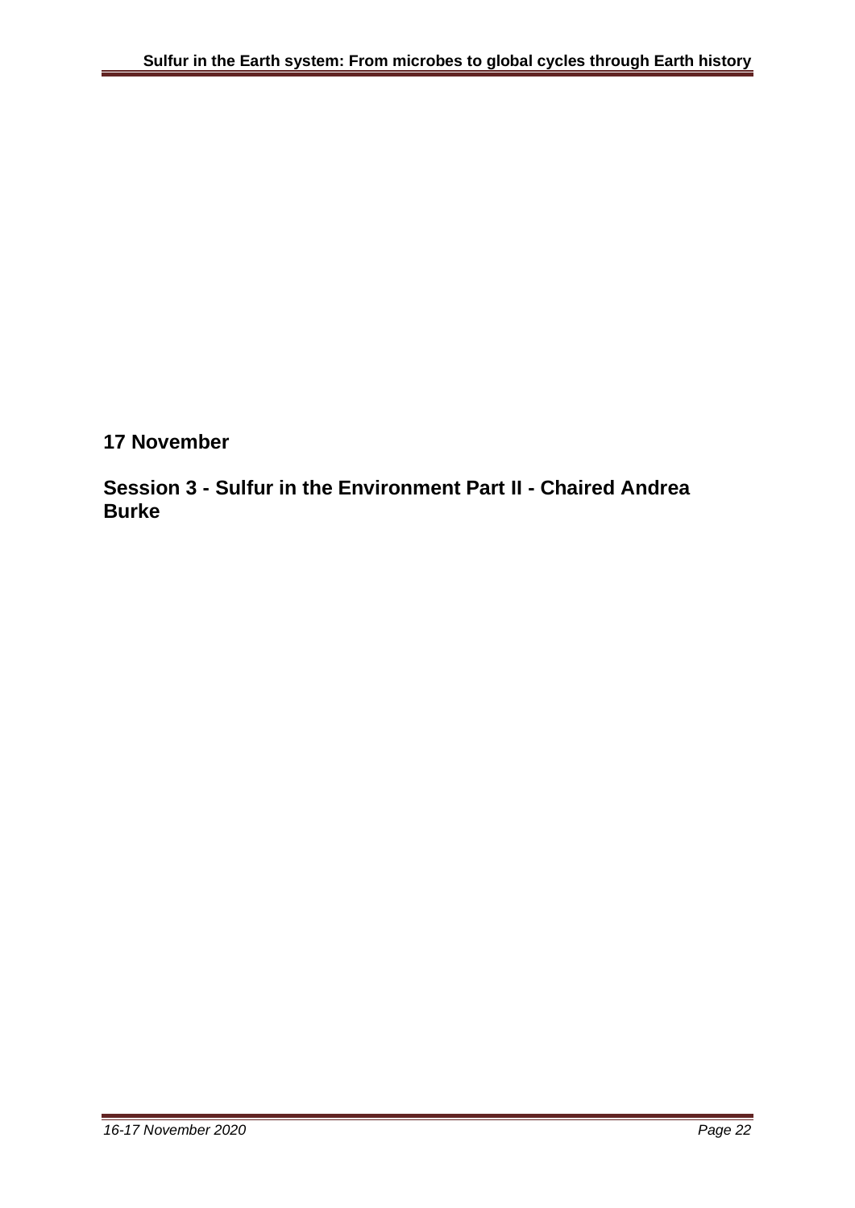## 17 November

## Session 3 - Sulfur in the Environment Part II - Chaired Andrea Burke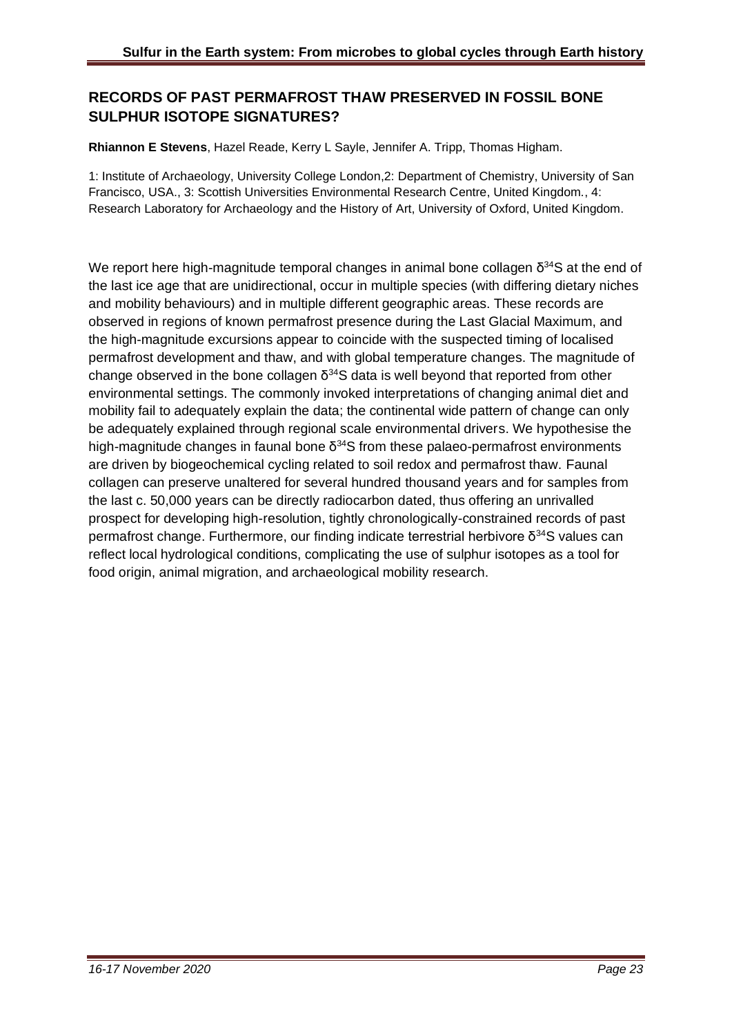## RECORDS OF PAST PERMAFROST THAW PRESERVED IN FOSSIL BONE SULPHUR ISOTOPE SIGNATURES?

**Rhiannon E Stevens**, Hazel Reade, Kerry L Sayle, Jennifer A. Tripp, Thomas Higham.

1: Institute of Archaeology, University College London,2: Department of Chemistry, University of San Francisco, USA., 3: Scottish Universities Environmental Research Centre, United Kingdom., 4: Research Laboratory for Archaeology and the History of Art, University of Oxford, United Kingdom.

We report here high-magnitude temporal changes in animal bone collagen $\delta^{34}S$ at the end of the last ice age that are unidirectional, occur in multiple species (with differing dietary niches and mobility behaviours) and in multiple different geographic areas. These records are observed in regions of known permafrost presence during the Last Glacial Maximum, and the high-magnitude excursions appear to coincide with the suspected timing of localised permafrost development and thaw, and with global temperature changes. The magnitude of change observed in the bone collagen $\delta^{34}S$ data is well beyond that reported from other environmental settings. The commonly invoked interpretations of changing animal diet and mobility fail to adequately explain the data; the continental wide pattern of change can only be adequately explained through regional scale environmental drivers. We hypothesise the high-magnitude changes in faunal bone $\delta^{34}S$ from these palaeo-permafrost environments are driven by biogeochemical cycling related to soil redox and permafrost thaw. Faunal collagen can preserve unaltered for several hundred thousand years and for samples from the last c. 50,000 years can be directly radiocarbon dated, thus offering an unrivalled prospect for developing high-resolution, tightly chronologically-constrained records of past permafrost change. Furthermore, our finding indicate terrestrial herbivore $\delta^{34}S$ values can reflect local hydrological conditions, complicating the use of sulphur isotopes as a tool for food origin, animal migration, and archaeological mobility research.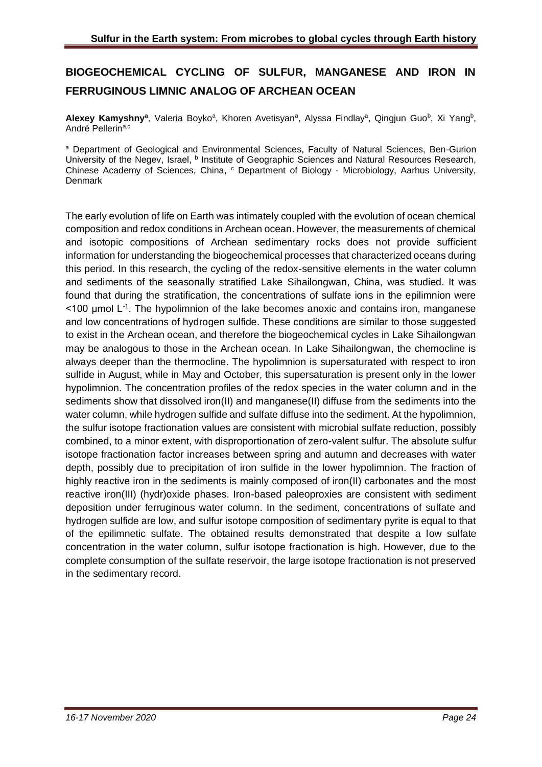## BIOGEOCHEMICAL CYCLING OF SULFUR, MANGANESE AND IRON IN FERRUGINOUS LIMNIC ANALOG OF ARCHEAN OCEAN

**Alexey Kamyshny**[a], Valeria Boyko[a], Khoren Avetisyan[a], Alyssa Findlay[a], Qingjun Guo[b], Xi Yang[b], André Pellerin[a,c]

[a] Department of Geological and Environmental Sciences, Faculty of Natural Sciences, Ben-Gurion University of the Negev, Israel, [b] Institute of Geographic Sciences and Natural Resources Research, Chinese Academy of Sciences, China, [c] Department of Biology - Microbiology, Aarhus University, Denmark

The early evolution of life on Earth was intimately coupled with the evolution of ocean chemical composition and redox conditions in Archean ocean. However, the measurements of chemical and isotopic compositions of Archean sedimentary rocks does not provide sufficient information for understanding the biogeochemical processes that characterized oceans during this period. In this research, the cycling of the redox-sensitive elements in the water column and sediments of the seasonally stratified Lake Sihailongwan, China, was studied. It was found that during the stratification, the concentrations of sulfate ions in the epilimnion were <100 μmol $L^{-1}$. The hypolimnion of the lake becomes anoxic and contains iron, manganese and low concentrations of hydrogen sulfide. These conditions are similar to those suggested to exist in the Archean ocean, and therefore the biogeochemical cycles in Lake Sihailongwan may be analogous to those in the Archean ocean. In Lake Sihailongwan, the chemocline is always deeper than the thermocline. The hypolimnion is supersaturated with respect to iron sulfide in August, while in May and October, this supersaturation is present only in the lower hypolimnion. The concentration profiles of the redox species in the water column and in the sediments show that dissolved iron(II) and manganese(II) diffuse from the sediments into the water column, while hydrogen sulfide and sulfate diffuse into the sediment. At the hypolimnion, the sulfur isotope fractionation values are consistent with microbial sulfate reduction, possibly combined, to a minor extent, with disproportionation of zero-valent sulfur. The absolute sulfur isotope fractionation factor increases between spring and autumn and decreases with water depth, possibly due to precipitation of iron sulfide in the lower hypolimnion. The fraction of highly reactive iron in the sediments is mainly composed of iron(II) carbonates and the most reactive iron(III) (hydr)oxide phases. Iron-based paleoproxies are consistent with sediment deposition under ferruginous water column. In the sediment, concentrations of sulfate and hydrogen sulfide are low, and sulfur isotope composition of sedimentary pyrite is equal to that of the epilimnetic sulfate. The obtained results demonstrated that despite a low sulfate concentration in the water column, sulfur isotope fractionation is high. However, due to the complete consumption of the sulfate reservoir, the large isotope fractionation is not preserved in the sedimentary record.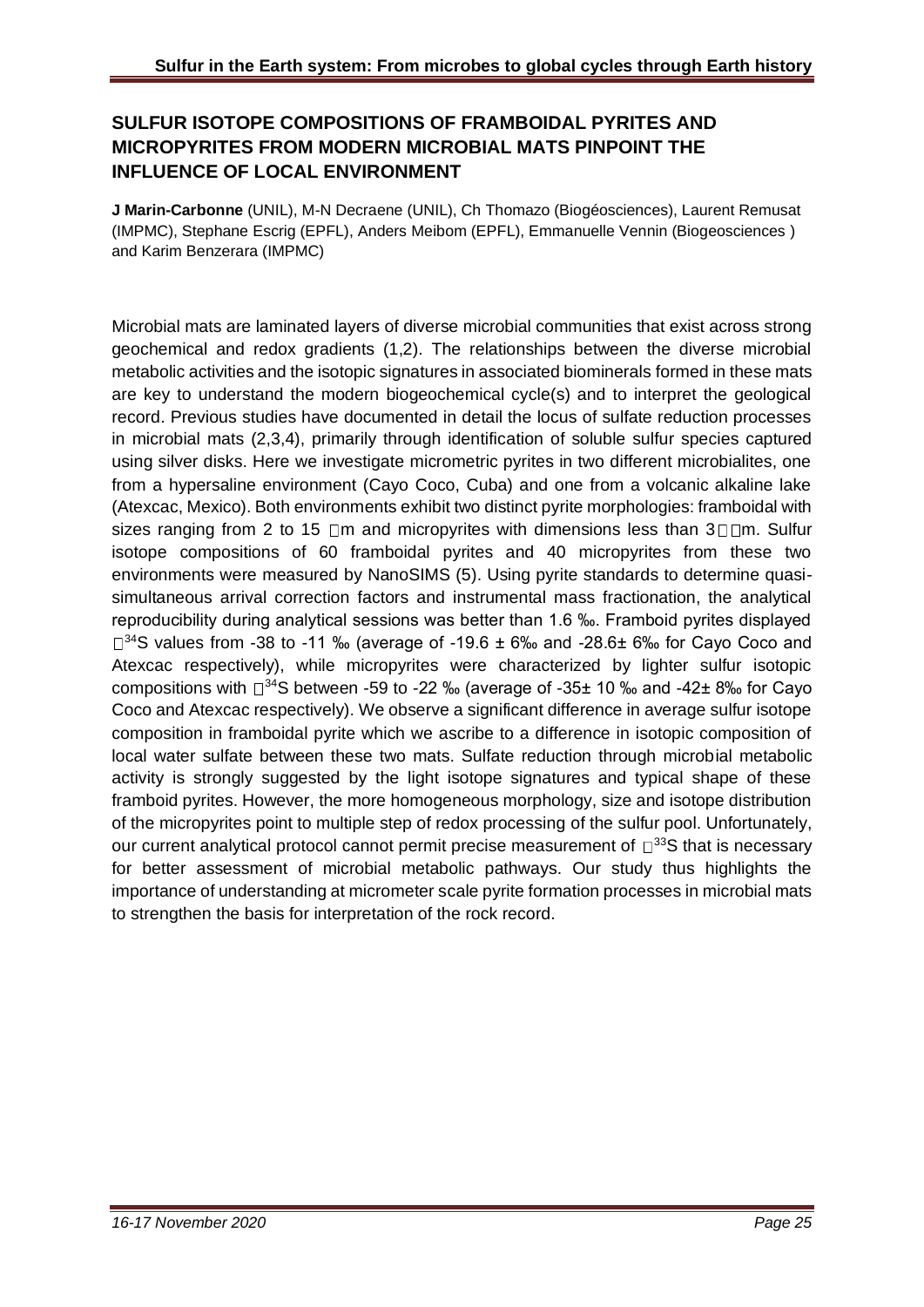## SULFUR ISOTOPE COMPOSITIONS OF FRAMBOIDAL PYRITES AND MICROPYRITES FROM MODERN MICROBIAL MATS PINPOINT THE INFLUENCE OF LOCAL ENVIRONMENT

**J Marin-Carbonne** (UNIL), M-N Decraene (UNIL), Ch Thomazo (Biogéosciences), Laurent Remusat (IMPMC), Stephane Escrig (EPFL), Anders Meibom (EPFL), Emmanuelle Vennin (Biogeosciences ) and Karim Benzerara (IMPMC)

Microbial mats are laminated layers of diverse microbial communities that exist across strong geochemical and redox gradients (1,2). The relationships between the diverse microbial metabolic activities and the isotopic signatures in associated biominerals formed in these mats are key to understand the modern biogeochemical cycle(s) and to interpret the geological record. Previous studies have documented in detail the locus of sulfate reduction processes in microbial mats (2,3,4), primarily through identification of soluble sulfur species captured using silver disks. Here we investigate micrometric pyrites in two different microbialites, one from a hypersaline environment (Cayo Coco, Cuba) and one from a volcanic alkaline lake (Atexcac, Mexico). Both environments exhibit two distinct pyrite morphologies: framboidal with sizes ranging from 2 to 15 µm and micropyrites with dimensions less than 3 µm. Sulfur isotope compositions of 60 framboidal pyrites and 40 micropyrites from these two environments were measured by NanoSIMS (5). Using pyrite standards to determine quasi-simultaneous arrival correction factors and instrumental mass fractionation, the analytical reproducibility during analytical sessions was better than 1.6 ‰. Framboid pyrites displayed $\delta^{34}S$ values from -38 to -11 ‰ (average of -19.6 ± 6‰ and -28.6± 6‰ for Cayo Coco and Atexcac respectively), while micropyrites were characterized by lighter sulfur isotopic compositions with $\delta^{34}S$ between -59 to -22 ‰ (average of -35± 10 ‰ and -42± 8‰ for Cayo Coco and Atexcac respectively). We observe a significant difference in average sulfur isotope composition in framboidal pyrite which we ascribe to a difference in isotopic composition of local water sulfate between these two mats. Sulfate reduction through microbial metabolic activity is strongly suggested by the light isotope signatures and typical shape of these framboid pyrites. However, the more homogeneous morphology, size and isotope distribution of the micropyrites point to multiple step of redox processing of the sulfur pool. Unfortunately, our current analytical protocol cannot permit precise measurement of $\Delta^{33}S$ that is necessary for better assessment of microbial metabolic pathways. Our study thus highlights the importance of understanding at micrometer scale pyrite formation processes in microbial mats to strengthen the basis for interpretation of the rock record.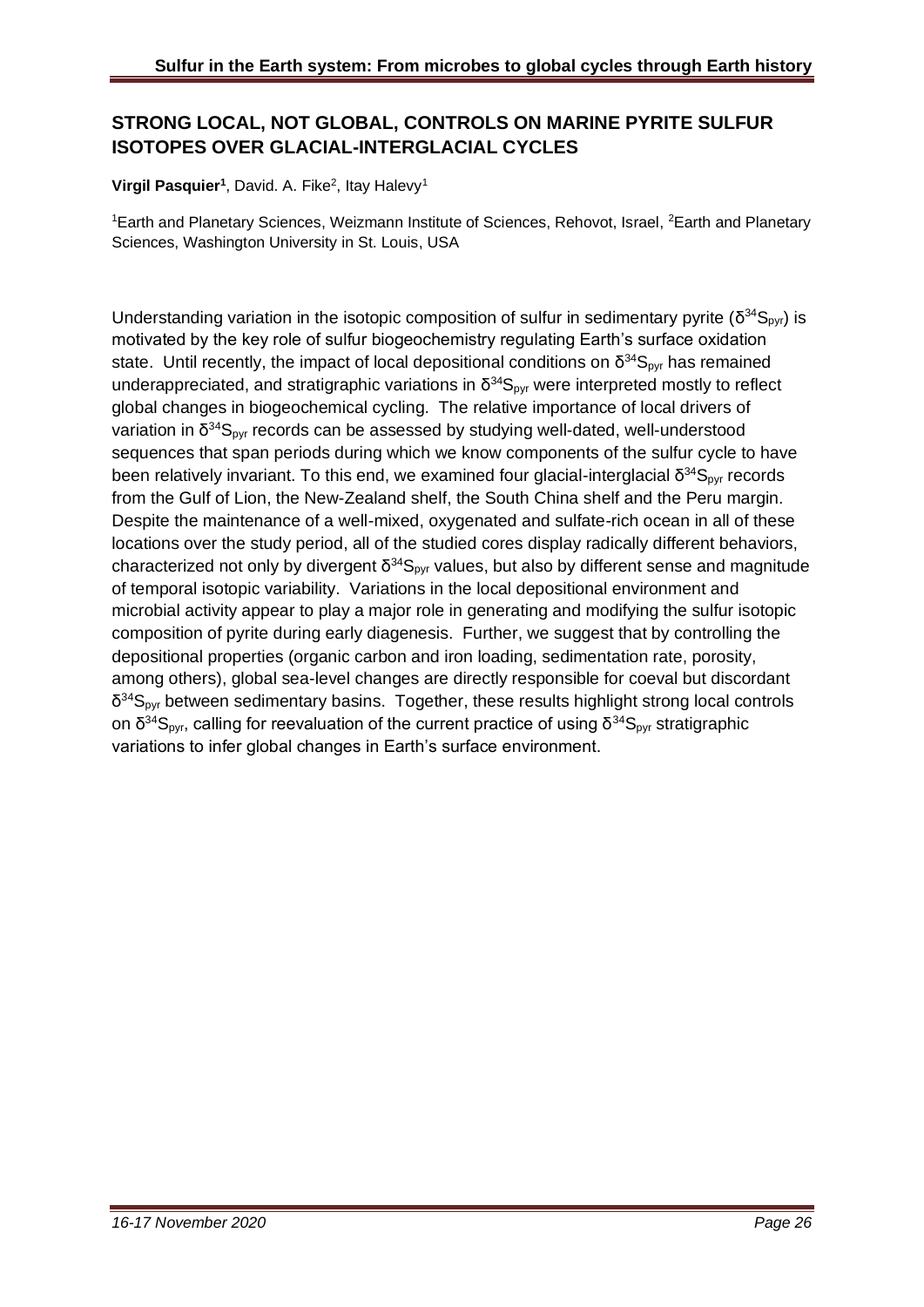## STRONG LOCAL, NOT GLOBAL, CONTROLS ON MARINE PYRITE SULFUR ISOTOPES OVER GLACIAL-INTERGLACIAL CYCLES

**Virgil Pasquier[1]**, David. A. Fike[2], Itay Halevy[1]

[1]Earth and Planetary Sciences, Weizmann Institute of Sciences, Rehovot, Israel, [2]Earth and Planetary Sciences, Washington University in St. Louis, USA

Understanding variation in the isotopic composition of sulfur in sedimentary pyrite ($\delta^{34}S_{pyr}$) is motivated by the key role of sulfur biogeochemistry regulating Earth's surface oxidation state. Until recently, the impact of local depositional conditions on $\delta^{34}S_{pyr}$ has remained underappreciated, and stratigraphic variations in $\delta^{34}S_{pyr}$ were interpreted mostly to reflect global changes in biogeochemical cycling. The relative importance of local drivers of variation in $\delta^{34}S_{pyr}$ records can be assessed by studying well-dated, well-understood sequences that span periods during which we know components of the sulfur cycle to have been relatively invariant. To this end, we examined four glacial-interglacial $\delta^{34}S_{pyr}$ records from the Gulf of Lion, the New-Zealand shelf, the South China shelf and the Peru margin. Despite the maintenance of a well-mixed, oxygenated and sulfate-rich ocean in all of these locations over the study period, all of the studied cores display radically different behaviors, characterized not only by divergent $\delta^{34}S_{pyr}$ values, but also by different sense and magnitude of temporal isotopic variability. Variations in the local depositional environment and microbial activity appear to play a major role in generating and modifying the sulfur isotopic composition of pyrite during early diagenesis. Further, we suggest that by controlling the depositional properties (organic carbon and iron loading, sedimentation rate, porosity, among others), global sea-level changes are directly responsible for coeval but discordant $\delta^{34}S_{pyr}$ between sedimentary basins. Together, these results highlight strong local controls on $\delta^{34}S_{pyr}$, calling for reevaluation of the current practice of using $\delta^{34}S_{pyr}$ stratigraphic variations to infer global changes in Earth's surface environment.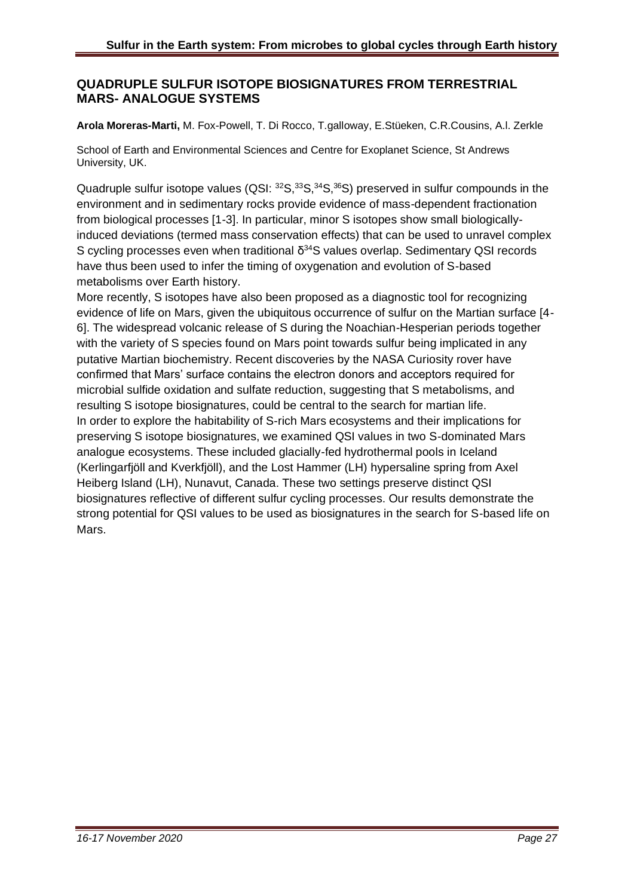## QUADRUPLE SULFUR ISOTOPE BIOSIGNATURES FROM TERRESTRIAL MARS- ANALOGUE SYSTEMS

**Arola Moreras-Marti,** M. Fox-Powell, T. Di Rocco, T.galloway, E.Stüeken, C.R.Cousins, A.l. Zerkle

School of Earth and Environmental Sciences and Centre for Exoplanet Science, St Andrews University, UK.

Quadruple sulfur isotope values (QSI: $^{32}S$,$^{33}S$,$^{34}S$,$^{36}S$) preserved in sulfur compounds in the environment and in sedimentary rocks provide evidence of mass-dependent fractionation from biological processes [1-3]. In particular, minor S isotopes show small biologically-induced deviations (termed mass conservation effects) that can be used to unravel complex S cycling processes even when traditional $\delta^{34}S$ values overlap. Sedimentary QSI records have thus been used to infer the timing of oxygenation and evolution of S-based metabolisms over Earth history.

More recently, S isotopes have also been proposed as a diagnostic tool for recognizing evidence of life on Mars, given the ubiquitous occurrence of sulfur on the Martian surface [4-6]. The widespread volcanic release of S during the Noachian-Hesperian periods together with the variety of S species found on Mars point towards sulfur being implicated in any putative Martian biochemistry. Recent discoveries by the NASA Curiosity rover have confirmed that Mars' surface contains the electron donors and acceptors required for microbial sulfide oxidation and sulfate reduction, suggesting that S metabolisms, and resulting S isotope biosignatures, could be central to the search for martian life.

In order to explore the habitability of S-rich Mars ecosystems and their implications for preserving S isotope biosignatures, we examined QSI values in two S-dominated Mars analogue ecosystems. These included glacially-fed hydrothermal pools in Iceland (Kerlingarfjöll and Kverkfjöll), and the Lost Hammer (LH) hypersaline spring from Axel Heiberg Island (LH), Nunavut, Canada. These two settings preserve distinct QSI biosignatures reflective of different sulfur cycling processes. Our results demonstrate the strong potential for QSI values to be used as biosignatures in the search for S-based life on Mars.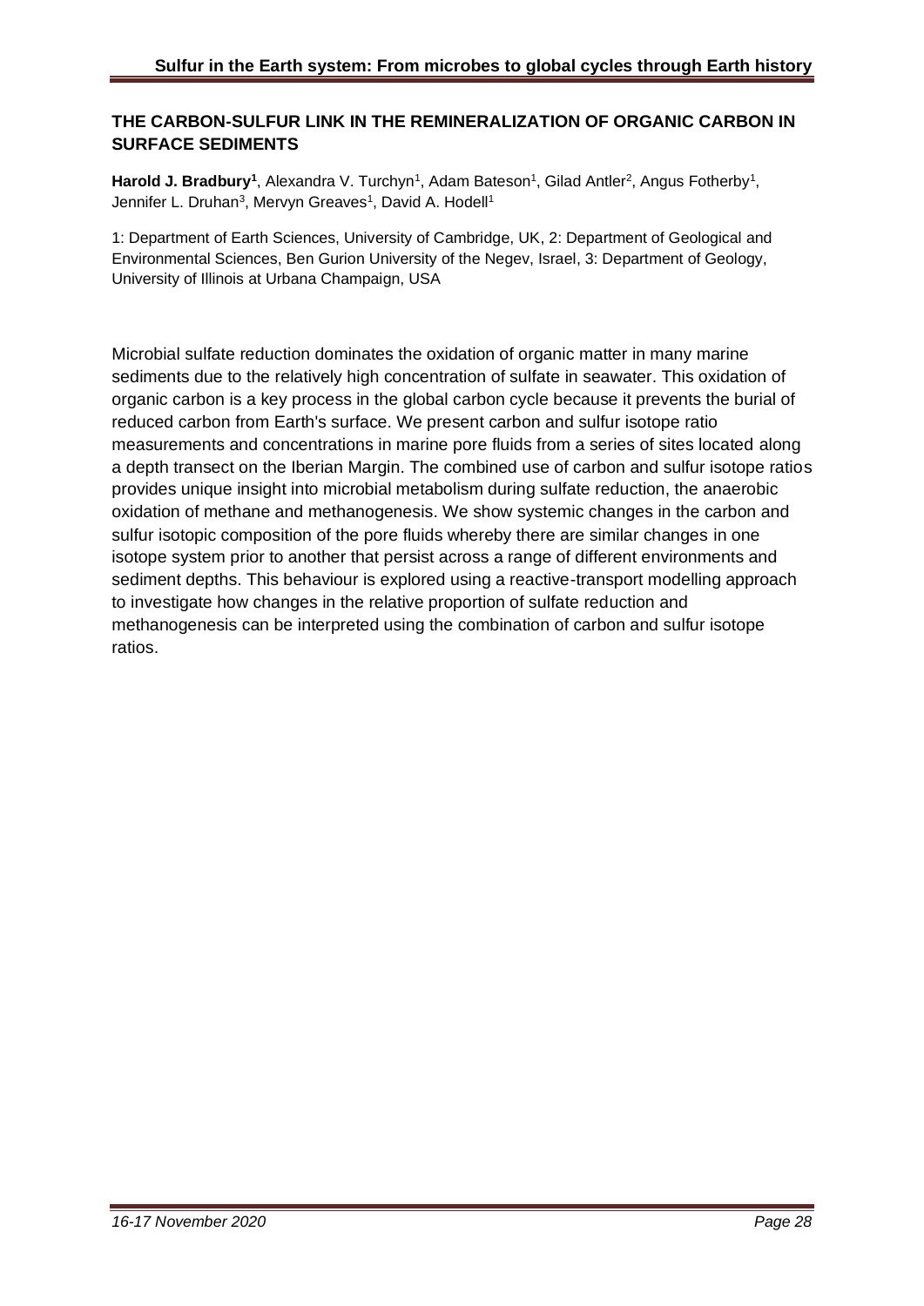## THE CARBON-SULFUR LINK IN THE REMINERALIZATION OF ORGANIC CARBON IN SURFACE SEDIMENTS

**Harold J. Bradbury[1]**, Alexandra V. Turchyn[1], Adam Bateson[1], Gilad Antler[2], Angus Fotherby[1], Jennifer L. Druhan[3], Mervyn Greaves[1], David A. Hodell[1]

1: Department of Earth Sciences, University of Cambridge, UK, 2: Department of Geological and Environmental Sciences, Ben Gurion University of the Negev, Israel, 3: Department of Geology, University of Illinois at Urbana Champaign, USA

Microbial sulfate reduction dominates the oxidation of organic matter in many marine sediments due to the relatively high concentration of sulfate in seawater. This oxidation of organic carbon is a key process in the global carbon cycle because it prevents the burial of reduced carbon from Earth's surface. We present carbon and sulfur isotope ratio measurements and concentrations in marine pore fluids from a series of sites located along a depth transect on the Iberian Margin. The combined use of carbon and sulfur isotope ratios provides unique insight into microbial metabolism during sulfate reduction, the anaerobic oxidation of methane and methanogenesis. We show systemic changes in the carbon and sulfur isotopic composition of the pore fluids whereby there are similar changes in one isotope system prior to another that persist across a range of different environments and sediment depths. This behaviour is explored using a reactive-transport modelling approach to investigate how changes in the relative proportion of sulfate reduction and methanogenesis can be interpreted using the combination of carbon and sulfur isotope ratios.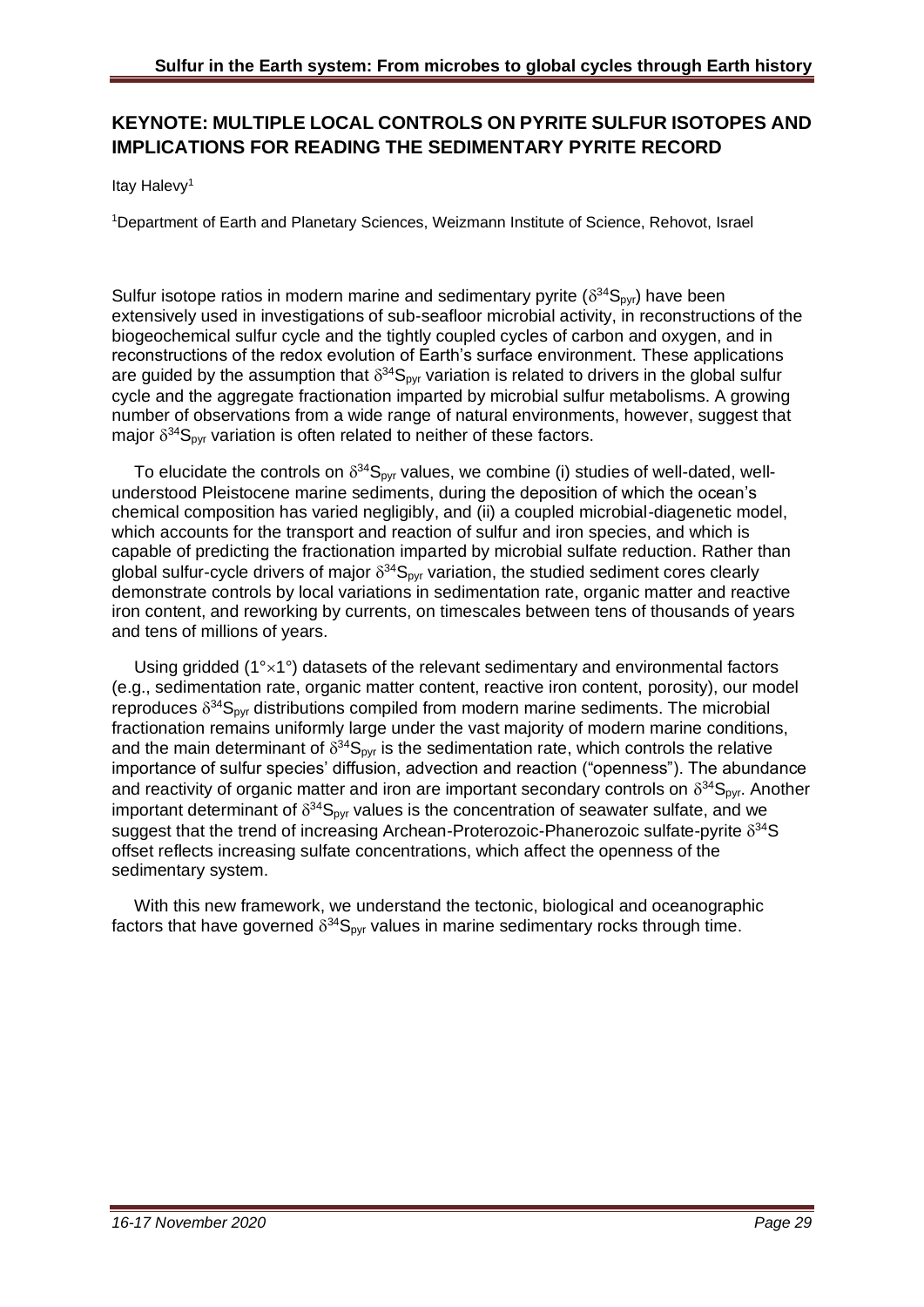## KEYNOTE: MULTIPLE LOCAL CONTROLS ON PYRITE SULFUR ISOTOPES AND IMPLICATIONS FOR READING THE SEDIMENTARY PYRITE RECORD

Itay Halevy[1]

[1]Department of Earth and Planetary Sciences, Weizmann Institute of Science, Rehovot, Israel

Sulfur isotope ratios in modern marine and sedimentary pyrite ($\delta^{34}S_{pyr}$) have been extensively used in investigations of sub-seafloor microbial activity, in reconstructions of the biogeochemical sulfur cycle and the tightly coupled cycles of carbon and oxygen, and in reconstructions of the redox evolution of Earth's surface environment. These applications are guided by the assumption that $\delta^{34}S_{pyr}$ variation is related to drivers in the global sulfur cycle and the aggregate fractionation imparted by microbial sulfur metabolisms. A growing number of observations from a wide range of natural environments, however, suggest that major $\delta^{34}S_{pyr}$ variation is often related to neither of these factors.

To elucidate the controls on $\delta^{34}S_{pyr}$ values, we combine (i) studies of well-dated, well-understood Pleistocene marine sediments, during the deposition of which the ocean's chemical composition has varied negligibly, and (ii) a coupled microbial-diagenetic model, which accounts for the transport and reaction of sulfur and iron species, and which is capable of predicting the fractionation imparted by microbial sulfate reduction. Rather than global sulfur-cycle drivers of major $\delta^{34}S_{pyr}$ variation, the studied sediment cores clearly demonstrate controls by local variations in sedimentation rate, organic matter and reactive iron content, and reworking by currents, on timescales between tens of thousands of years and tens of millions of years.

Using gridded ($1°\times1°$) datasets of the relevant sedimentary and environmental factors (e.g., sedimentation rate, organic matter content, reactive iron content, porosity), our model reproduces $\delta^{34}S_{pyr}$ distributions compiled from modern marine sediments. The microbial fractionation remains uniformly large under the vast majority of modern marine conditions, and the main determinant of $\delta^{34}S_{pyr}$ is the sedimentation rate, which controls the relative importance of sulfur species' diffusion, advection and reaction ("openness"). The abundance and reactivity of organic matter and iron are important secondary controls on $\delta^{34}S_{pyr}$. Another important determinant of $\delta^{34}S_{pyr}$ values is the concentration of seawater sulfate, and we suggest that the trend of increasing Archean-Proterozoic-Phanerozoic sulfate-pyrite $\delta^{34}S$ offset reflects increasing sulfate concentrations, which affect the openness of the sedimentary system.

With this new framework, we understand the tectonic, biological and oceanographic factors that have governed $\delta^{34}S_{pyr}$ values in marine sedimentary rocks through time.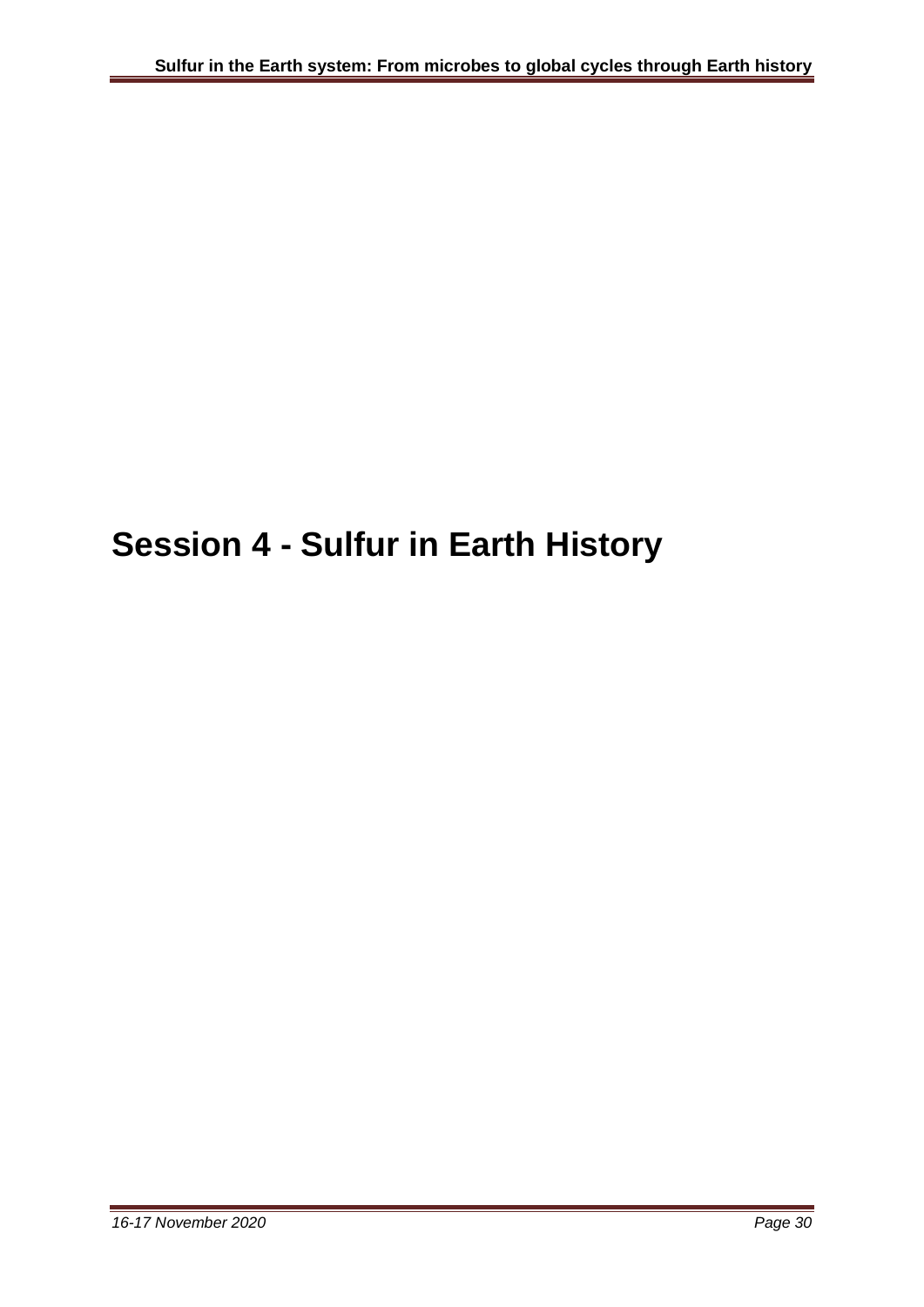# Session 4 - Sulfur in Earth History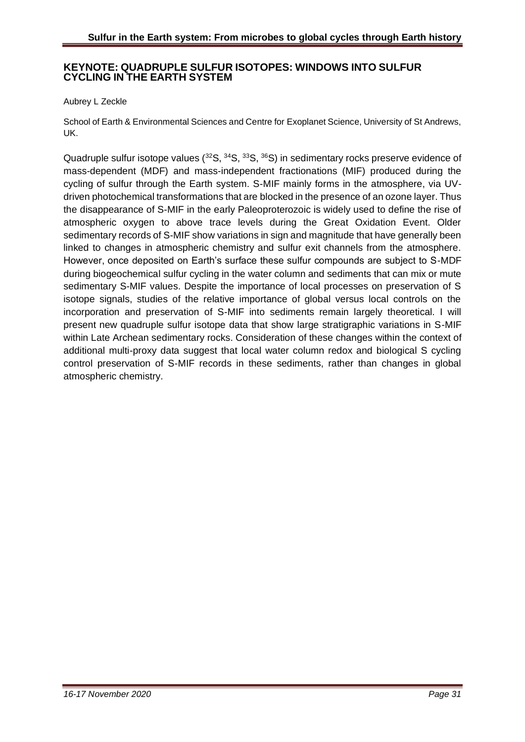## KEYNOTE: QUADRUPLE SULFUR ISOTOPES: WINDOWS INTO SULFUR CYCLING IN THE EARTH SYSTEM

Aubrey L Zeckle

School of Earth & Environmental Sciences and Centre for Exoplanet Science, University of St Andrews, UK.

Quadruple sulfur isotope values ($^{32}S$, $^{34}S$, $^{33}S$, $^{36}S$) in sedimentary rocks preserve evidence of mass-dependent (MDF) and mass-independent fractionations (MIF) produced during the cycling of sulfur through the Earth system. S-MIF mainly forms in the atmosphere, via UV-driven photochemical transformations that are blocked in the presence of an ozone layer. Thus the disappearance of S-MIF in the early Paleoproterozoic is widely used to define the rise of atmospheric oxygen to above trace levels during the Great Oxidation Event. Older sedimentary records of S-MIF show variations in sign and magnitude that have generally been linked to changes in atmospheric chemistry and sulfur exit channels from the atmosphere. However, once deposited on Earth's surface these sulfur compounds are subject to S-MDF during biogeochemical sulfur cycling in the water column and sediments that can mix or mute sedimentary S-MIF values. Despite the importance of local processes on preservation of S isotope signals, studies of the relative importance of global versus local controls on the incorporation and preservation of S-MIF into sediments remain largely theoretical. I will present new quadruple sulfur isotope data that show large stratigraphic variations in S-MIF within Late Archean sedimentary rocks. Consideration of these changes within the context of additional multi-proxy data suggest that local water column redox and biological S cycling control preservation of S-MIF records in these sediments, rather than changes in global atmospheric chemistry.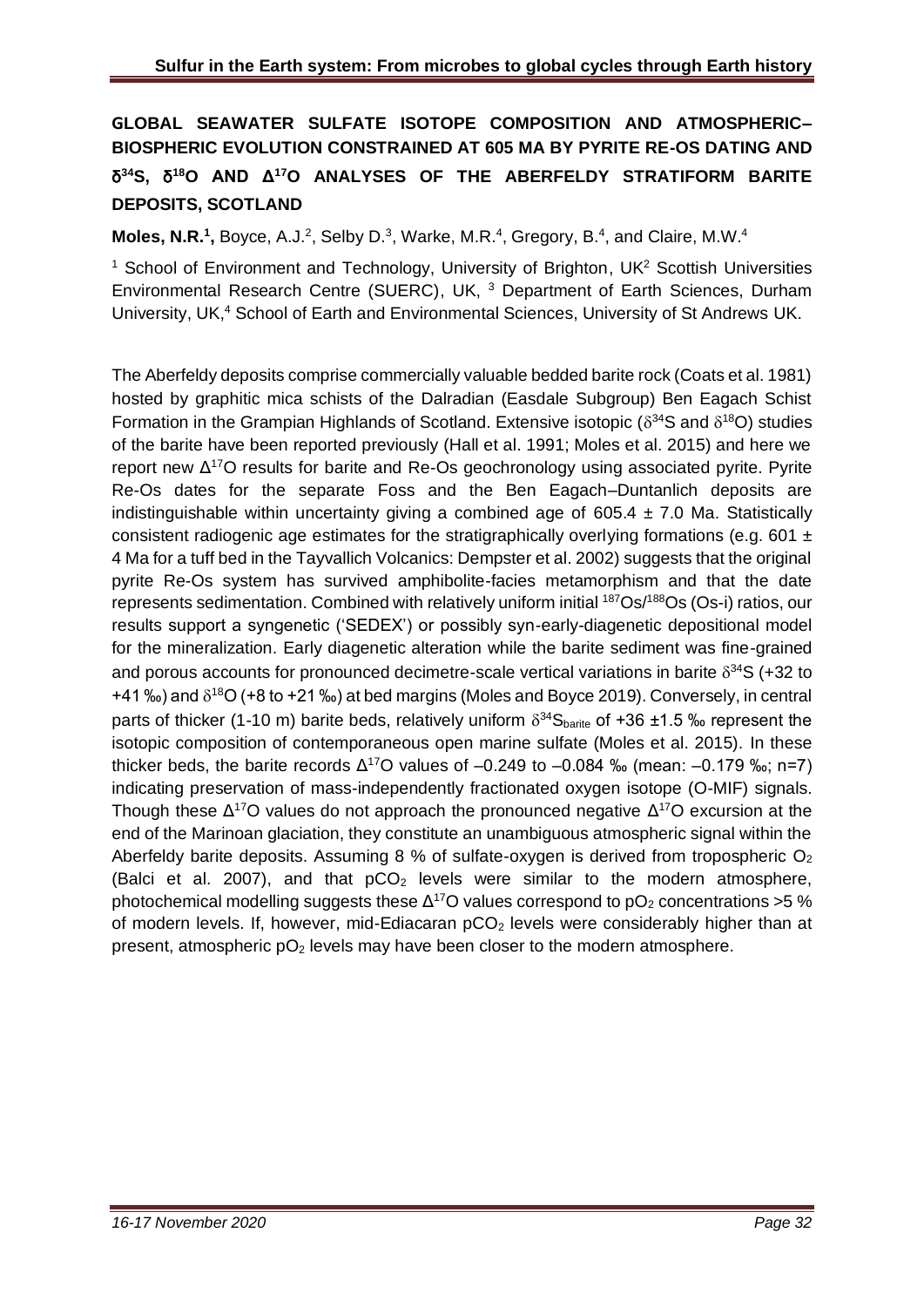## GLOBAL SEAWATER SULFATE ISOTOPE COMPOSITION AND ATMOSPHERIC–BIOSPHERIC EVOLUTION CONSTRAINED AT 605 MA BY PYRITE RE-OS DATING AND $\delta^{34}$S, $\delta^{18}$O AND $\Delta^{17}$O ANALYSES OF THE ABERFELDY STRATIFORM BARITE DEPOSITS, SCOTLAND

**Moles, N.R.[1],** Boyce, A.J.[2], Selby D.[3], Warke, M.R.[4], Gregory, B.[4], and Claire, M.W.[4]

[1] School of Environment and Technology, University of Brighton, UK [2] Scottish Universities Environmental Research Centre (SUERC), UK, [3] Department of Earth Sciences, Durham University, UK, [4] School of Earth and Environmental Sciences, University of St Andrews UK.

The Aberfeldy deposits comprise commercially valuable bedded barite rock (Coats et al. 1981) hosted by graphitic mica schists of the Dalradian (Easdale Subgroup) Ben Eagach Schist Formation in the Grampian Highlands of Scotland. Extensive isotopic ($\delta^{34}$S and $\delta^{18}$O) studies of the barite have been reported previously (Hall et al. 1991; Moles et al. 2015) and here we report new $\Delta^{17}$O results for barite and Re-Os geochronology using associated pyrite. Pyrite Re-Os dates for the separate Foss and the Ben Eagach–Duntanlich deposits are indistinguishable within uncertainty giving a combined age of 605.4 ± 7.0 Ma. Statistically consistent radiogenic age estimates for the stratigraphically overlying formations (e.g. 601 ± 4 Ma for a tuff bed in the Tayvallich Volcanics: Dempster et al. 2002) suggests that the original pyrite Re-Os system has survived amphibolite-facies metamorphism and that the date represents sedimentation. Combined with relatively uniform initial $^{187}$Os/$^{188}$Os (Os-i) ratios, our results support a syngenetic ('SEDEX') or possibly syn-early-diagenetic depositional model for the mineralization. Early diagenetic alteration while the barite sediment was fine-grained and porous accounts for pronounced decimetre-scale vertical variations in barite $\delta^{34}$S (+32 to +41 ‰) and $\delta^{18}$O (+8 to +21 ‰) at bed margins (Moles and Boyce 2019). Conversely, in central parts of thicker (1-10 m) barite beds, relatively uniform $\delta^{34}S_{barite}$ of +36 ±1.5 ‰ represent the isotopic composition of contemporaneous open marine sulfate (Moles et al. 2015). In these thicker beds, the barite records $\Delta^{17}$O values of –0.249 to –0.084 ‰ (mean: –0.179 ‰; n=7) indicating preservation of mass-independently fractionated oxygen isotope (O-MIF) signals. Though these $\Delta^{17}$O values do not approach the pronounced negative $\Delta^{17}$O excursion at the end of the Marinoan glaciation, they constitute an unambiguous atmospheric signal within the Aberfeldy barite deposits. Assuming 8 % of sulfate-oxygen is derived from tropospheric $O_2$ (Balci et al. 2007), and that $pCO_2$ levels were similar to the modern atmosphere, photochemical modelling suggests these $\Delta^{17}$O values correspond to $pO_2$ concentrations >5 % of modern levels. If, however, mid-Ediacaran $pCO_2$ levels were considerably higher than at present, atmospheric $pO_2$ levels may have been closer to the modern atmosphere.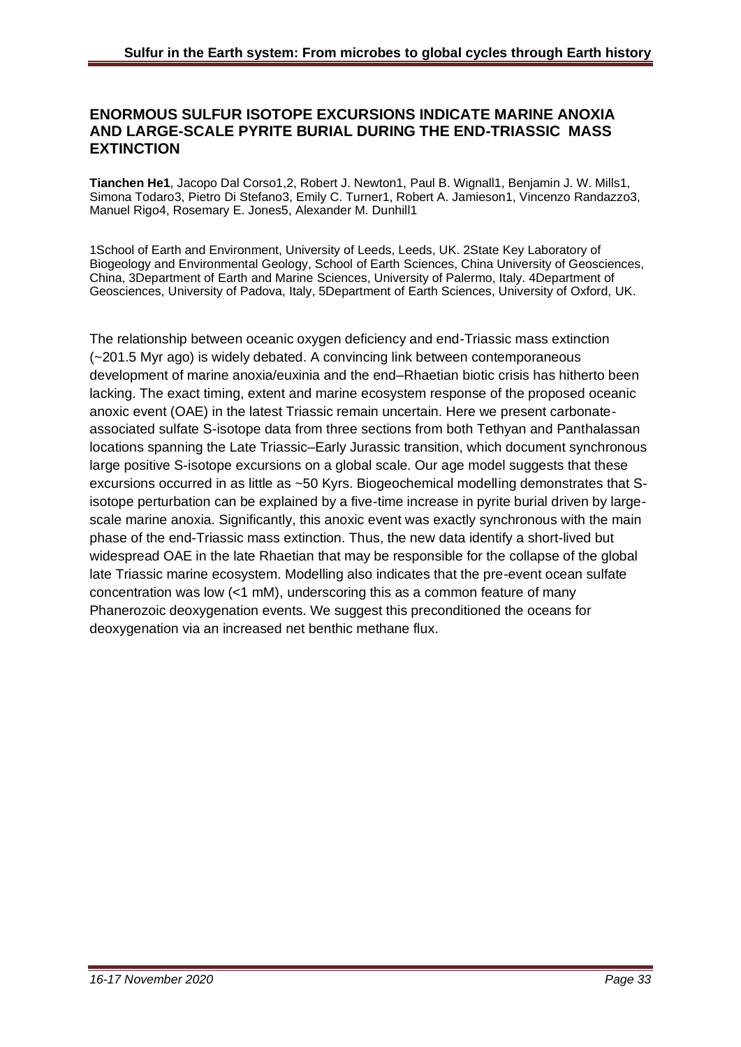## ENORMOUS SULFUR ISOTOPE EXCURSIONS INDICATE MARINE ANOXIA AND LARGE-SCALE PYRITE BURIAL DURING THE END-TRIASSIC MASS EXTINCTION

**Tianchen He[1]**, Jacopo Dal Corso[1,2], Robert J. Newton[1], Paul B. Wignall[1], Benjamin J. W. Mills[1], Simona Todaro[3], Pietro Di Stefano[3], Emily C. Turner[1], Robert A. Jamieson[1], Vincenzo Randazzo[3], Manuel Rigo[4], Rosemary E. Jones[5], Alexander M. Dunhill[1]

[1]School of Earth and Environment, University of Leeds, Leeds, UK. [2]State Key Laboratory of Biogeology and Environmental Geology, School of Earth Sciences, China University of Geosciences, China, [3]Department of Earth and Marine Sciences, University of Palermo, Italy. [4]Department of Geosciences, University of Padova, Italy, [5]Department of Earth Sciences, University of Oxford, UK.

The relationship between oceanic oxygen deficiency and end-Triassic mass extinction (~201.5 Myr ago) is widely debated. A convincing link between contemporaneous development of marine anoxia/euxinia and the end–Rhaetian biotic crisis has hitherto been lacking. The exact timing, extent and marine ecosystem response of the proposed oceanic anoxic event (OAE) in the latest Triassic remain uncertain. Here we present carbonate-associated sulfate S-isotope data from three sections from both Tethyan and Panthalassan locations spanning the Late Triassic–Early Jurassic transition, which document synchronous large positive S-isotope excursions on a global scale. Our age model suggests that these excursions occurred in as little as ~50 Kyrs. Biogeochemical modelling demonstrates that S-isotope perturbation can be explained by a five-time increase in pyrite burial driven by large-scale marine anoxia. Significantly, this anoxic event was exactly synchronous with the main phase of the end-Triassic mass extinction. Thus, the new data identify a short-lived but widespread OAE in the late Rhaetian that may be responsible for the collapse of the global late Triassic marine ecosystem. Modelling also indicates that the pre-event ocean sulfate concentration was low (<1 mM), underscoring this as a common feature of many Phanerozoic deoxygenation events. We suggest this preconditioned the oceans for deoxygenation via an increased net benthic methane flux.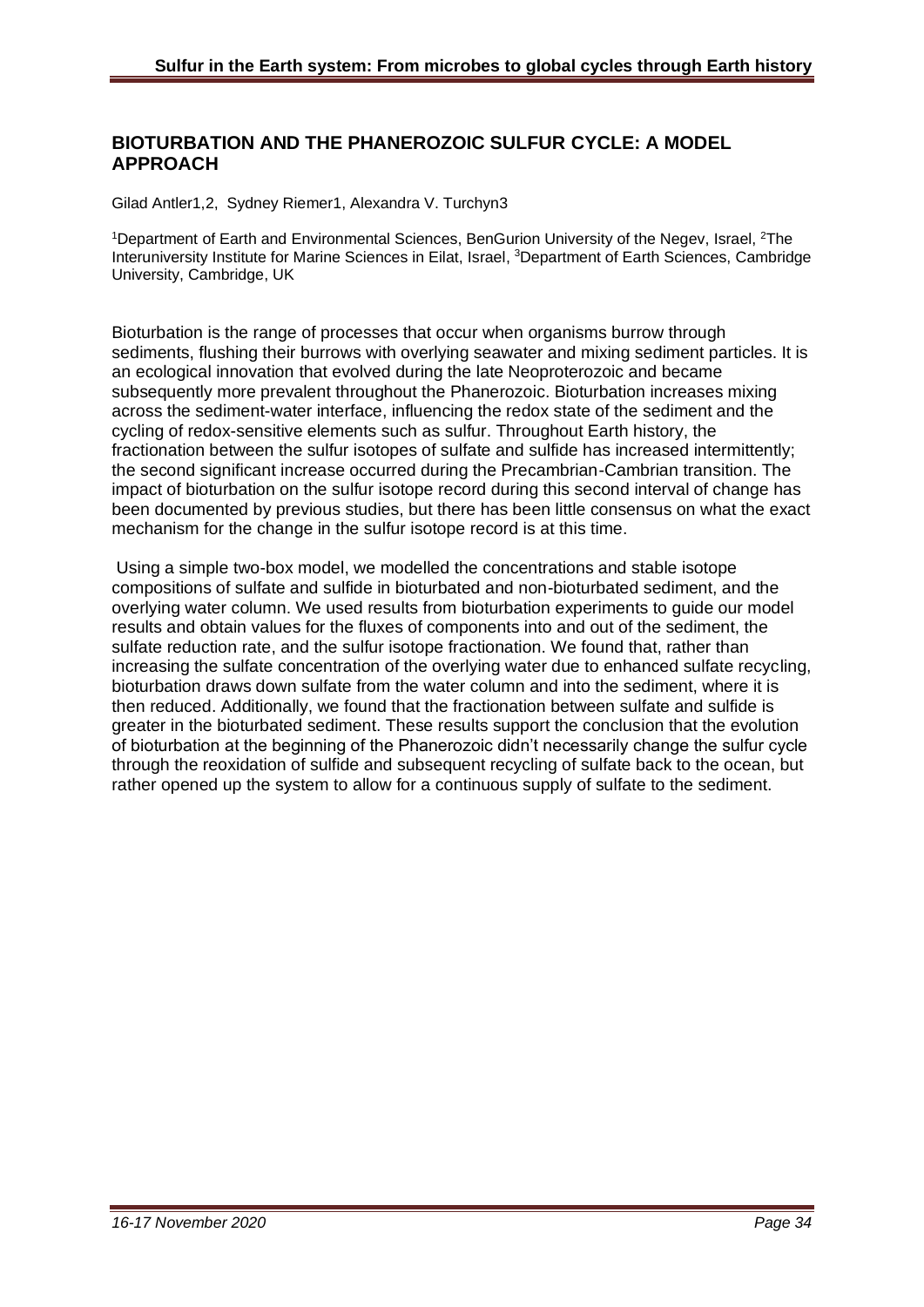## BIOTURBATION AND THE PHANEROZOIC SULFUR CYCLE: A MODEL APPROACH

Gilad Antler1,2, Sydney Riemer1, Alexandra V. Turchyn3

[1]Department of Earth and Environmental Sciences, BenGurion University of the Negev, Israel, [2]The Interuniversity Institute for Marine Sciences in Eilat, Israel, [3]Department of Earth Sciences, Cambridge University, Cambridge, UK

Bioturbation is the range of processes that occur when organisms burrow through sediments, flushing their burrows with overlying seawater and mixing sediment particles. It is an ecological innovation that evolved during the late Neoproterozoic and became subsequently more prevalent throughout the Phanerozoic. Bioturbation increases mixing across the sediment-water interface, influencing the redox state of the sediment and the cycling of redox-sensitive elements such as sulfur. Throughout Earth history, the fractionation between the sulfur isotopes of sulfate and sulfide has increased intermittently; the second significant increase occurred during the Precambrian-Cambrian transition. The impact of bioturbation on the sulfur isotope record during this second interval of change has been documented by previous studies, but there has been little consensus on what the exact mechanism for the change in the sulfur isotope record is at this time.

Using a simple two-box model, we modelled the concentrations and stable isotope compositions of sulfate and sulfide in bioturbated and non-bioturbated sediment, and the overlying water column. We used results from bioturbation experiments to guide our model results and obtain values for the fluxes of components into and out of the sediment, the sulfate reduction rate, and the sulfur isotope fractionation. We found that, rather than increasing the sulfate concentration of the overlying water due to enhanced sulfate recycling, bioturbation draws down sulfate from the water column and into the sediment, where it is then reduced. Additionally, we found that the fractionation between sulfate and sulfide is greater in the bioturbated sediment. These results support the conclusion that the evolution of bioturbation at the beginning of the Phanerozoic didn't necessarily change the sulfur cycle through the reoxidation of sulfide and subsequent recycling of sulfate back to the ocean, but rather opened up the system to allow for a continuous supply of sulfate to the sediment.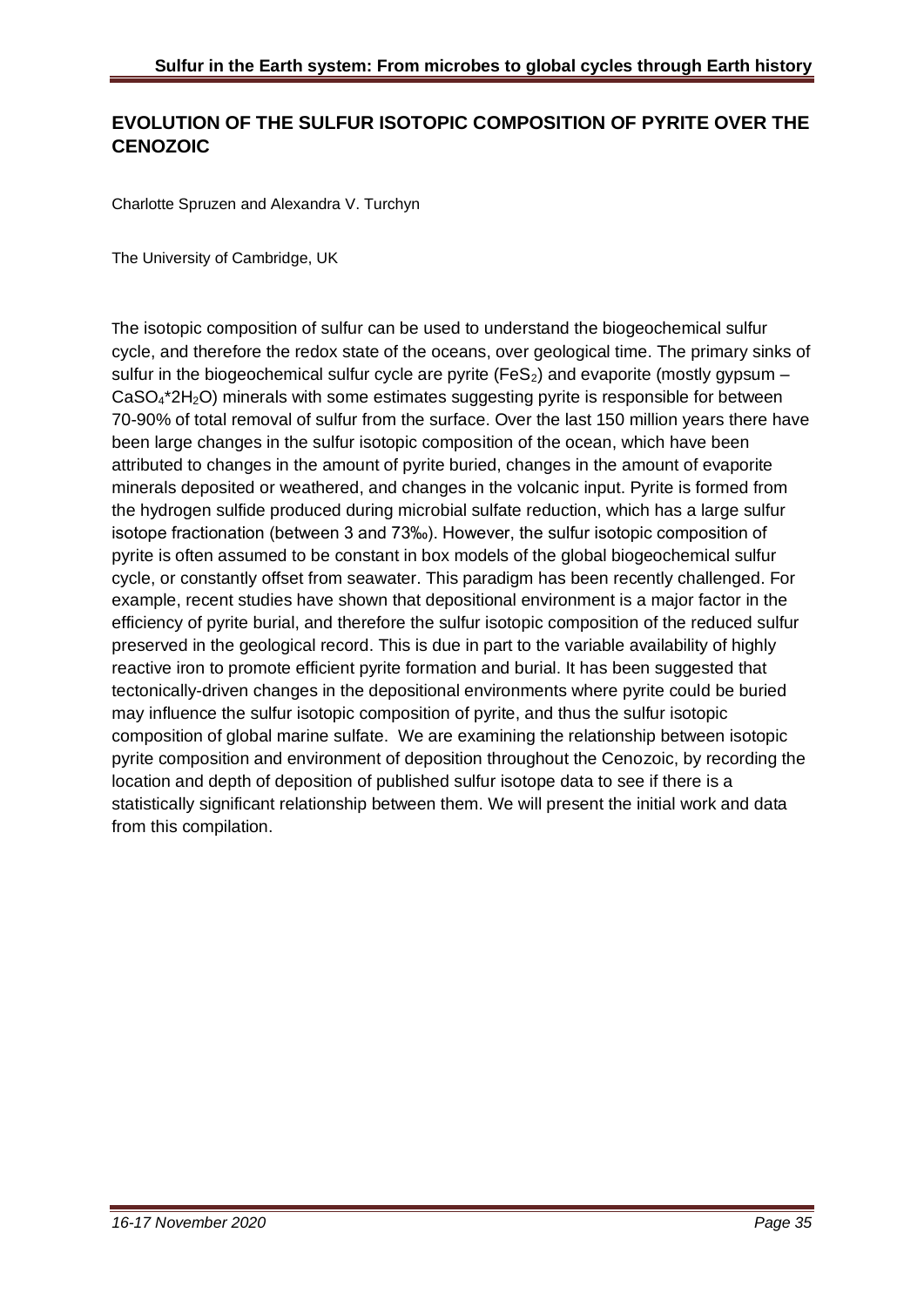## EVOLUTION OF THE SULFUR ISOTOPIC COMPOSITION OF PYRITE OVER THE CENOZOIC

Charlotte Spruzen and Alexandra V. Turchyn

The University of Cambridge, UK

The isotopic composition of sulfur can be used to understand the biogeochemical sulfur cycle, and therefore the redox state of the oceans, over geological time. The primary sinks of sulfur in the biogeochemical sulfur cycle are pyrite ($FeS_2$) and evaporite (mostly gypsum – $CaSO_4 \cdot 2H_2O$) minerals with some estimates suggesting pyrite is responsible for between 70-90% of total removal of sulfur from the surface. Over the last 150 million years there have been large changes in the sulfur isotopic composition of the ocean, which have been attributed to changes in the amount of pyrite buried, changes in the amount of evaporite minerals deposited or weathered, and changes in the volcanic input. Pyrite is formed from the hydrogen sulfide produced during microbial sulfate reduction, which has a large sulfur isotope fractionation (between 3 and 73‰). However, the sulfur isotopic composition of pyrite is often assumed to be constant in box models of the global biogeochemical sulfur cycle, or constantly offset from seawater. This paradigm has been recently challenged. For example, recent studies have shown that depositional environment is a major factor in the efficiency of pyrite burial, and therefore the sulfur isotopic composition of the reduced sulfur preserved in the geological record. This is due in part to the variable availability of highly reactive iron to promote efficient pyrite formation and burial. It has been suggested that tectonically-driven changes in the depositional environments where pyrite could be buried may influence the sulfur isotopic composition of pyrite, and thus the sulfur isotopic composition of global marine sulfate. We are examining the relationship between isotopic pyrite composition and environment of deposition throughout the Cenozoic, by recording the location and depth of deposition of published sulfur isotope data to see if there is a statistically significant relationship between them. We will present the initial work and data from this compilation.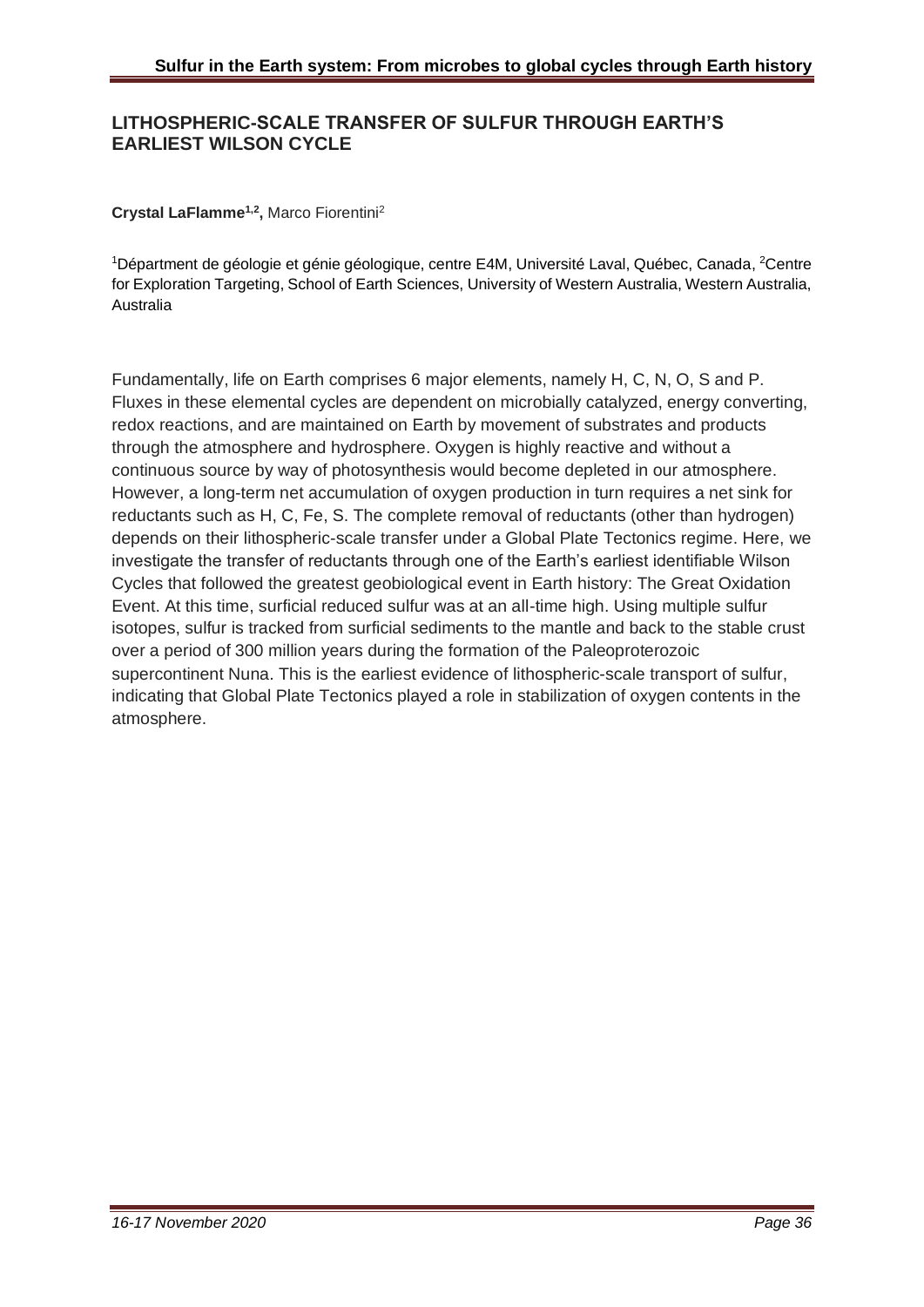## LITHOSPHERIC-SCALE TRANSFER OF SULFUR THROUGH EARTH'S EARLIEST WILSON CYCLE

**Crystal LaFlamme[1,2],** Marco Fiorentini[2]

[1]Départment de géologie et génie géologique, centre E4M, Université Laval, Québec, Canada, [2]Centre for Exploration Targeting, School of Earth Sciences, University of Western Australia, Western Australia, Australia

Fundamentally, life on Earth comprises 6 major elements, namely H, C, N, O, S and P. Fluxes in these elemental cycles are dependent on microbially catalyzed, energy converting, redox reactions, and are maintained on Earth by movement of substrates and products through the atmosphere and hydrosphere. Oxygen is highly reactive and without a continuous source by way of photosynthesis would become depleted in our atmosphere. However, a long-term net accumulation of oxygen production in turn requires a net sink for reductants such as H, C, Fe, S. The complete removal of reductants (other than hydrogen) depends on their lithospheric-scale transfer under a Global Plate Tectonics regime. Here, we investigate the transfer of reductants through one of the Earth's earliest identifiable Wilson Cycles that followed the greatest geobiological event in Earth history: The Great Oxidation Event. At this time, surficial reduced sulfur was at an all-time high. Using multiple sulfur isotopes, sulfur is tracked from surficial sediments to the mantle and back to the stable crust over a period of 300 million years during the formation of the Paleoproterozoic supercontinent Nuna. This is the earliest evidence of lithospheric-scale transport of sulfur, indicating that Global Plate Tectonics played a role in stabilization of oxygen contents in the atmosphere.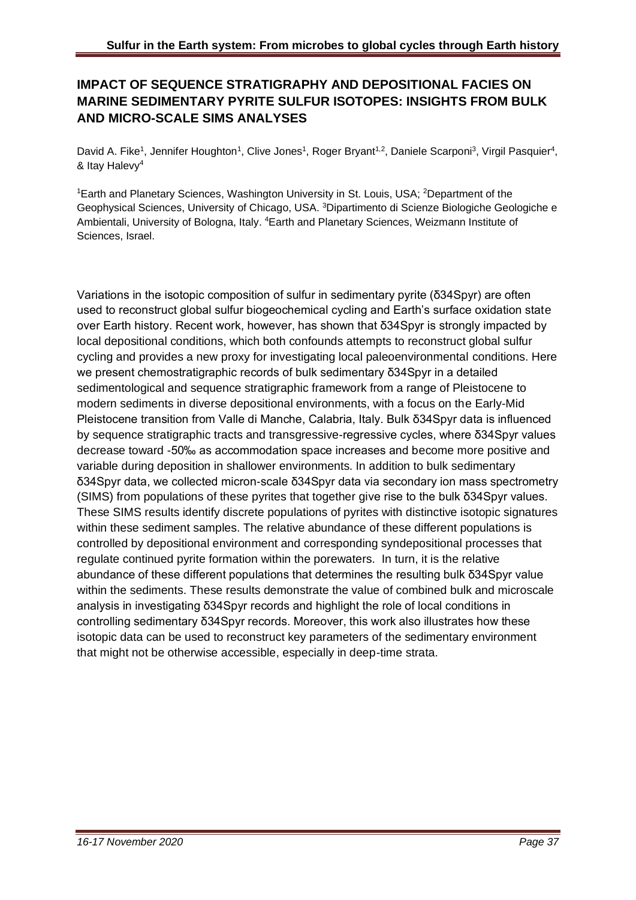## IMPACT OF SEQUENCE STRATIGRAPHY AND DEPOSITIONAL FACIES ON MARINE SEDIMENTARY PYRITE SULFUR ISOTOPES: INSIGHTS FROM BULK AND MICRO-SCALE SIMS ANALYSES

David A. Fike[1], Jennifer Houghton[1], Clive Jones[1], Roger Bryant[1,2], Daniele Scarponi[3], Virgil Pasquier[4], & Itay Halevy[4]

[1]Earth and Planetary Sciences, Washington University in St. Louis, USA; [2]Department of the Geophysical Sciences, University of Chicago, USA. [3]Dipartimento di Scienze Biologiche Geologiche e Ambientali, University of Bologna, Italy. [4]Earth and Planetary Sciences, Weizmann Institute of Sciences, Israel.

Variations in the isotopic composition of sulfur in sedimentary pyrite (δ34Spyr) are often used to reconstruct global sulfur biogeochemical cycling and Earth's surface oxidation state over Earth history. Recent work, however, has shown that δ34Spyr is strongly impacted by local depositional conditions, which both confounds attempts to reconstruct global sulfur cycling and provides a new proxy for investigating local paleoenvironmental conditions. Here we present chemostratigraphic records of bulk sedimentary δ34Spyr in a detailed sedimentological and sequence stratigraphic framework from a range of Pleistocene to modern sediments in diverse depositional environments, with a focus on the Early-Mid Pleistocene transition from Valle di Manche, Calabria, Italy. Bulk δ34Spyr data is influenced by sequence stratigraphic tracts and transgressive-regressive cycles, where δ34Spyr values decrease toward -50‰ as accommodation space increases and become more positive and variable during deposition in shallower environments. In addition to bulk sedimentary δ34Spyr data, we collected micron-scale δ34Spyr data via secondary ion mass spectrometry (SIMS) from populations of these pyrites that together give rise to the bulk δ34Spyr values. These SIMS results identify discrete populations of pyrites with distinctive isotopic signatures within these sediment samples. The relative abundance of these different populations is controlled by depositional environment and corresponding syndepositional processes that regulate continued pyrite formation within the porewaters. In turn, it is the relative abundance of these different populations that determines the resulting bulk δ34Spyr value within the sediments. These results demonstrate the value of combined bulk and microscale analysis in investigating δ34Spyr records and highlight the role of local conditions in controlling sedimentary δ34Spyr records. Moreover, this work also illustrates how these isotopic data can be used to reconstruct key parameters of the sedimentary environment that might not be otherwise accessible, especially in deep-time strata.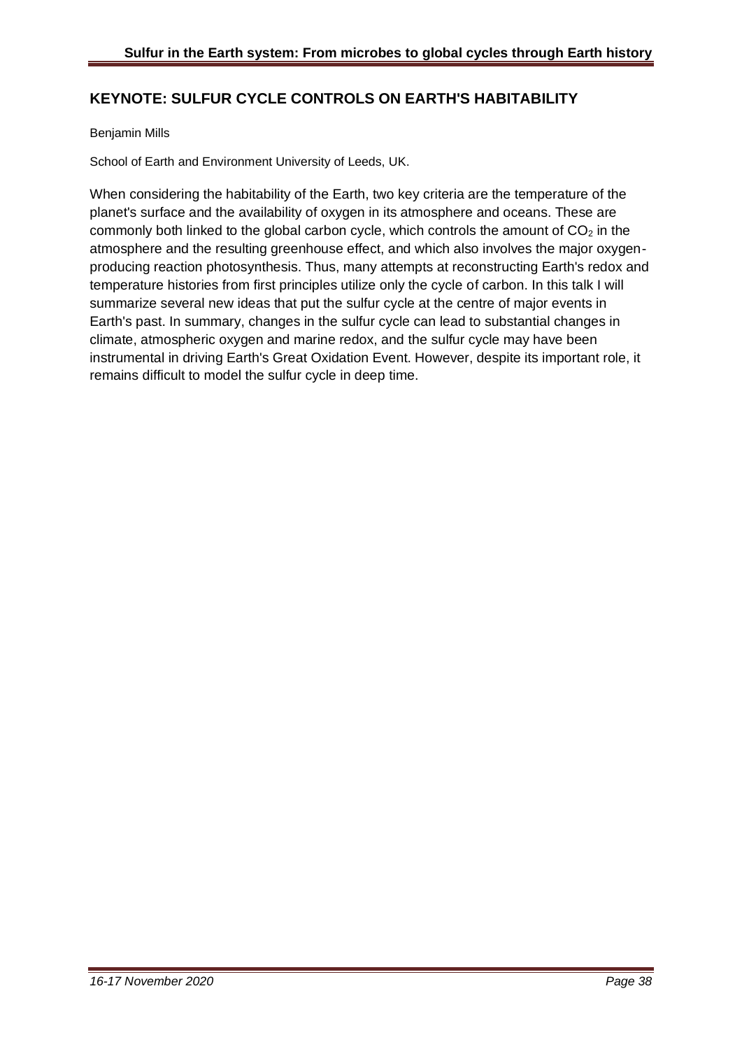## KEYNOTE: SULFUR CYCLE CONTROLS ON EARTH'S HABITABILITY

Benjamin Mills

School of Earth and Environment University of Leeds, UK.

When considering the habitability of the Earth, two key criteria are the temperature of the planet's surface and the availability of oxygen in its atmosphere and oceans. These are commonly both linked to the global carbon cycle, which controls the amount of $CO_2$ in the atmosphere and the resulting greenhouse effect, and which also involves the major oxygen-producing reaction photosynthesis. Thus, many attempts at reconstructing Earth's redox and temperature histories from first principles utilize only the cycle of carbon. In this talk I will summarize several new ideas that put the sulfur cycle at the centre of major events in Earth's past. In summary, changes in the sulfur cycle can lead to substantial changes in climate, atmospheric oxygen and marine redox, and the sulfur cycle may have been instrumental in driving Earth's Great Oxidation Event. However, despite its important role, it remains difficult to model the sulfur cycle in deep time.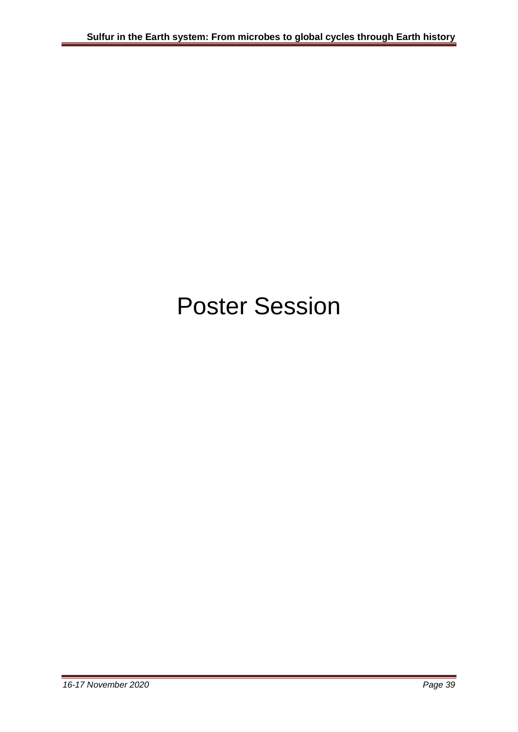# Poster Session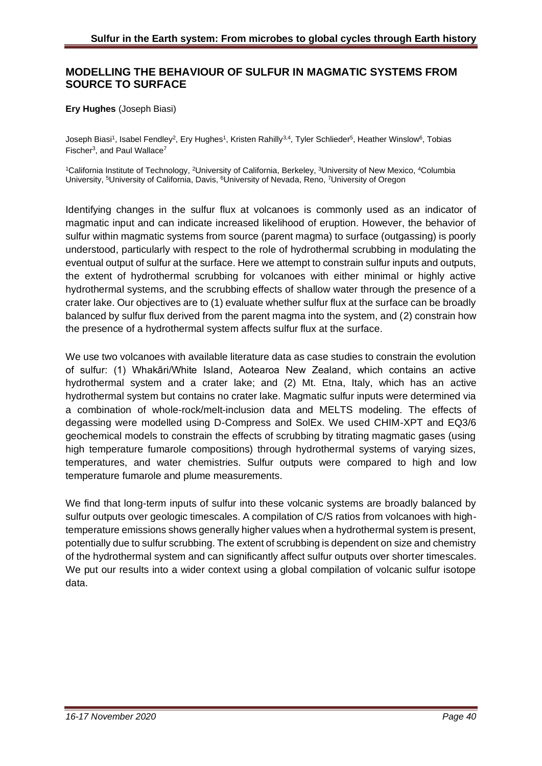## MODELLING THE BEHAVIOUR OF SULFUR IN MAGMATIC SYSTEMS FROM SOURCE TO SURFACE

**Ery Hughes** (Joseph Biasi)

Joseph Biasi[1], Isabel Fendley[2], Ery Hughes[1], Kristen Rahilly[3,4], Tyler Schlieder[5], Heather Winslow[6], Tobias Fischer[3], and Paul Wallace[7]

[1]California Institute of Technology, [2]University of California, Berkeley, [3]University of New Mexico, [4]Columbia University, [5]University of California, Davis, [6]University of Nevada, Reno, [7]University of Oregon

Identifying changes in the sulfur flux at volcanoes is commonly used as an indicator of magmatic input and can indicate increased likelihood of eruption. However, the behavior of sulfur within magmatic systems from source (parent magma) to surface (outgassing) is poorly understood, particularly with respect to the role of hydrothermal scrubbing in modulating the eventual output of sulfur at the surface. Here we attempt to constrain sulfur inputs and outputs, the extent of hydrothermal scrubbing for volcanoes with either minimal or highly active hydrothermal systems, and the scrubbing effects of shallow water through the presence of a crater lake. Our objectives are to (1) evaluate whether sulfur flux at the surface can be broadly balanced by sulfur flux derived from the parent magma into the system, and (2) constrain how the presence of a hydrothermal system affects sulfur flux at the surface.

We use two volcanoes with available literature data as case studies to constrain the evolution of sulfur: (1) Whakāri/White Island, Aotearoa New Zealand, which contains an active hydrothermal system and a crater lake; and (2) Mt. Etna, Italy, which has an active hydrothermal system but contains no crater lake. Magmatic sulfur inputs were determined via a combination of whole-rock/melt-inclusion data and MELTS modeling. The effects of degassing were modelled using D-Compress and SolEx. We used CHIM-XPT and EQ3/6 geochemical models to constrain the effects of scrubbing by titrating magmatic gases (using high temperature fumarole compositions) through hydrothermal systems of varying sizes, temperatures, and water chemistries. Sulfur outputs were compared to high and low temperature fumarole and plume measurements.

We find that long-term inputs of sulfur into these volcanic systems are broadly balanced by sulfur outputs over geologic timescales. A compilation of C/S ratios from volcanoes with high-temperature emissions shows generally higher values when a hydrothermal system is present, potentially due to sulfur scrubbing. The extent of scrubbing is dependent on size and chemistry of the hydrothermal system and can significantly affect sulfur outputs over shorter timescales. We put our results into a wider context using a global compilation of volcanic sulfur isotope data.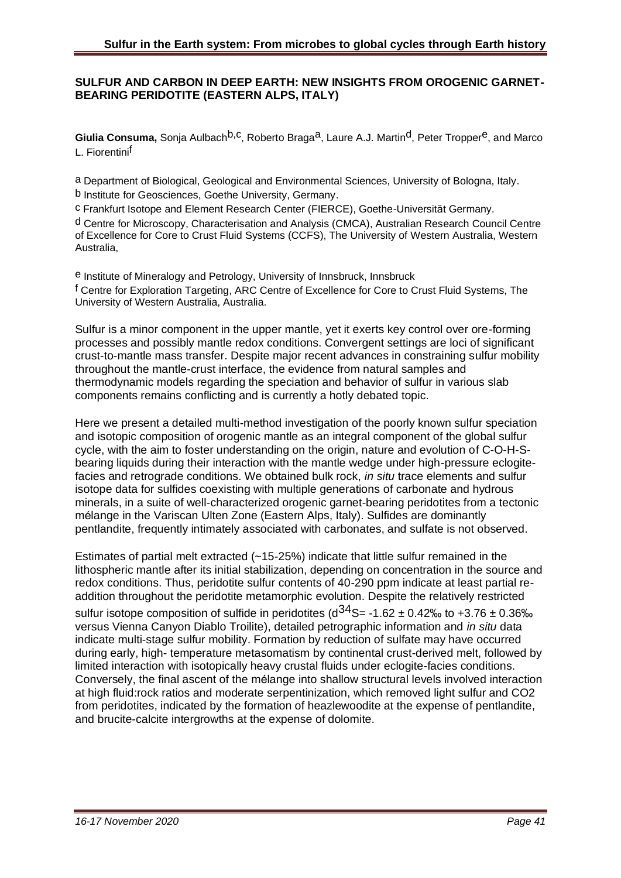## SULFUR AND CARBON IN DEEP EARTH: NEW INSIGHTS FROM OROGENIC GARNET-BEARING PERIDOTITE (EASTERN ALPS, ITALY)

**Giulia Consuma,** Sonja Aulbach[b,c], Roberto Braga[a], Laure A.J. Martin[d], Peter Tropper[e], and Marco L. Fiorentini[f]

[a] Department of Biological, Geological and Environmental Sciences, University of Bologna, Italy.

[b] Institute for Geosciences, Goethe University, Germany.

[c] Frankfurt Isotope and Element Research Center (FIERCE), Goethe-Universität Germany.

[d] Centre for Microscopy, Characterisation and Analysis (CMCA), Australian Research Council Centre of Excellence for Core to Crust Fluid Systems (CCFS), The University of Western Australia, Western Australia,

[e] Institute of Mineralogy and Petrology, University of Innsbruck, Innsbruck

[f] Centre for Exploration Targeting, ARC Centre of Excellence for Core to Crust Fluid Systems, The University of Western Australia, Australia.

Sulfur is a minor component in the upper mantle, yet it exerts key control over ore-forming processes and possibly mantle redox conditions. Convergent settings are loci of significant crust-to-mantle mass transfer. Despite major recent advances in constraining sulfur mobility throughout the mantle-crust interface, the evidence from natural samples and thermodynamic models regarding the speciation and behavior of sulfur in various slab components remains conflicting and is currently a hotly debated topic.

Here we present a detailed multi-method investigation of the poorly known sulfur speciation and isotopic composition of orogenic mantle as an integral component of the global sulfur cycle, with the aim to foster understanding on the origin, nature and evolution of C-O-H-S-bearing liquids during their interaction with the mantle wedge under high-pressure eclogite-facies and retrograde conditions. We obtained bulk rock, *in situ* trace elements and sulfur isotope data for sulfides coexisting with multiple generations of carbonate and hydrous minerals, in a suite of well-characterized orogenic garnet-bearing peridotites from a tectonic mélange in the Variscan Ulten Zone (Eastern Alps, Italy). Sulfides are dominantly pentlandite, frequently intimately associated with carbonates, and sulfate is not observed.

Estimates of partial melt extracted (~15-25%) indicate that little sulfur remained in the lithospheric mantle after its initial stabilization, depending on concentration in the source and redox conditions. Thus, peridotite sulfur contents of 40-290 ppm indicate at least partial re-addition throughout the peridotite metamorphic evolution. Despite the relatively restricted sulfur isotope composition of sulfide in peridotites ($d^{34}S$= -1.62 ± 0.42‰ to +3.76 ± 0.36‰ versus Vienna Canyon Diablo Troilite), detailed petrographic information and *in situ* data indicate multi-stage sulfur mobility. Formation by reduction of sulfate may have occurred during early, high- temperature metasomatism by continental crust-derived melt, followed by limited interaction with isotopically heavy crustal fluids under eclogite-facies conditions. Conversely, the final ascent of the mélange into shallow structural levels involved interaction at high fluid:rock ratios and moderate serpentinization, which removed light sulfur and $CO_2$ from peridotites, indicated by the formation of heazlewoodite at the expense of pentlandite, and brucite-calcite intergrowths at the expense of dolomite.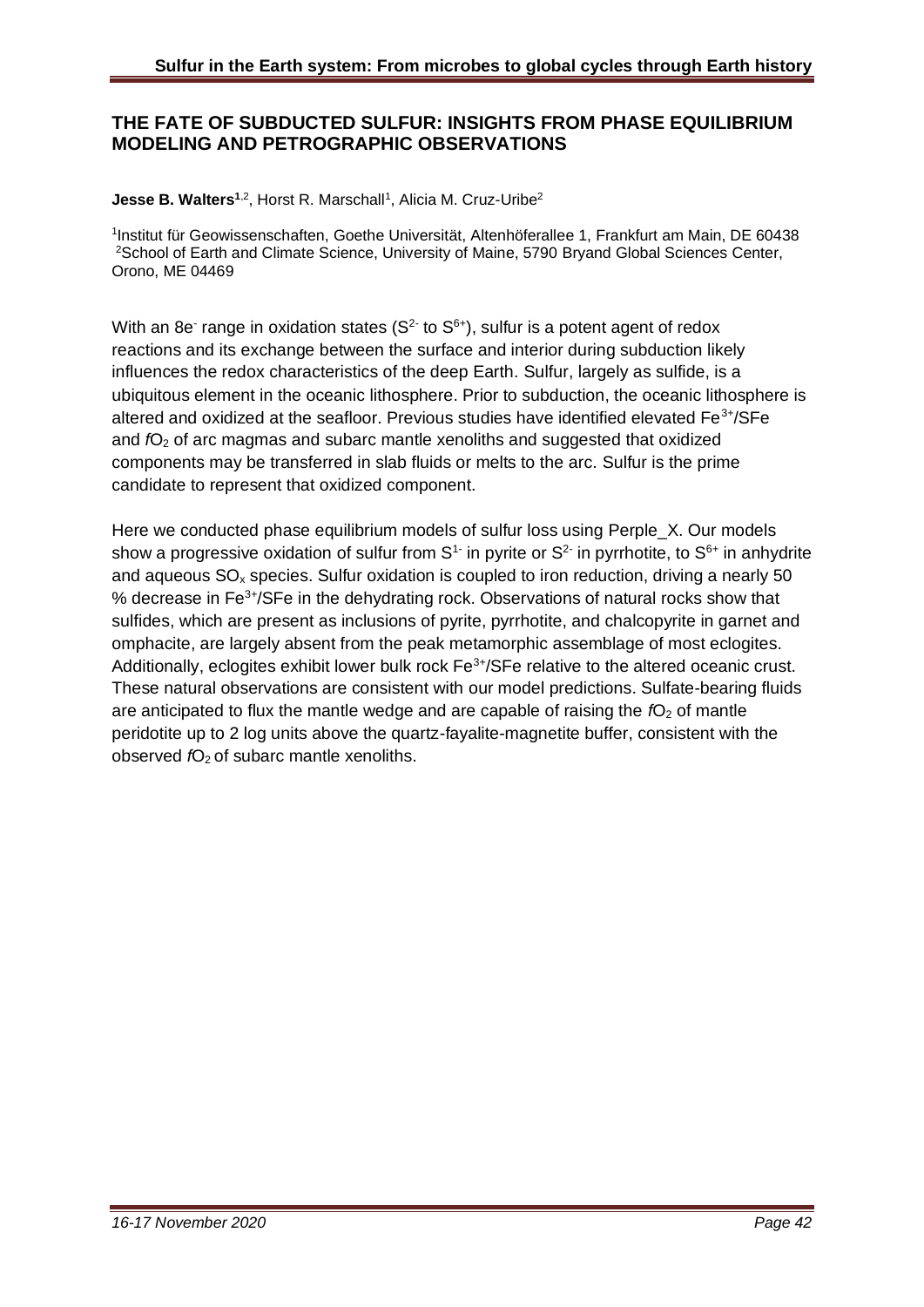## THE FATE OF SUBDUCTED SULFUR: INSIGHTS FROM PHASE EQUILIBRIUM MODELING AND PETROGRAPHIC OBSERVATIONS

**Jesse B. Walters**[1,2], Horst R. Marschall[1], Alicia M. Cruz-Uribe[2]

[1]Institut für Geowissenschaften, Goethe Universität, Altenhöferallee 1, Frankfurt am Main, DE 60438
[2]School of Earth and Climate Science, University of Maine, 5790 Bryand Global Sciences Center, Orono, ME 04469

With an 8e$^-$ range in oxidation states ($S^{2-}$ to $S^{6+}$), sulfur is a potent agent of redox reactions and its exchange between the surface and interior during subduction likely influences the redox characteristics of the deep Earth. Sulfur, largely as sulfide, is a ubiquitous element in the oceanic lithosphere. Prior to subduction, the oceanic lithosphere is altered and oxidized at the seafloor. Previous studies have identified elevated $Fe^{3+}$/ΣFe and $fO_2$ of arc magmas and subarc mantle xenoliths and suggested that oxidized components may be transferred in slab fluids or melts to the arc. Sulfur is the prime candidate to represent that oxidized component.

Here we conducted phase equilibrium models of sulfur loss using Perple_X. Our models show a progressive oxidation of sulfur from $S^{1-}$ in pyrite or $S^{2-}$ in pyrrhotite, to $S^{6+}$ in anhydrite and aqueous $SO_x$ species. Sulfur oxidation is coupled to iron reduction, driving a nearly 50 % decrease in $Fe^{3+}$/ΣFe in the dehydrating rock. Observations of natural rocks show that sulfides, which are present as inclusions of pyrite, pyrrhotite, and chalcopyrite in garnet and omphacite, are largely absent from the peak metamorphic assemblage of most eclogites. Additionally, eclogites exhibit lower bulk rock $Fe^{3+}$/ΣFe relative to the altered oceanic crust. These natural observations are consistent with our model predictions. Sulfate-bearing fluids are anticipated to flux the mantle wedge and are capable of raising the $fO_2$ of mantle peridotite up to 2 log units above the quartz-fayalite-magnetite buffer, consistent with the observed $fO_2$ of subarc mantle xenoliths.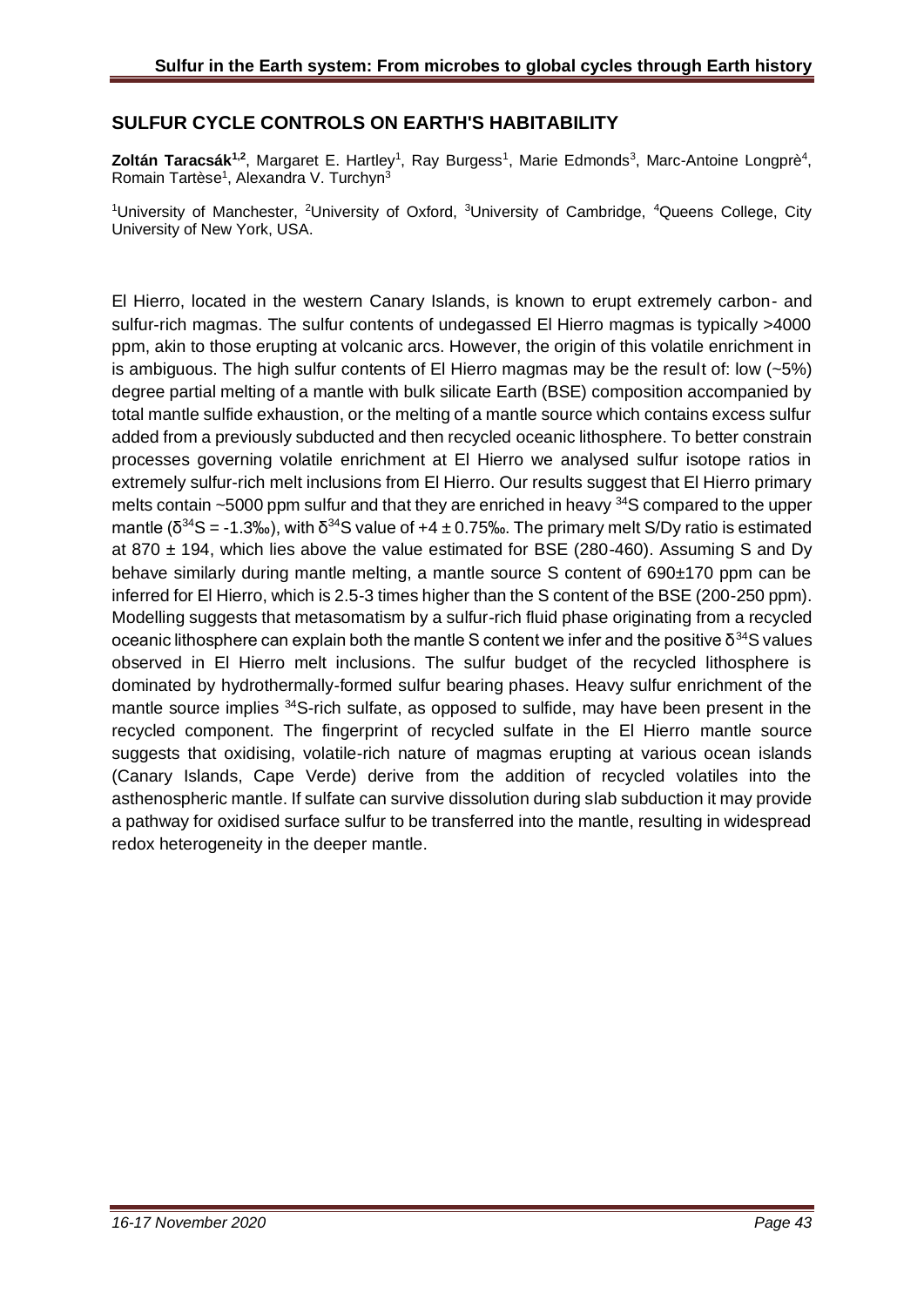## SULFUR CYCLE CONTROLS ON EARTH'S HABITABILITY

**Zoltán Taracsák[1,2]**, Margaret E. Hartley[1], Ray Burgess[1], Marie Edmonds[3], Marc-Antoine Longprè[4], Romain Tartèse[1], Alexandra V. Turchyn[3]

[1]University of Manchester, [2]University of Oxford, [3]University of Cambridge, [4]Queens College, City University of New York, USA.

El Hierro, located in the western Canary Islands, is known to erupt extremely carbon- and sulfur-rich magmas. The sulfur contents of undegassed El Hierro magmas is typically >4000 ppm, akin to those erupting at volcanic arcs. However, the origin of this volatile enrichment in is ambiguous. The high sulfur contents of El Hierro magmas may be the result of: low (~5%) degree partial melting of a mantle with bulk silicate Earth (BSE) composition accompanied by total mantle sulfide exhaustion, or the melting of a mantle source which contains excess sulfur added from a previously subducted and then recycled oceanic lithosphere. To better constrain processes governing volatile enrichment at El Hierro we analysed sulfur isotope ratios in extremely sulfur-rich melt inclusions from El Hierro. Our results suggest that El Hierro primary melts contain ~5000 ppm sulfur and that they are enriched in heavy $^{34}S$ compared to the upper mantle ($\delta^{34}S$ = -1.3‰), with $\delta^{34}S$ value of +4 ± 0.75‰. The primary melt S/Dy ratio is estimated at 870 ± 194, which lies above the value estimated for BSE (280-460). Assuming S and Dy behave similarly during mantle melting, a mantle source S content of 690±170 ppm can be inferred for El Hierro, which is 2.5-3 times higher than the S content of the BSE (200-250 ppm). Modelling suggests that metasomatism by a sulfur-rich fluid phase originating from a recycled oceanic lithosphere can explain both the mantle S content we infer and the positive $\delta^{34}S$ values observed in El Hierro melt inclusions. The sulfur budget of the recycled lithosphere is dominated by hydrothermally-formed sulfur bearing phases. Heavy sulfur enrichment of the mantle source implies $^{34}S$-rich sulfate, as opposed to sulfide, may have been present in the recycled component. The fingerprint of recycled sulfate in the El Hierro mantle source suggests that oxidising, volatile-rich nature of magmas erupting at various ocean islands (Canary Islands, Cape Verde) derive from the addition of recycled volatiles into the asthenospheric mantle. If sulfate can survive dissolution during slab subduction it may provide a pathway for oxidised surface sulfur to be transferred into the mantle, resulting in widespread redox heterogeneity in the deeper mantle.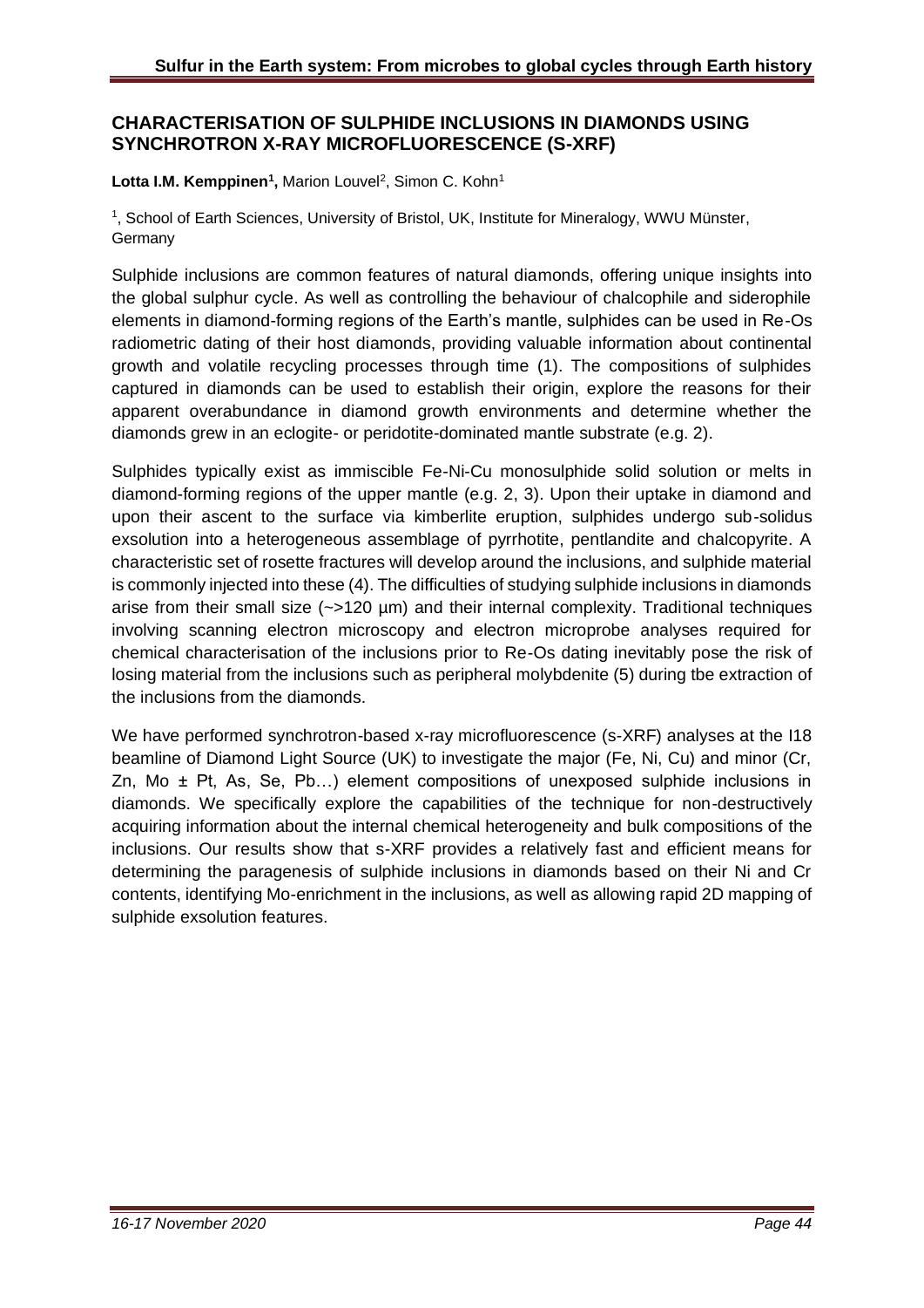## CHARACTERISATION OF SULPHIDE INCLUSIONS IN DIAMONDS USING SYNCHROTRON X-RAY MICROFLUORESCENCE (S-XRF)

**Lotta I.M. Kemppinen[1],** Marion Louvel[2], Simon C. Kohn[1]

[1], School of Earth Sciences, University of Bristol, UK, Institute for Mineralogy, WWU Münster, Germany

Sulphide inclusions are common features of natural diamonds, offering unique insights into the global sulphur cycle. As well as controlling the behaviour of chalcophile and siderophile elements in diamond-forming regions of the Earth's mantle, sulphides can be used in Re-Os radiometric dating of their host diamonds, providing valuable information about continental growth and volatile recycling processes through time (1). The compositions of sulphides captured in diamonds can be used to establish their origin, explore the reasons for their apparent overabundance in diamond growth environments and determine whether the diamonds grew in an eclogite- or peridotite-dominated mantle substrate (e.g. 2).

Sulphides typically exist as immiscible Fe-Ni-Cu monosulphide solid solution or melts in diamond-forming regions of the upper mantle (e.g. 2, 3). Upon their uptake in diamond and upon their ascent to the surface via kimberlite eruption, sulphides undergo sub-solidus exsolution into a heterogeneous assemblage of pyrrhotite, pentlandite and chalcopyrite. A characteristic set of rosette fractures will develop around the inclusions, and sulphide material is commonly injected into these (4). The difficulties of studying sulphide inclusions in diamonds arise from their small size (~>120 µm) and their internal complexity. Traditional techniques involving scanning electron microscopy and electron microprobe analyses required for chemical characterisation of the inclusions prior to Re-Os dating inevitably pose the risk of losing material from the inclusions such as peripheral molybdenite (5) during tbe extraction of the inclusions from the diamonds.

We have performed synchrotron-based x-ray microfluorescence (s-XRF) analyses at the I18 beamline of Diamond Light Source (UK) to investigate the major (Fe, Ni, Cu) and minor (Cr, Zn, Mo ± Pt, As, Se, Pb…) element compositions of unexposed sulphide inclusions in diamonds. We specifically explore the capabilities of the technique for non-destructively acquiring information about the internal chemical heterogeneity and bulk compositions of the inclusions. Our results show that s-XRF provides a relatively fast and efficient means for determining the paragenesis of sulphide inclusions in diamonds based on their Ni and Cr contents, identifying Mo-enrichment in the inclusions, as well as allowing rapid 2D mapping of sulphide exsolution features.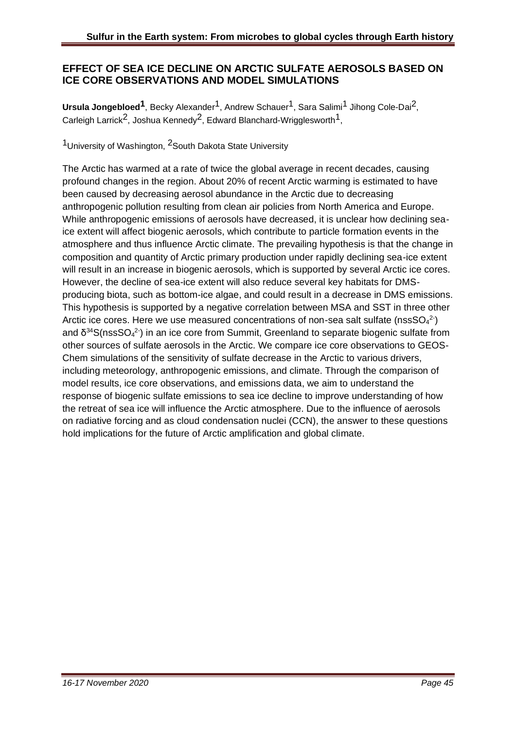## EFFECT OF SEA ICE DECLINE ON ARCTIC SULFATE AEROSOLS BASED ON ICE CORE OBSERVATIONS AND MODEL SIMULATIONS

**Ursula Jongebloed[1]**, Becky Alexander[1], Andrew Schauer[1], Sara Salimi[1] Jihong Cole-Dai[2], Carleigh Larrick[2], Joshua Kennedy[2], Edward Blanchard-Wrigglesworth[1],

[1]University of Washington, [2]South Dakota State University

The Arctic has warmed at a rate of twice the global average in recent decades, causing profound changes in the region. About 20% of recent Arctic warming is estimated to have been caused by decreasing aerosol abundance in the Arctic due to decreasing anthropogenic pollution resulting from clean air policies from North America and Europe. While anthropogenic emissions of aerosols have decreased, it is unclear how declining sea-ice extent will affect biogenic aerosols, which contribute to particle formation events in the atmosphere and thus influence Arctic climate. The prevailing hypothesis is that the change in composition and quantity of Arctic primary production under rapidly declining sea-ice extent will result in an increase in biogenic aerosols, which is supported by several Arctic ice cores. However, the decline of sea-ice extent will also reduce several key habitats for DMS-producing biota, such as bottom-ice algae, and could result in a decrease in DMS emissions. This hypothesis is supported by a negative correlation between MSA and SST in three other Arctic ice cores. Here we use measured concentrations of non-sea salt sulfate ($nssSO_4^{2-}$) and $\delta^{34}S(nssSO_4^{2-})$ in an ice core from Summit, Greenland to separate biogenic sulfate from other sources of sulfate aerosols in the Arctic. We compare ice core observations to GEOS-Chem simulations of the sensitivity of sulfate decrease in the Arctic to various drivers, including meteorology, anthropogenic emissions, and climate. Through the comparison of model results, ice core observations, and emissions data, we aim to understand the response of biogenic sulfate emissions to sea ice decline to improve understanding of how the retreat of sea ice will influence the Arctic atmosphere. Due to the influence of aerosols on radiative forcing and as cloud condensation nuclei (CCN), the answer to these questions hold implications for the future of Arctic amplification and global climate.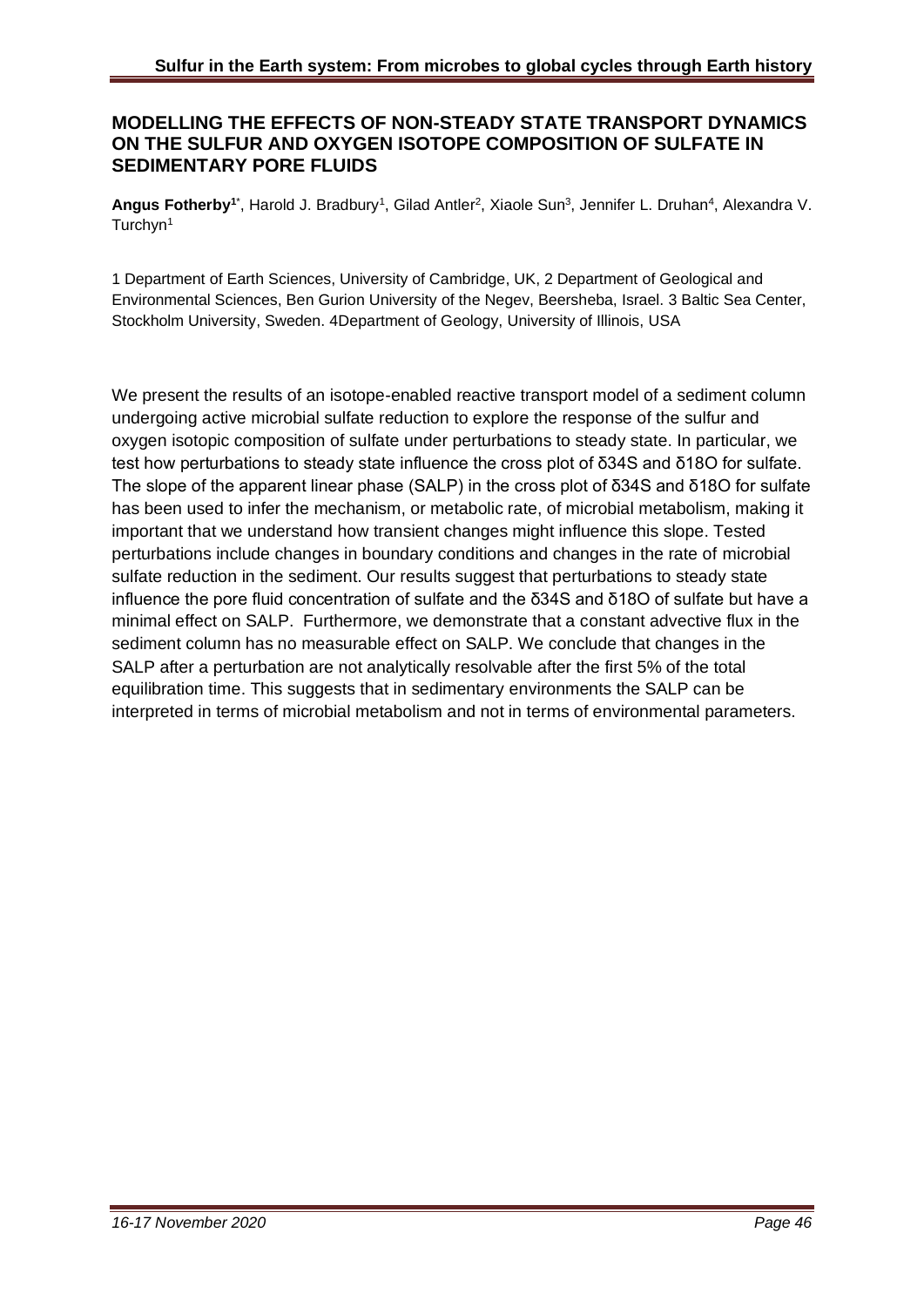## MODELLING THE EFFECTS OF NON-STEADY STATE TRANSPORT DYNAMICS ON THE SULFUR AND OXYGEN ISOTOPE COMPOSITION OF SULFATE IN SEDIMENTARY PORE FLUIDS

**Angus Fotherby**[1*], Harold J. Bradbury[1], Gilad Antler[2], Xiaole Sun[3], Jennifer L. Druhan[4], Alexandra V. Turchyn[1]

1 Department of Earth Sciences, University of Cambridge, UK, 2 Department of Geological and Environmental Sciences, Ben Gurion University of the Negev, Beersheba, Israel. 3 Baltic Sea Center, Stockholm University, Sweden. 4Department of Geology, University of Illinois, USA

We present the results of an isotope-enabled reactive transport model of a sediment column undergoing active microbial sulfate reduction to explore the response of the sulfur and oxygen isotopic composition of sulfate under perturbations to steady state. In particular, we test how perturbations to steady state influence the cross plot of $\delta^{34}S$ and $\delta^{18}O$ for sulfate. The slope of the apparent linear phase (SALP) in the cross plot of $\delta^{34}S$ and $\delta^{18}O$ for sulfate has been used to infer the mechanism, or metabolic rate, of microbial metabolism, making it important that we understand how transient changes might influence this slope. Tested perturbations include changes in boundary conditions and changes in the rate of microbial sulfate reduction in the sediment. Our results suggest that perturbations to steady state influence the pore fluid concentration of sulfate and the $\delta^{34}S$ and $\delta^{18}O$ of sulfate but have a minimal effect on SALP. Furthermore, we demonstrate that a constant advective flux in the sediment column has no measurable effect on SALP. We conclude that changes in the SALP after a perturbation are not analytically resolvable after the first 5% of the total equilibration time. This suggests that in sedimentary environments the SALP can be interpreted in terms of microbial metabolism and not in terms of environmental parameters.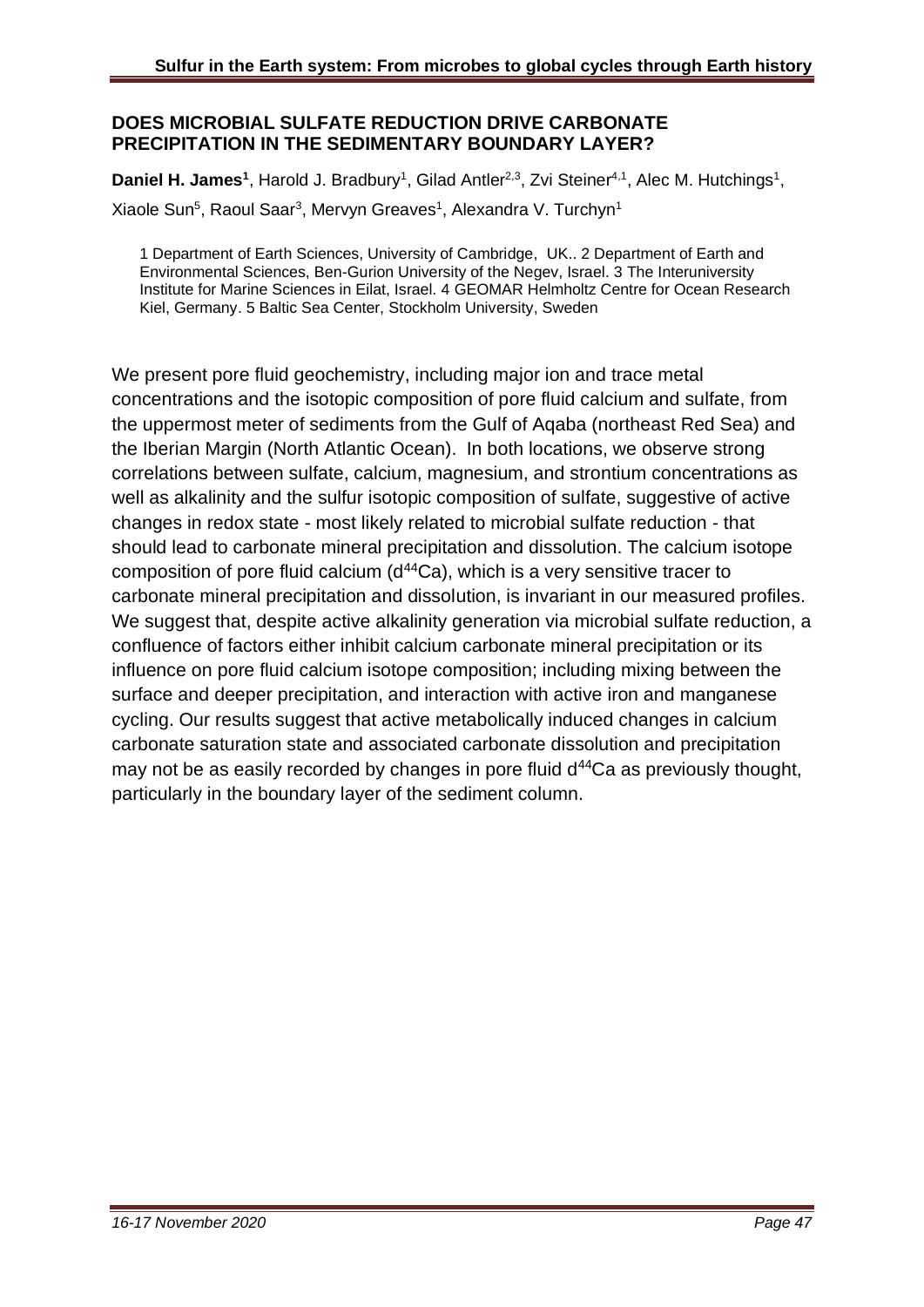## DOES MICROBIAL SULFATE REDUCTION DRIVE CARBONATE PRECIPITATION IN THE SEDIMENTARY BOUNDARY LAYER?

**Daniel H. James[1]**, Harold J. Bradbury[1], Gilad Antler[2,3], Zvi Steiner[4,1], Alec M. Hutchings[1], Xiaole Sun[5], Raoul Saar[3], Mervyn Greaves[1], Alexandra V. Turchyn[1]

1 Department of Earth Sciences, University of Cambridge, UK.. 2 Department of Earth and Environmental Sciences, Ben-Gurion University of the Negev, Israel. 3 The Interuniversity Institute for Marine Sciences in Eilat, Israel. 4 GEOMAR Helmholtz Centre for Ocean Research Kiel, Germany. 5 Baltic Sea Center, Stockholm University, Sweden

We present pore fluid geochemistry, including major ion and trace metal concentrations and the isotopic composition of pore fluid calcium and sulfate, from the uppermost meter of sediments from the Gulf of Aqaba (northeast Red Sea) and the Iberian Margin (North Atlantic Ocean). In both locations, we observe strong correlations between sulfate, calcium, magnesium, and strontium concentrations as well as alkalinity and the sulfur isotopic composition of sulfate, suggestive of active changes in redox state - most likely related to microbial sulfate reduction - that should lead to carbonate mineral precipitation and dissolution. The calcium isotope composition of pore fluid calcium ($d^{44}Ca$), which is a very sensitive tracer to carbonate mineral precipitation and dissolution, is invariant in our measured profiles. We suggest that, despite active alkalinity generation via microbial sulfate reduction, a confluence of factors either inhibit calcium carbonate mineral precipitation or its influence on pore fluid calcium isotope composition; including mixing between the surface and deeper precipitation, and interaction with active iron and manganese cycling. Our results suggest that active metabolically induced changes in calcium carbonate saturation state and associated carbonate dissolution and precipitation may not be as easily recorded by changes in pore fluid $d^{44}Ca$ as previously thought, particularly in the boundary layer of the sediment column.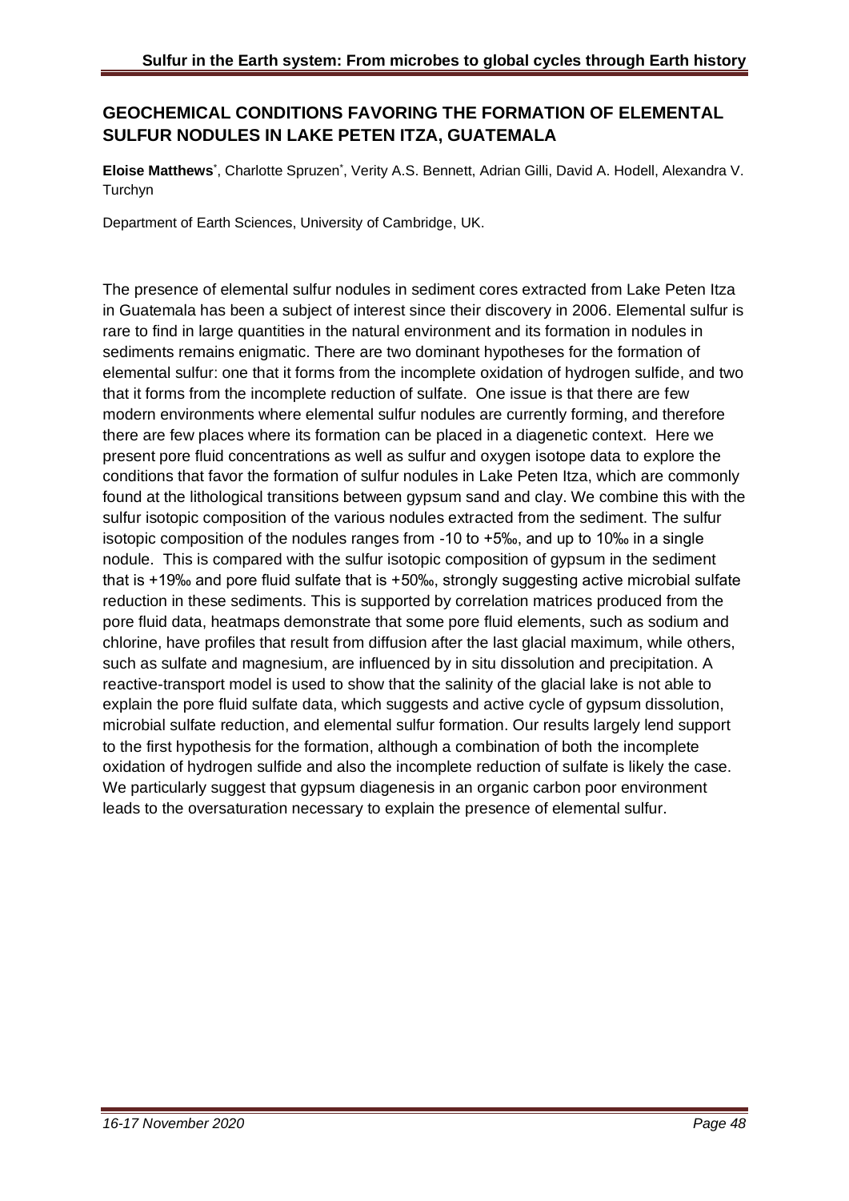## GEOCHEMICAL CONDITIONS FAVORING THE FORMATION OF ELEMENTAL SULFUR NODULES IN LAKE PETEN ITZA, GUATEMALA

**Eloise Matthews**[*], Charlotte Spruzen[*], Verity A.S. Bennett, Adrian Gilli, David A. Hodell, Alexandra V. Turchyn

Department of Earth Sciences, University of Cambridge, UK.

The presence of elemental sulfur nodules in sediment cores extracted from Lake Peten Itza in Guatemala has been a subject of interest since their discovery in 2006. Elemental sulfur is rare to find in large quantities in the natural environment and its formation in nodules in sediments remains enigmatic. There are two dominant hypotheses for the formation of elemental sulfur: one that it forms from the incomplete oxidation of hydrogen sulfide, and two that it forms from the incomplete reduction of sulfate. One issue is that there are few modern environments where elemental sulfur nodules are currently forming, and therefore there are few places where its formation can be placed in a diagenetic context. Here we present pore fluid concentrations as well as sulfur and oxygen isotope data to explore the conditions that favor the formation of sulfur nodules in Lake Peten Itza, which are commonly found at the lithological transitions between gypsum sand and clay. We combine this with the sulfur isotopic composition of the various nodules extracted from the sediment. The sulfur isotopic composition of the nodules ranges from -10 to +5‰, and up to 10‰ in a single nodule. This is compared with the sulfur isotopic composition of gypsum in the sediment that is +19‰ and pore fluid sulfate that is +50‰, strongly suggesting active microbial sulfate reduction in these sediments. This is supported by correlation matrices produced from the pore fluid data, heatmaps demonstrate that some pore fluid elements, such as sodium and chlorine, have profiles that result from diffusion after the last glacial maximum, while others, such as sulfate and magnesium, are influenced by in situ dissolution and precipitation. A reactive-transport model is used to show that the salinity of the glacial lake is not able to explain the pore fluid sulfate data, which suggests and active cycle of gypsum dissolution, microbial sulfate reduction, and elemental sulfur formation. Our results largely lend support to the first hypothesis for the formation, although a combination of both the incomplete oxidation of hydrogen sulfide and also the incomplete reduction of sulfate is likely the case. We particularly suggest that gypsum diagenesis in an organic carbon poor environment leads to the oversaturation necessary to explain the presence of elemental sulfur.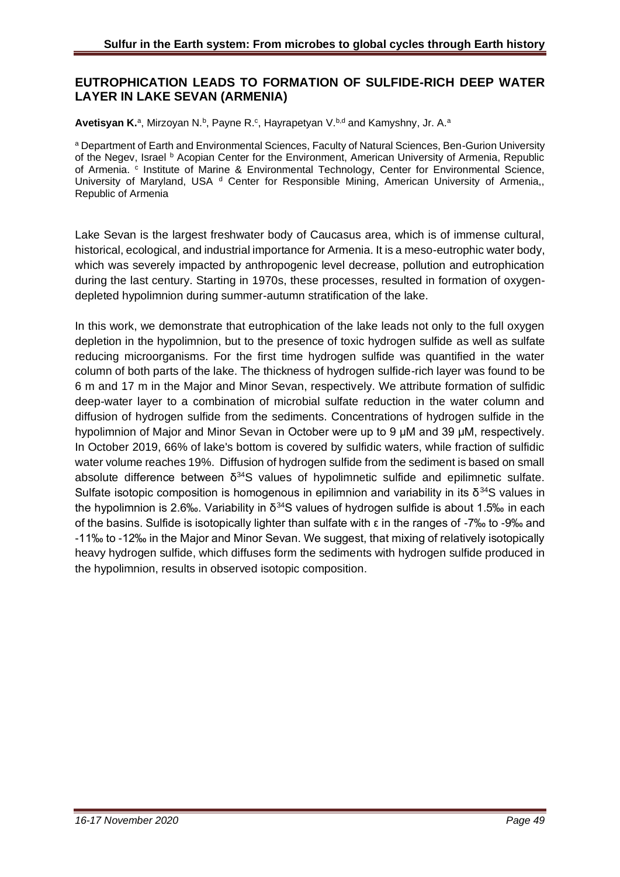## EUTROPHICATION LEADS TO FORMATION OF SULFIDE-RICH DEEP WATER LAYER IN LAKE SEVAN (ARMENIA)

**Avetisyan K.**[a], Mirzoyan N.[b], Payne R.[c], Hayrapetyan V.[b,d] and Kamyshny, Jr. A.[a]

[a] Department of Earth and Environmental Sciences, Faculty of Natural Sciences, Ben-Gurion University of the Negev, Israel [b] Acopian Center for the Environment, American University of Armenia, Republic of Armenia. [c] Institute of Marine & Environmental Technology, Center for Environmental Science, University of Maryland, USA [d] Center for Responsible Mining, American University of Armenia,, Republic of Armenia

Lake Sevan is the largest freshwater body of Caucasus area, which is of immense cultural, historical, ecological, and industrial importance for Armenia. It is a meso-eutrophic water body, which was severely impacted by anthropogenic level decrease, pollution and eutrophication during the last century. Starting in 1970s, these processes, resulted in formation of oxygen-depleted hypolimnion during summer-autumn stratification of the lake.

In this work, we demonstrate that eutrophication of the lake leads not only to the full oxygen depletion in the hypolimnion, but to the presence of toxic hydrogen sulfide as well as sulfate reducing microorganisms. For the first time hydrogen sulfide was quantified in the water column of both parts of the lake. The thickness of hydrogen sulfide-rich layer was found to be 6 m and 17 m in the Major and Minor Sevan, respectively. We attribute formation of sulfidic deep-water layer to a combination of microbial sulfate reduction in the water column and diffusion of hydrogen sulfide from the sediments. Concentrations of hydrogen sulfide in the hypolimnion of Major and Minor Sevan in October were up to 9 μM and 39 μM, respectively. In October 2019, 66% of lake's bottom is covered by sulfidic waters, while fraction of sulfidic water volume reaches 19%. Diffusion of hydrogen sulfide from the sediment is based on small absolute difference between $\delta^{34}S$ values of hypolimnetic sulfide and epilimnetic sulfate. Sulfate isotopic composition is homogenous in epilimnion and variability in its $\delta^{34}S$ values in the hypolimnion is 2.6‰. Variability in $\delta^{34}S$ values of hydrogen sulfide is about 1.5‰ in each of the basins. Sulfide is isotopically lighter than sulfate with ε in the ranges of -7‰ to -9‰ and -11‰ to -12‰ in the Major and Minor Sevan. We suggest, that mixing of relatively isotopically heavy hydrogen sulfide, which diffuses form the sediments with hydrogen sulfide produced in the hypolimnion, results in observed isotopic composition.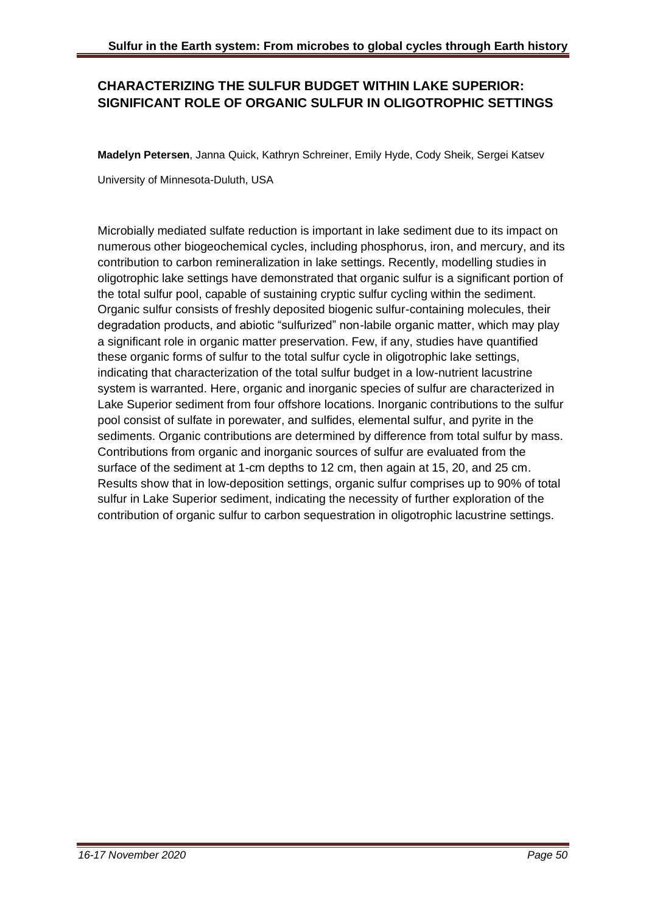## CHARACTERIZING THE SULFUR BUDGET WITHIN LAKE SUPERIOR: SIGNIFICANT ROLE OF ORGANIC SULFUR IN OLIGOTROPHIC SETTINGS

**Madelyn Petersen**, Janna Quick, Kathryn Schreiner, Emily Hyde, Cody Sheik, Sergei Katsev

University of Minnesota-Duluth, USA

Microbially mediated sulfate reduction is important in lake sediment due to its impact on numerous other biogeochemical cycles, including phosphorus, iron, and mercury, and its contribution to carbon remineralization in lake settings. Recently, modelling studies in oligotrophic lake settings have demonstrated that organic sulfur is a significant portion of the total sulfur pool, capable of sustaining cryptic sulfur cycling within the sediment. Organic sulfur consists of freshly deposited biogenic sulfur-containing molecules, their degradation products, and abiotic "sulfurized" non-labile organic matter, which may play a significant role in organic matter preservation. Few, if any, studies have quantified these organic forms of sulfur to the total sulfur cycle in oligotrophic lake settings, indicating that characterization of the total sulfur budget in a low-nutrient lacustrine system is warranted. Here, organic and inorganic species of sulfur are characterized in Lake Superior sediment from four offshore locations. Inorganic contributions to the sulfur pool consist of sulfate in porewater, and sulfides, elemental sulfur, and pyrite in the sediments. Organic contributions are determined by difference from total sulfur by mass. Contributions from organic and inorganic sources of sulfur are evaluated from the surface of the sediment at 1-cm depths to 12 cm, then again at 15, 20, and 25 cm. Results show that in low-deposition settings, organic sulfur comprises up to 90% of total sulfur in Lake Superior sediment, indicating the necessity of further exploration of the contribution of organic sulfur to carbon sequestration in oligotrophic lacustrine settings.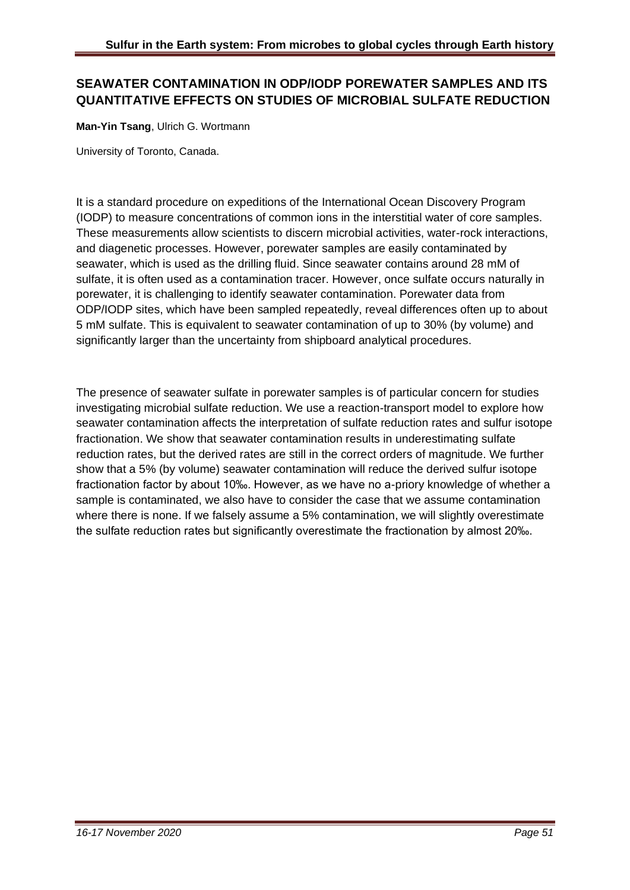## SEAWATER CONTAMINATION IN ODP/IODP POREWATER SAMPLES AND ITS QUANTITATIVE EFFECTS ON STUDIES OF MICROBIAL SULFATE REDUCTION

**Man-Yin Tsang**, Ulrich G. Wortmann

University of Toronto, Canada.

It is a standard procedure on expeditions of the International Ocean Discovery Program (IODP) to measure concentrations of common ions in the interstitial water of core samples. These measurements allow scientists to discern microbial activities, water-rock interactions, and diagenetic processes. However, porewater samples are easily contaminated by seawater, which is used as the drilling fluid. Since seawater contains around 28 mM of sulfate, it is often used as a contamination tracer. However, once sulfate occurs naturally in porewater, it is challenging to identify seawater contamination. Porewater data from ODP/IODP sites, which have been sampled repeatedly, reveal differences often up to about 5 mM sulfate. This is equivalent to seawater contamination of up to 30% (by volume) and significantly larger than the uncertainty from shipboard analytical procedures.

The presence of seawater sulfate in porewater samples is of particular concern for studies investigating microbial sulfate reduction. We use a reaction-transport model to explore how seawater contamination affects the interpretation of sulfate reduction rates and sulfur isotope fractionation. We show that seawater contamination results in underestimating sulfate reduction rates, but the derived rates are still in the correct orders of magnitude. We further show that a 5% (by volume) seawater contamination will reduce the derived sulfur isotope fractionation factor by about 10‰. However, as we have no a-priory knowledge of whether a sample is contaminated, we also have to consider the case that we assume contamination where there is none. If we falsely assume a 5% contamination, we will slightly overestimate the sulfate reduction rates but significantly overestimate the fractionation by almost 20‰.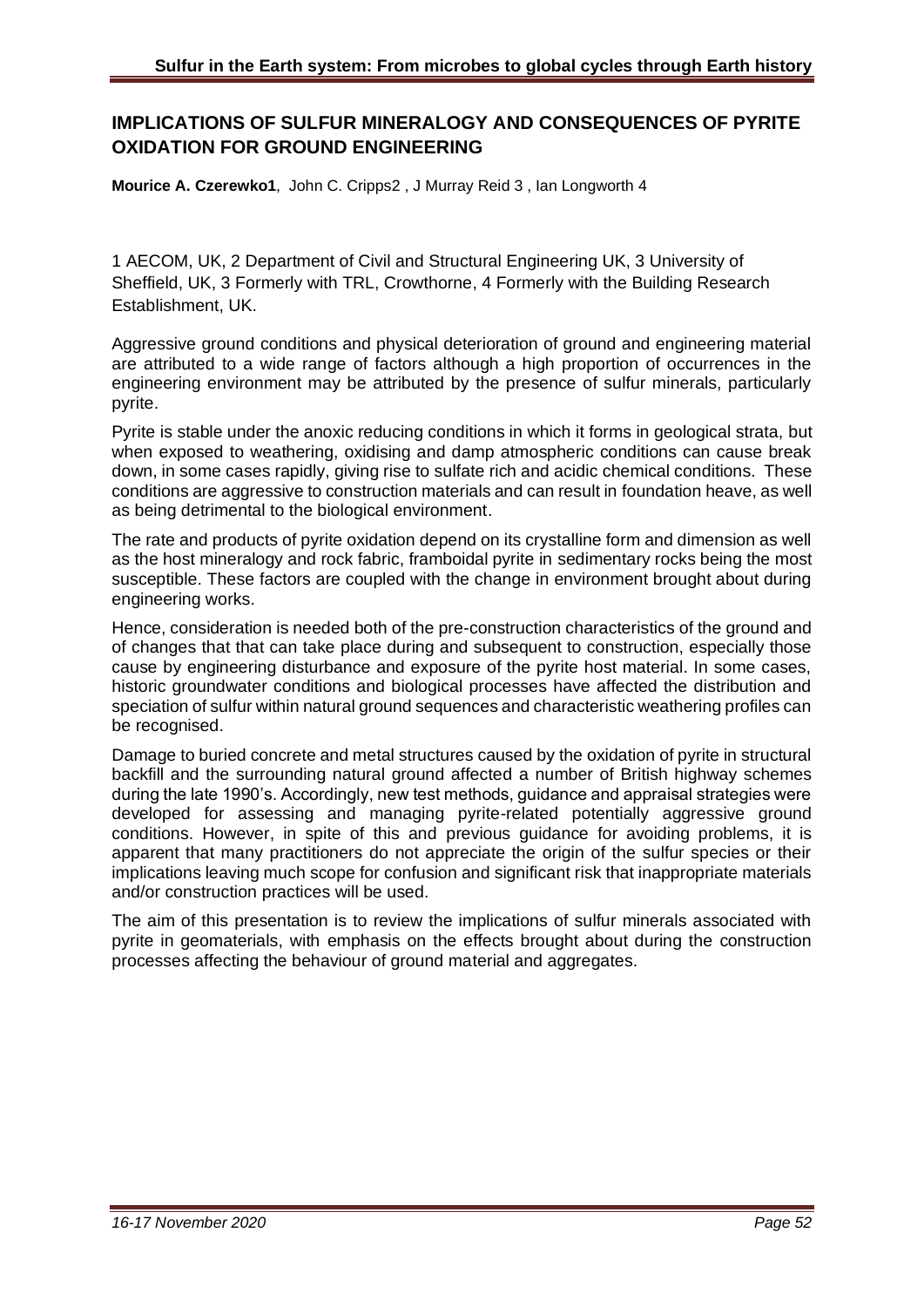## IMPLICATIONS OF SULFUR MINERALOGY AND CONSEQUENCES OF PYRITE OXIDATION FOR GROUND ENGINEERING

**Mourice A. Czerewko1**, John C. Cripps2 , J Murray Reid 3 , Ian Longworth 4

1 AECOM, UK, 2 Department of Civil and Structural Engineering UK, 3 University of Sheffield, UK, 3 Formerly with TRL, Crowthorne, 4 Formerly with the Building Research Establishment, UK.

Aggressive ground conditions and physical deterioration of ground and engineering material are attributed to a wide range of factors although a high proportion of occurrences in the engineering environment may be attributed by the presence of sulfur minerals, particularly pyrite.

Pyrite is stable under the anoxic reducing conditions in which it forms in geological strata, but when exposed to weathering, oxidising and damp atmospheric conditions can cause break down, in some cases rapidly, giving rise to sulfate rich and acidic chemical conditions. These conditions are aggressive to construction materials and can result in foundation heave, as well as being detrimental to the biological environment.

The rate and products of pyrite oxidation depend on its crystalline form and dimension as well as the host mineralogy and rock fabric, framboidal pyrite in sedimentary rocks being the most susceptible. These factors are coupled with the change in environment brought about during engineering works.

Hence, consideration is needed both of the pre-construction characteristics of the ground and of changes that that can take place during and subsequent to construction, especially those cause by engineering disturbance and exposure of the pyrite host material. In some cases, historic groundwater conditions and biological processes have affected the distribution and speciation of sulfur within natural ground sequences and characteristic weathering profiles can be recognised.

Damage to buried concrete and metal structures caused by the oxidation of pyrite in structural backfill and the surrounding natural ground affected a number of British highway schemes during the late 1990's. Accordingly, new test methods, guidance and appraisal strategies were developed for assessing and managing pyrite-related potentially aggressive ground conditions. However, in spite of this and previous guidance for avoiding problems, it is apparent that many practitioners do not appreciate the origin of the sulfur species or their implications leaving much scope for confusion and significant risk that inappropriate materials and/or construction practices will be used.

The aim of this presentation is to review the implications of sulfur minerals associated with pyrite in geomaterials, with emphasis on the effects brought about during the construction processes affecting the behaviour of ground material and aggregates.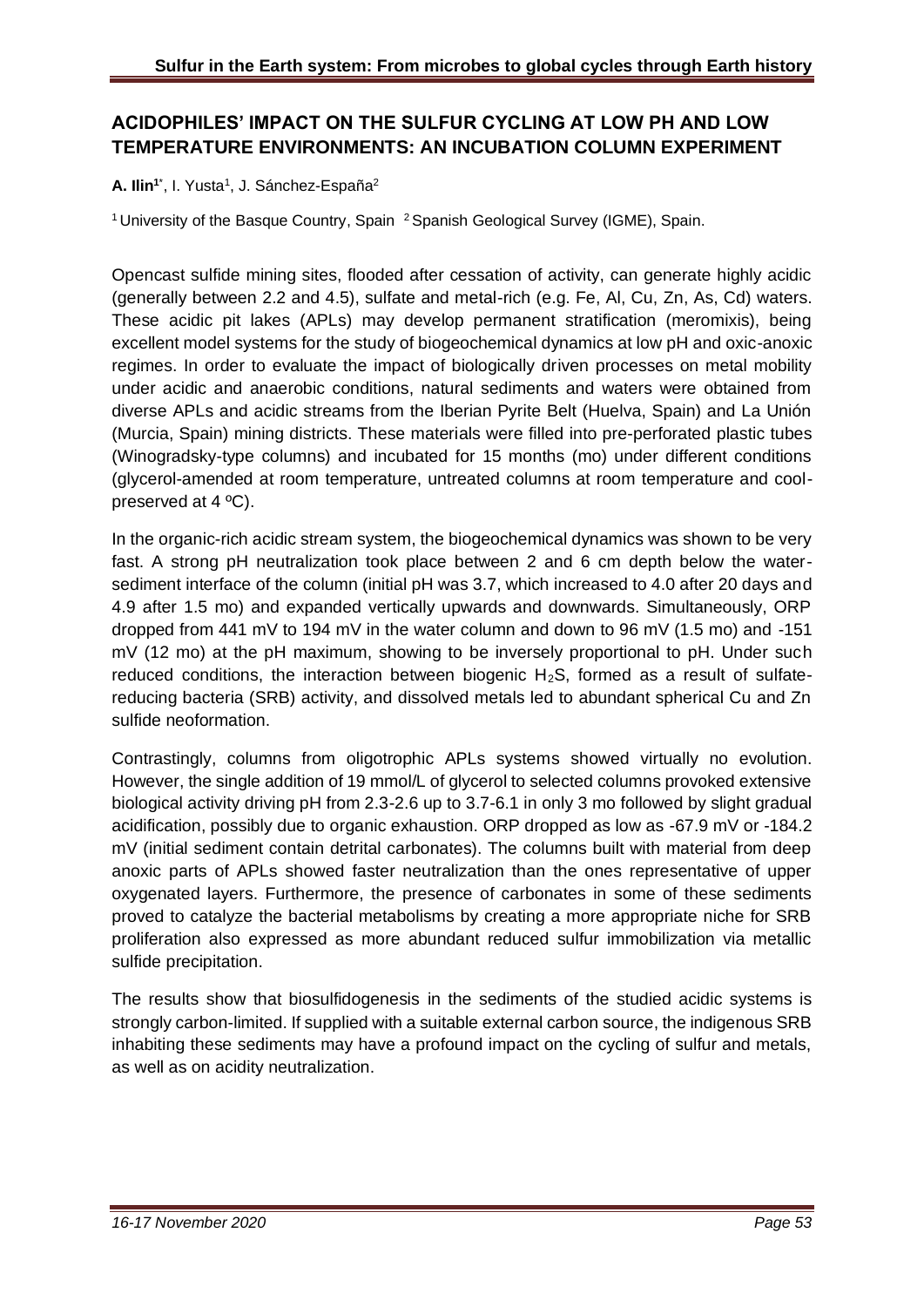## ACIDOPHILES' IMPACT ON THE SULFUR CYCLING AT LOW PH AND LOW TEMPERATURE ENVIRONMENTS: AN INCUBATION COLUMN EXPERIMENT

**A. Ilin**[1*], I. Yusta[1], J. Sánchez-España[2]

[1] University of the Basque Country, Spain [2] Spanish Geological Survey (IGME), Spain.

Opencast sulfide mining sites, flooded after cessation of activity, can generate highly acidic (generally between 2.2 and 4.5), sulfate and metal-rich (e.g. Fe, Al, Cu, Zn, As, Cd) waters. These acidic pit lakes (APLs) may develop permanent stratification (meromixis), being excellent model systems for the study of biogeochemical dynamics at low pH and oxic-anoxic regimes. In order to evaluate the impact of biologically driven processes on metal mobility under acidic and anaerobic conditions, natural sediments and waters were obtained from diverse APLs and acidic streams from the Iberian Pyrite Belt (Huelva, Spain) and La Unión (Murcia, Spain) mining districts. These materials were filled into pre-perforated plastic tubes (Winogradsky-type columns) and incubated for 15 months (mo) under different conditions (glycerol-amended at room temperature, untreated columns at room temperature and cool-preserved at 4 ºC).

In the organic-rich acidic stream system, the biogeochemical dynamics was shown to be very fast. A strong pH neutralization took place between 2 and 6 cm depth below the water-sediment interface of the column (initial pH was 3.7, which increased to 4.0 after 20 days and 4.9 after 1.5 mo) and expanded vertically upwards and downwards. Simultaneously, ORP dropped from 441 mV to 194 mV in the water column and down to 96 mV (1.5 mo) and -151 mV (12 mo) at the pH maximum, showing to be inversely proportional to pH. Under such reduced conditions, the interaction between biogenic $H_2S$, formed as a result of sulfate-reducing bacteria (SRB) activity, and dissolved metals led to abundant spherical Cu and Zn sulfide neoformation.

Contrastingly, columns from oligotrophic APLs systems showed virtually no evolution. However, the single addition of 19 mmol/L of glycerol to selected columns provoked extensive biological activity driving pH from 2.3-2.6 up to 3.7-6.1 in only 3 mo followed by slight gradual acidification, possibly due to organic exhaustion. ORP dropped as low as -67.9 mV or -184.2 mV (initial sediment contain detrital carbonates). The columns built with material from deep anoxic parts of APLs showed faster neutralization than the ones representative of upper oxygenated layers. Furthermore, the presence of carbonates in some of these sediments proved to catalyze the bacterial metabolisms by creating a more appropriate niche for SRB proliferation also expressed as more abundant reduced sulfur immobilization via metallic sulfide precipitation.

The results show that biosulfidogenesis in the sediments of the studied acidic systems is strongly carbon-limited. If supplied with a suitable external carbon source, the indigenous SRB inhabiting these sediments may have a profound impact on the cycling of sulfur and metals, as well as on acidity neutralization.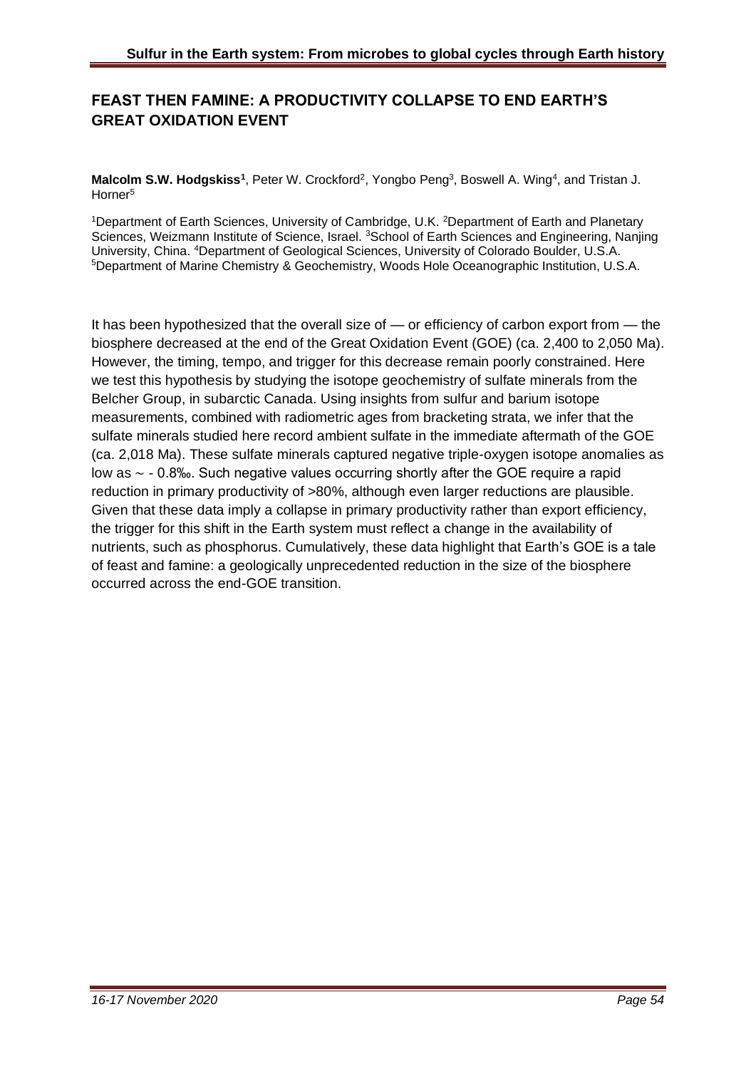## FEAST THEN FAMINE: A PRODUCTIVITY COLLAPSE TO END EARTH'S GREAT OXIDATION EVENT

**Malcolm S.W. Hodgskiss**[1], Peter W. Crockford[2], Yongbo Peng[3], Boswell A. Wing[4], and Tristan J. Horner[5]

[1]Department of Earth Sciences, University of Cambridge, U.K. [2]Department of Earth and Planetary Sciences, Weizmann Institute of Science, Israel. [3]School of Earth Sciences and Engineering, Nanjing University, China. [4]Department of Geological Sciences, University of Colorado Boulder, U.S.A. [5]Department of Marine Chemistry & Geochemistry, Woods Hole Oceanographic Institution, U.S.A.

It has been hypothesized that the overall size of — or efficiency of carbon export from — the biosphere decreased at the end of the Great Oxidation Event (GOE) (ca. 2,400 to 2,050 Ma). However, the timing, tempo, and trigger for this decrease remain poorly constrained. Here we test this hypothesis by studying the isotope geochemistry of sulfate minerals from the Belcher Group, in subarctic Canada. Using insights from sulfur and barium isotope measurements, combined with radiometric ages from bracketing strata, we infer that the sulfate minerals studied here record ambient sulfate in the immediate aftermath of the GOE (ca. 2,018 Ma). These sulfate minerals captured negative triple-oxygen isotope anomalies as low as ~ - 0.8‰. Such negative values occurring shortly after the GOE require a rapid reduction in primary productivity of >80%, although even larger reductions are plausible. Given that these data imply a collapse in primary productivity rather than export efficiency, the trigger for this shift in the Earth system must reflect a change in the availability of nutrients, such as phosphorus. Cumulatively, these data highlight that Earth's GOE is a tale of feast and famine: a geologically unprecedented reduction in the size of the biosphere occurred across the end-GOE transition.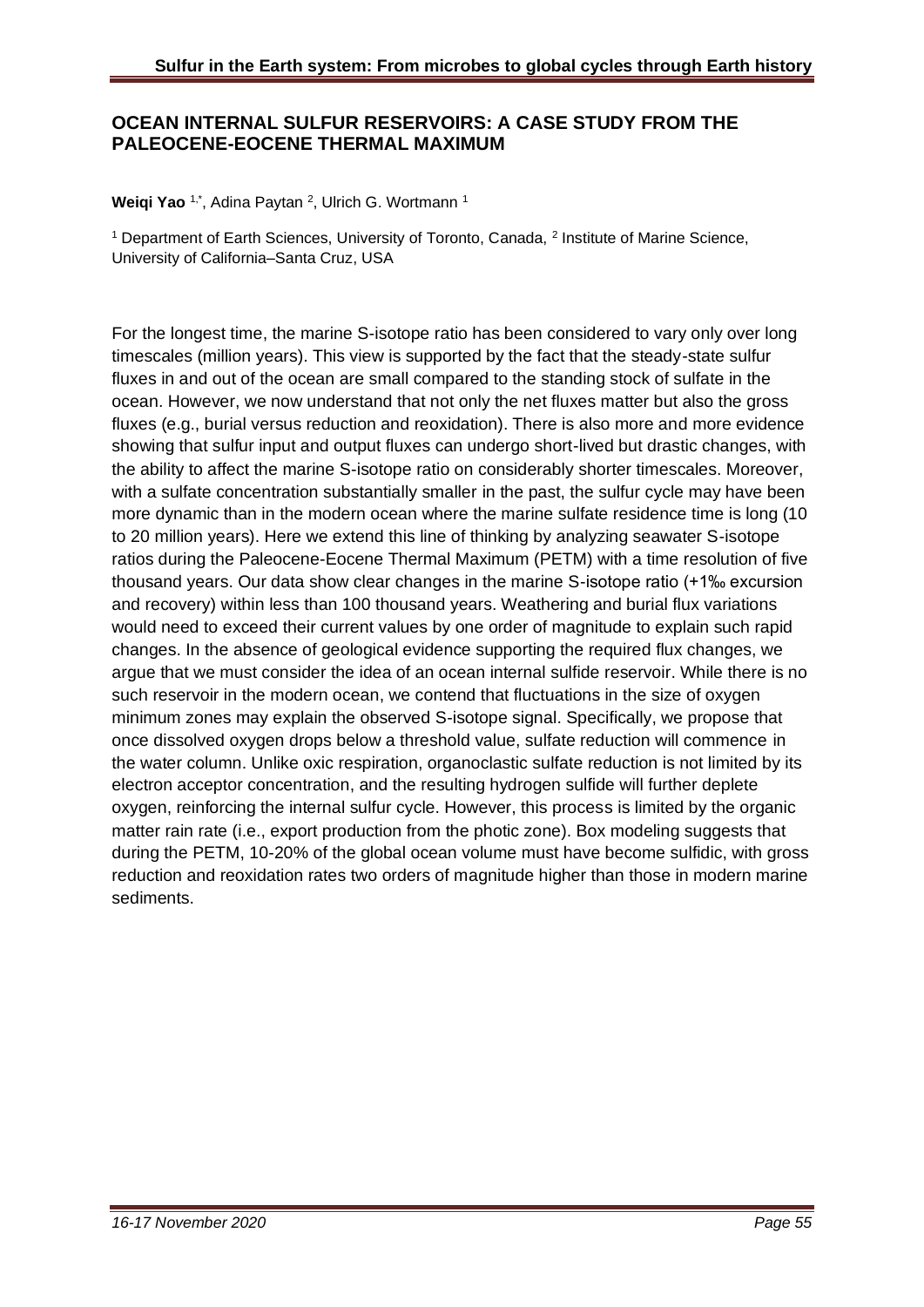# OCEAN INTERNAL SULFUR RESERVOIRS: A CASE STUDY FROM THE PALEOCENE-EOCENE THERMAL MAXIMUM

**Weiqi Yao** [1,*], Adina Paytan [2], Ulrich G. Wortmann [1]

[1] Department of Earth Sciences, University of Toronto, Canada, [2] Institute of Marine Science, University of California–Santa Cruz, USA

For the longest time, the marine S-isotope ratio has been considered to vary only over long timescales (million years). This view is supported by the fact that the steady-state sulfur fluxes in and out of the ocean are small compared to the standing stock of sulfate in the ocean. However, we now understand that not only the net fluxes matter but also the gross fluxes (e.g., burial versus reduction and reoxidation). There is also more and more evidence showing that sulfur input and output fluxes can undergo short-lived but drastic changes, with the ability to affect the marine S-isotope ratio on considerably shorter timescales. Moreover, with a sulfate concentration substantially smaller in the past, the sulfur cycle may have been more dynamic than in the modern ocean where the marine sulfate residence time is long (10 to 20 million years). Here we extend this line of thinking by analyzing seawater S-isotope ratios during the Paleocene-Eocene Thermal Maximum (PETM) with a time resolution of five thousand years. Our data show clear changes in the marine S-isotope ratio (+1‰ excursion and recovery) within less than 100 thousand years. Weathering and burial flux variations would need to exceed their current values by one order of magnitude to explain such rapid changes. In the absence of geological evidence supporting the required flux changes, we argue that we must consider the idea of an ocean internal sulfide reservoir. While there is no such reservoir in the modern ocean, we contend that fluctuations in the size of oxygen minimum zones may explain the observed S-isotope signal. Specifically, we propose that once dissolved oxygen drops below a threshold value, sulfate reduction will commence in the water column. Unlike oxic respiration, organoclastic sulfate reduction is not limited by its electron acceptor concentration, and the resulting hydrogen sulfide will further deplete oxygen, reinforcing the internal sulfur cycle. However, this process is limited by the organic matter rain rate (i.e., export production from the photic zone). Box modeling suggests that during the PETM, 10-20% of the global ocean volume must have become sulfidic, with gross reduction and reoxidation rates two orders of magnitude higher than those in modern marine sediments.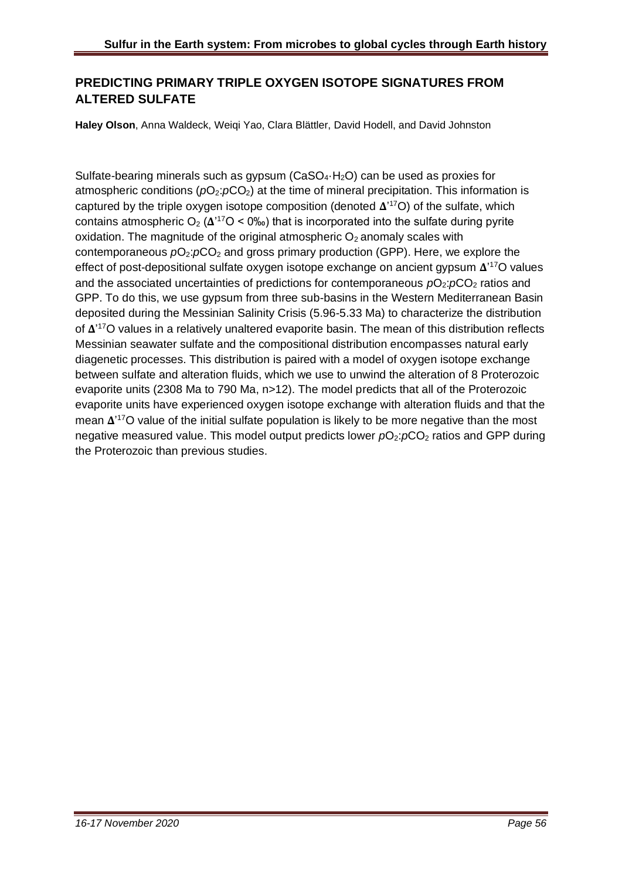## PREDICTING PRIMARY TRIPLE OXYGEN ISOTOPE SIGNATURES FROM ALTERED SULFATE

**Haley Olson**, Anna Waldeck, Weiqi Yao, Clara Blättler, David Hodell, and David Johnston

Sulfate-bearing minerals such as gypsum ($CaSO_4 \cdot H_2O$) can be used as proxies for atmospheric conditions ($pO_2$:$pCO_2$) at the time of mineral precipitation. This information is captured by the triple oxygen isotope composition (denoted $\Delta'^{17}O$) of the sulfate, which contains atmospheric $O_2$ ($\Delta'^{17}O < 0‰$) that is incorporated into the sulfate during pyrite oxidation. The magnitude of the original atmospheric $O_2$ anomaly scales with contemporaneous $pO_2$:$pCO_2$ and gross primary production (GPP). Here, we explore the effect of post-depositional sulfate oxygen isotope exchange on ancient gypsum $\Delta'^{17}O$ values and the associated uncertainties of predictions for contemporaneous $pO_2$:$pCO_2$ ratios and GPP. To do this, we use gypsum from three sub-basins in the Western Mediterranean Basin deposited during the Messinian Salinity Crisis (5.96-5.33 Ma) to characterize the distribution of $\Delta'^{17}O$ values in a relatively unaltered evaporite basin. The mean of this distribution reflects Messinian seawater sulfate and the compositional distribution encompasses natural early diagenetic processes. This distribution is paired with a model of oxygen isotope exchange between sulfate and alteration fluids, which we use to unwind the alteration of 8 Proterozoic evaporite units (2308 Ma to 790 Ma, n>12). The model predicts that all of the Proterozoic evaporite units have experienced oxygen isotope exchange with alteration fluids and that the mean $\Delta'^{17}O$ value of the initial sulfate population is likely to be more negative than the most negative measured value. This model output predicts lower $pO_2$:$pCO_2$ ratios and GPP during the Proterozoic than previous studies.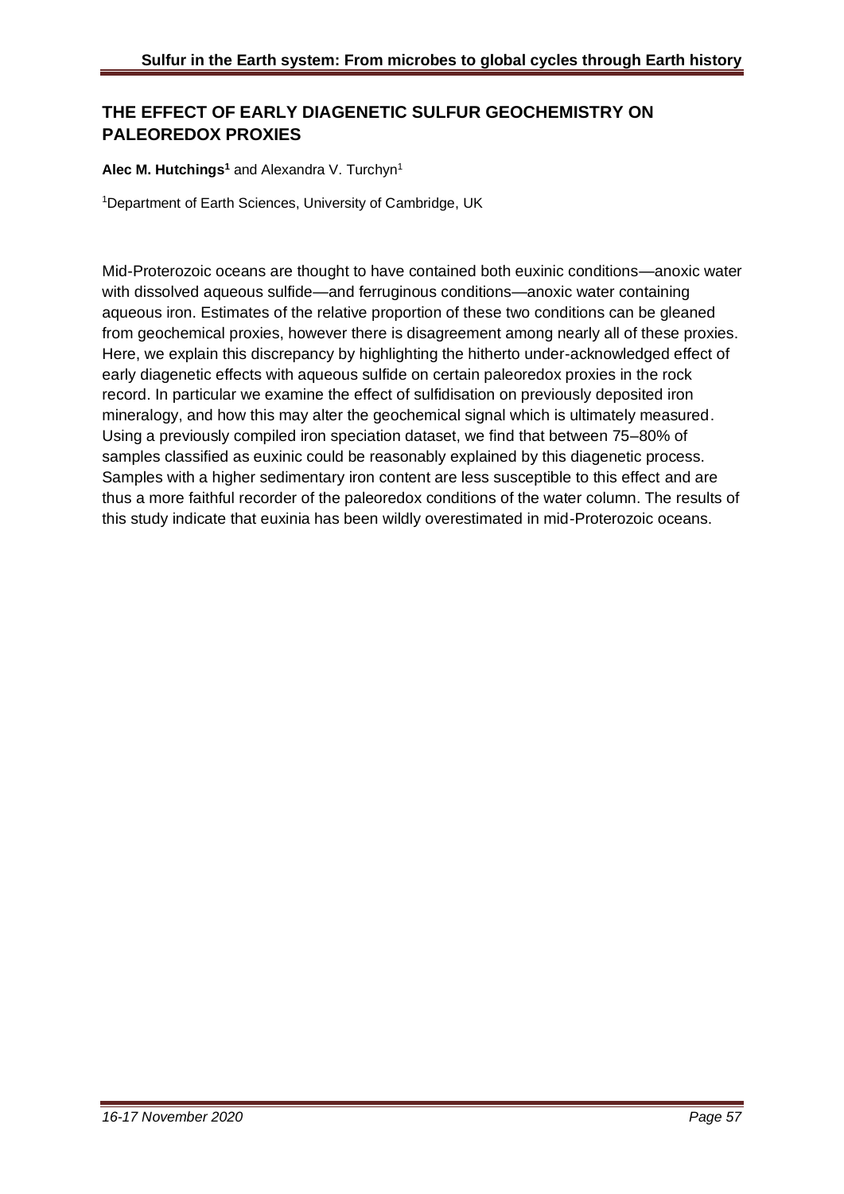## THE EFFECT OF EARLY DIAGENETIC SULFUR GEOCHEMISTRY ON PALEOREDOX PROXIES

**Alec M. Hutchings[1]** and Alexandra V. Turchyn[1]

[1]Department of Earth Sciences, University of Cambridge, UK

Mid-Proterozoic oceans are thought to have contained both euxinic conditions—anoxic water with dissolved aqueous sulfide—and ferruginous conditions—anoxic water containing aqueous iron. Estimates of the relative proportion of these two conditions can be gleaned from geochemical proxies, however there is disagreement among nearly all of these proxies. Here, we explain this discrepancy by highlighting the hitherto under-acknowledged effect of early diagenetic effects with aqueous sulfide on certain paleoredox proxies in the rock record. In particular we examine the effect of sulfidisation on previously deposited iron mineralogy, and how this may alter the geochemical signal which is ultimately measured. Using a previously compiled iron speciation dataset, we find that between 75–80% of samples classified as euxinic could be reasonably explained by this diagenetic process. Samples with a higher sedimentary iron content are less susceptible to this effect and are thus a more faithful recorder of the paleoredox conditions of the water column. The results of this study indicate that euxinia has been wildly overestimated in mid-Proterozoic oceans.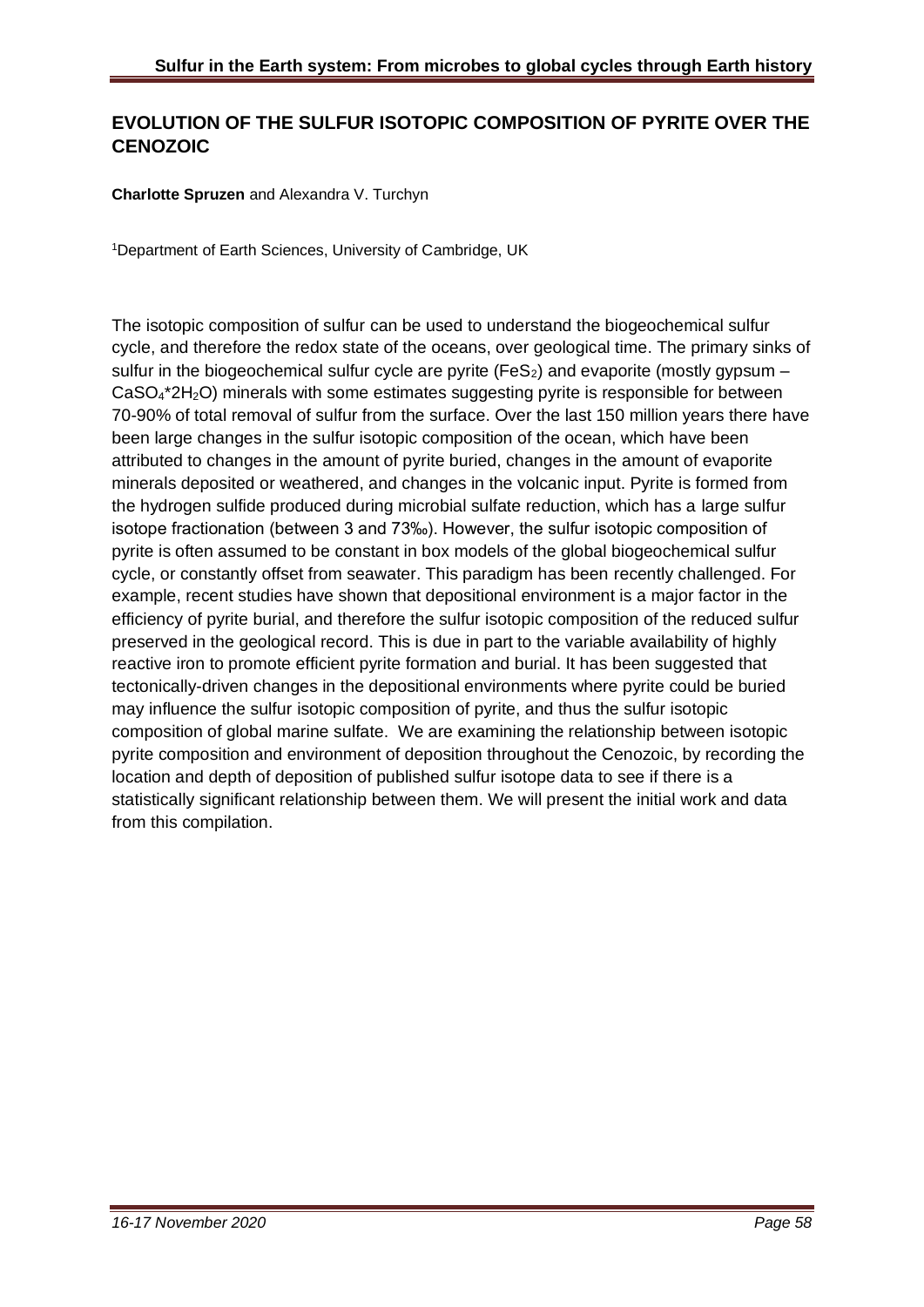## EVOLUTION OF THE SULFUR ISOTOPIC COMPOSITION OF PYRITE OVER THE CENOZOIC

**Charlotte Spruzen** and Alexandra V. Turchyn

[1]Department of Earth Sciences, University of Cambridge, UK

The isotopic composition of sulfur can be used to understand the biogeochemical sulfur cycle, and therefore the redox state of the oceans, over geological time. The primary sinks of sulfur in the biogeochemical sulfur cycle are pyrite ($FeS_2$) and evaporite (mostly gypsum – $CaSO_4$*$2H_2O$) minerals with some estimates suggesting pyrite is responsible for between 70-90% of total removal of sulfur from the surface. Over the last 150 million years there have been large changes in the sulfur isotopic composition of the ocean, which have been attributed to changes in the amount of pyrite buried, changes in the amount of evaporite minerals deposited or weathered, and changes in the volcanic input. Pyrite is formed from the hydrogen sulfide produced during microbial sulfate reduction, which has a large sulfur isotope fractionation (between 3 and 73‰). However, the sulfur isotopic composition of pyrite is often assumed to be constant in box models of the global biogeochemical sulfur cycle, or constantly offset from seawater. This paradigm has been recently challenged. For example, recent studies have shown that depositional environment is a major factor in the efficiency of pyrite burial, and therefore the sulfur isotopic composition of the reduced sulfur preserved in the geological record. This is due in part to the variable availability of highly reactive iron to promote efficient pyrite formation and burial. It has been suggested that tectonically-driven changes in the depositional environments where pyrite could be buried may influence the sulfur isotopic composition of pyrite, and thus the sulfur isotopic composition of global marine sulfate. We are examining the relationship between isotopic pyrite composition and environment of deposition throughout the Cenozoic, by recording the location and depth of deposition of published sulfur isotope data to see if there is a statistically significant relationship between them. We will present the initial work and data from this compilation.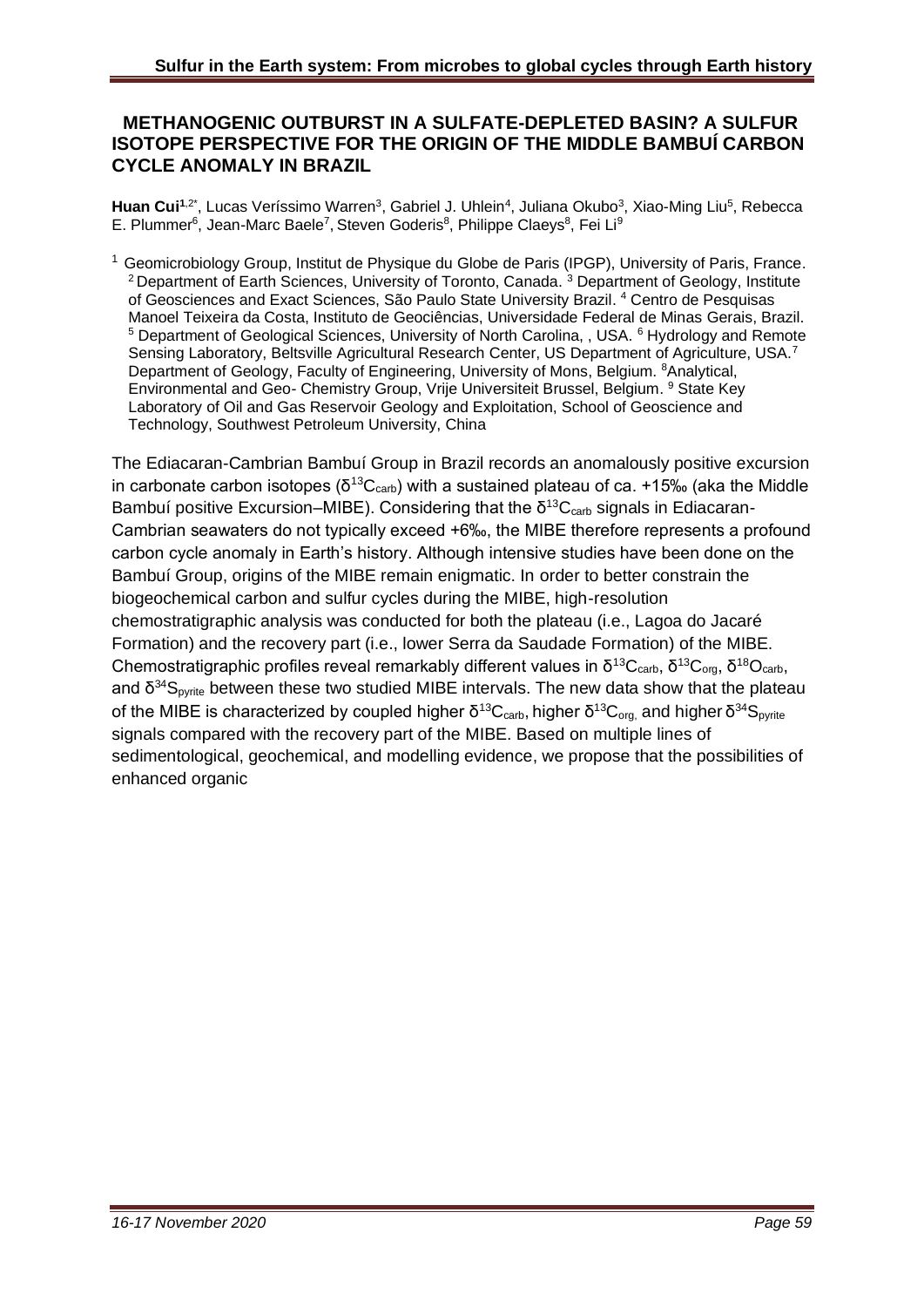## METHANOGENIC OUTBURST IN A SULFATE-DEPLETED BASIN? A SULFUR ISOTOPE PERSPECTIVE FOR THE ORIGIN OF THE MIDDLE BAMBUÍ CARBON CYCLE ANOMALY IN BRAZIL

**Huan Cui**[1,2*], Lucas Veríssimo Warren[3], Gabriel J. Uhlein[4], Juliana Okubo[3], Xiao-Ming Liu[5], Rebecca E. Plummer[6], Jean-Marc Baele[7], Steven Goderis[8], Philippe Claeys[8], Fei Li[9]

[1] Geomicrobiology Group, Institut de Physique du Globe de Paris (IPGP), University of Paris, France. [2] Department of Earth Sciences, University of Toronto, Canada. [3] Department of Geology, Institute of Geosciences and Exact Sciences, São Paulo State University Brazil. [4] Centro de Pesquisas Manoel Teixeira da Costa, Instituto de Geociências, Universidade Federal de Minas Gerais, Brazil. [5] Department of Geological Sciences, University of North Carolina, , USA. [6] Hydrology and Remote Sensing Laboratory, Beltsville Agricultural Research Center, US Department of Agriculture, USA. [7] Department of Geology, Faculty of Engineering, University of Mons, Belgium. [8] Analytical, Environmental and Geo- Chemistry Group, Vrije Universiteit Brussel, Belgium. [9] State Key Laboratory of Oil and Gas Reservoir Geology and Exploitation, School of Geoscience and Technology, Southwest Petroleum University, China

The Ediacaran-Cambrian Bambuí Group in Brazil records an anomalously positive excursion in carbonate carbon isotopes ($\delta^{13}C_{carb}$) with a sustained plateau of ca. +15‰ (aka the Middle Bambuí positive Excursion–MIBE). Considering that the $\delta^{13}C_{carb}$ signals in Ediacaran-Cambrian seawaters do not typically exceed +6‰, the MIBE therefore represents a profound carbon cycle anomaly in Earth's history. Although intensive studies have been done on the Bambuí Group, origins of the MIBE remain enigmatic. In order to better constrain the biogeochemical carbon and sulfur cycles during the MIBE, high-resolution chemostratigraphic analysis was conducted for both the plateau (i.e., Lagoa do Jacaré Formation) and the recovery part (i.e., lower Serra da Saudade Formation) of the MIBE. Chemostratigraphic profiles reveal remarkably different values in $\delta^{13}C_{carb}$, $\delta^{13}C_{org}$, $\delta^{18}O_{carb}$, and $\delta^{34}S_{pyrite}$ between these two studied MIBE intervals. The new data show that the plateau of the MIBE is characterized by coupled higher $\delta^{13}C_{carb}$, higher $\delta^{13}C_{org,}$ and higher $\delta^{34}S_{pyrite}$ signals compared with the recovery part of the MIBE. Based on multiple lines of sedimentological, geochemical, and modelling evidence, we propose that the possibilities of enhanced organic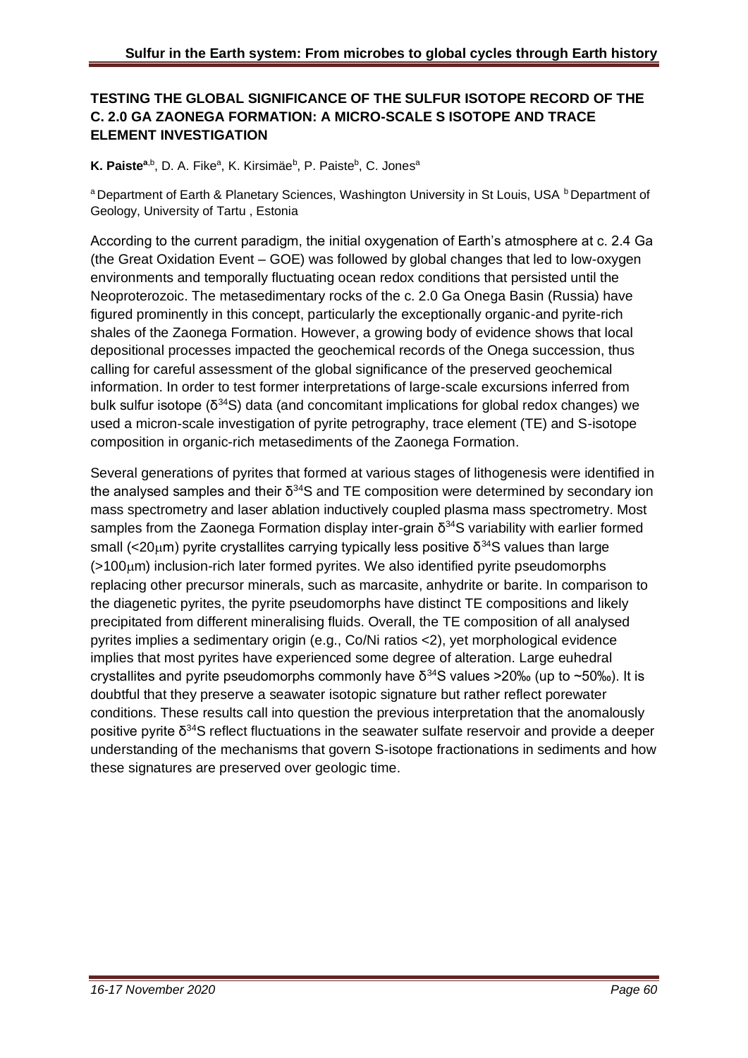**TESTING THE GLOBAL SIGNIFICANCE OF THE SULFUR ISOTOPE RECORD OF THE C. 2.0 GA ZAONEGA FORMATION: A MICRO-SCALE S ISOTOPE AND TRACE ELEMENT INVESTIGATION**

**K. Paiste**[a,b], D. A. Fike[a], K. Kirsimäe[b], P. Paiste[b], C. Jones[a]

[a] Department of Earth & Planetary Sciences, Washington University in St Louis, USA [b] Department of Geology, University of Tartu , Estonia

According to the current paradigm, the initial oxygenation of Earth's atmosphere at c. 2.4 Ga (the Great Oxidation Event – GOE) was followed by global changes that led to low-oxygen environments and temporally fluctuating ocean redox conditions that persisted until the Neoproterozoic. The metasedimentary rocks of the c. 2.0 Ga Onega Basin (Russia) have figured prominently in this concept, particularly the exceptionally organic-and pyrite-rich shales of the Zaonega Formation. However, a growing body of evidence shows that local depositional processes impacted the geochemical records of the Onega succession, thus calling for careful assessment of the global significance of the preserved geochemical information. In order to test former interpretations of large-scale excursions inferred from bulk sulfur isotope ($\delta^{34}S$) data (and concomitant implications for global redox changes) we used a micron-scale investigation of pyrite petrography, trace element (TE) and S-isotope composition in organic-rich metasediments of the Zaonega Formation.

Several generations of pyrites that formed at various stages of lithogenesis were identified in the analysed samples and their $\delta^{34}S$ and TE composition were determined by secondary ion mass spectrometry and laser ablation inductively coupled plasma mass spectrometry. Most samples from the Zaonega Formation display inter-grain $\delta^{34}S$ variability with earlier formed small (<20μm) pyrite crystallites carrying typically less positive $\delta^{34}S$ values than large (>100μm) inclusion-rich later formed pyrites. We also identified pyrite pseudomorphs replacing other precursor minerals, such as marcasite, anhydrite or barite. In comparison to the diagenetic pyrites, the pyrite pseudomorphs have distinct TE compositions and likely precipitated from different mineralising fluids. Overall, the TE composition of all analysed pyrites implies a sedimentary origin (e.g., Co/Ni ratios <2), yet morphological evidence implies that most pyrites have experienced some degree of alteration. Large euhedral crystallites and pyrite pseudomorphs commonly have $\delta^{34}S$ values >20‰ (up to ~50‰). It is doubtful that they preserve a seawater isotopic signature but rather reflect porewater conditions. These results call into question the previous interpretation that the anomalously positive pyrite $\delta^{34}S$ reflect fluctuations in the seawater sulfate reservoir and provide a deeper understanding of the mechanisms that govern S-isotope fractionations in sediments and how these signatures are preserved over geologic time.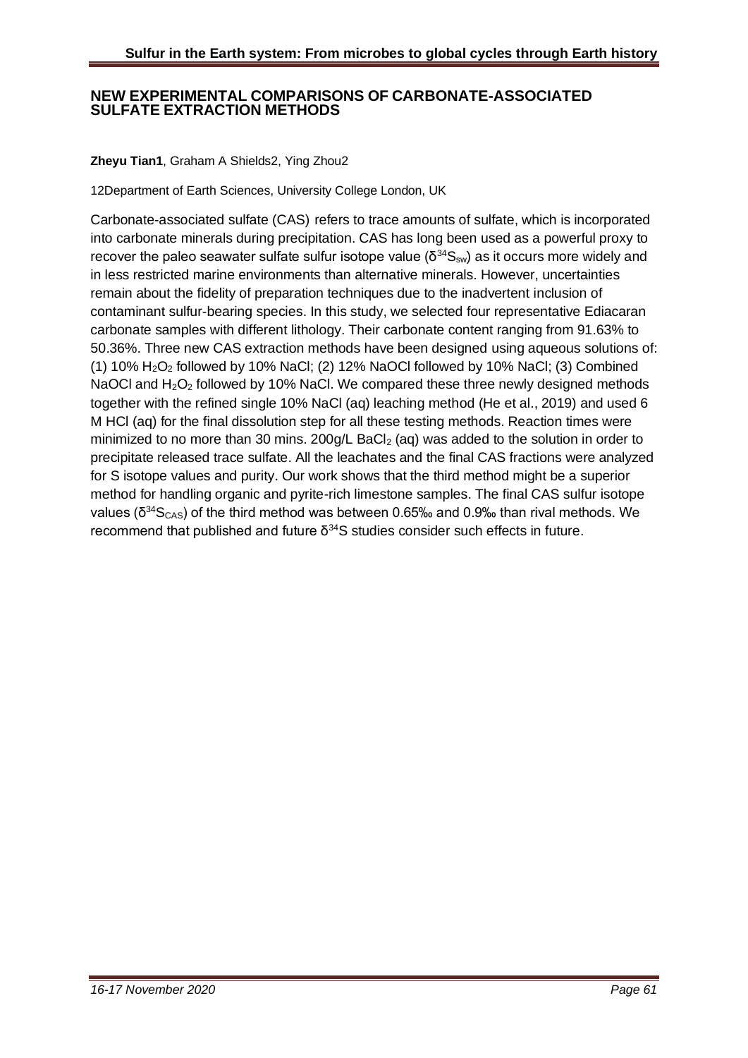## NEW EXPERIMENTAL COMPARISONS OF CARBONATE-ASSOCIATED SULFATE EXTRACTION METHODS

**Zheyu Tian1**, Graham A Shields2, Ying Zhou2

12Department of Earth Sciences, University College London, UK

Carbonate-associated sulfate (CAS) refers to trace amounts of sulfate, which is incorporated into carbonate minerals during precipitation. CAS has long been used as a powerful proxy to recover the paleo seawater sulfate sulfur isotope value ($\delta^{34}S_{sw}$) as it occurs more widely and in less restricted marine environments than alternative minerals. However, uncertainties remain about the fidelity of preparation techniques due to the inadvertent inclusion of contaminant sulfur-bearing species. In this study, we selected four representative Ediacaran carbonate samples with different lithology. Their carbonate content ranging from 91.63% to 50.36%. Three new CAS extraction methods have been designed using aqueous solutions of: (1) 10% $H_2O_2$ followed by 10% NaCl; (2) 12% NaOCl followed by 10% NaCl; (3) Combined NaOCl and $H_2O_2$ followed by 10% NaCl. We compared these three newly designed methods together with the refined single 10% NaCl (aq) leaching method (He et al., 2019) and used 6 M HCl (aq) for the final dissolution step for all these testing methods. Reaction times were minimized to no more than 30 mins. 200g/L $BaCl_2$ (aq) was added to the solution in order to precipitate released trace sulfate. All the leachates and the final CAS fractions were analyzed for S isotope values and purity. Our work shows that the third method might be a superior method for handling organic and pyrite-rich limestone samples. The final CAS sulfur isotope values ($\delta^{34}S_{CAS}$) of the third method was between 0.65‰ and 0.9‰ than rival methods. We recommend that published and future $\delta^{34}S$ studies consider such effects in future.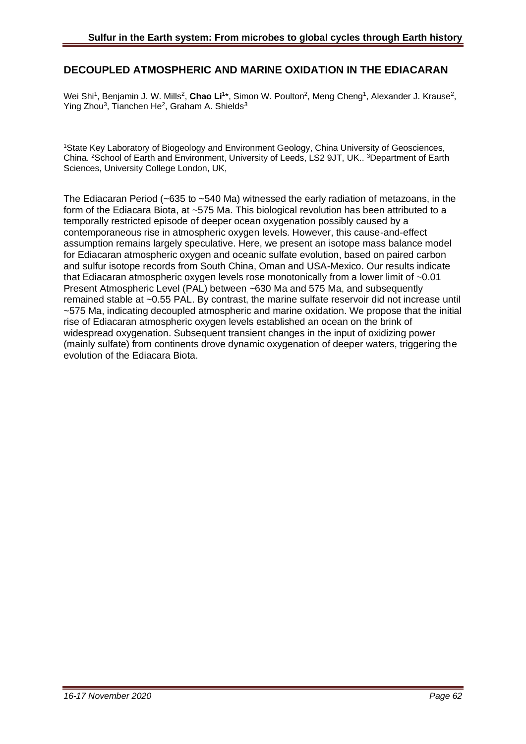## DECOUPLED ATMOSPHERIC AND MARINE OXIDATION IN THE EDIACARAN

Wei Shi[1], Benjamin J. W. Mills[2], **Chao Li[1]***, Simon W. Poulton[2], Meng Cheng[1], Alexander J. Krause[2], Ying Zhou[3], Tianchen He[2], Graham A. Shields[3]

[1]State Key Laboratory of Biogeology and Environment Geology, China University of Geosciences, China. [2]School of Earth and Environment, University of Leeds, LS2 9JT, UK.. [3]Department of Earth Sciences, University College London, UK,

The Ediacaran Period (~635 to ~540 Ma) witnessed the early radiation of metazoans, in the form of the Ediacara Biota, at ~575 Ma. This biological revolution has been attributed to a temporally restricted episode of deeper ocean oxygenation possibly caused by a contemporaneous rise in atmospheric oxygen levels. However, this cause-and-effect assumption remains largely speculative. Here, we present an isotope mass balance model for Ediacaran atmospheric oxygen and oceanic sulfate evolution, based on paired carbon and sulfur isotope records from South China, Oman and USA-Mexico. Our results indicate that Ediacaran atmospheric oxygen levels rose monotonically from a lower limit of ~0.01 Present Atmospheric Level (PAL) between ~630 Ma and 575 Ma, and subsequently remained stable at ~0.55 PAL. By contrast, the marine sulfate reservoir did not increase until ~575 Ma, indicating decoupled atmospheric and marine oxidation. We propose that the initial rise of Ediacaran atmospheric oxygen levels established an ocean on the brink of widespread oxygenation. Subsequent transient changes in the input of oxidizing power (mainly sulfate) from continents drove dynamic oxygenation of deeper waters, triggering the evolution of the Ediacara Biota.